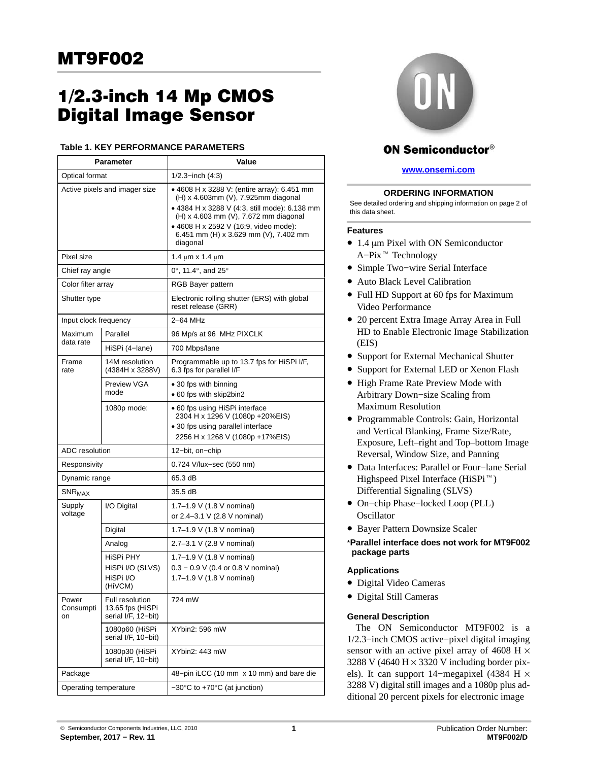# MT9F002

# 1/2.3-inch 14 Mp CMOS Digital Image Sensor

**Table 1. KEY PERFORMANCE PARAMETERS**

| Parameter | | Value |
|---|---|---|
| Optical format | | 1/2.3−inch (4:3) |
| Active pixels and imager size | | • 4608 H x 3288 V: (entire array): 6.451 mm (H) x 4.603mm (V), 7.925mm diagonal<br>• 4384 H x 3288 V (4:3, still mode): 6.138 mm (H) x 4.603 mm (V), 7.672 mm diagonal<br>• 4608 H x 2592 V (16:9, video mode): 6.451 mm (H) x 3.629 mm (V), 7.402 mm diagonal |
| Pixel size | | 1.4 μm x 1.4 μm |
| Chief ray angle | | 0°, 11.4°, and 25° |
| Color filter array | | RGB Bayer pattern |
| Shutter type | | Electronic rolling shutter (ERS) with global reset release (GRR) |
| Input clock frequency | | 2–64 MHz |
| Maximum data rate | Parallel | 96 Mp/s at 96 MHz PIXCLK |
| | HiSPi (4−lane) | 700 Mbps/lane |
| Frame rate | 14M resolution (4384H x 3288V) | Programmable up to 13.7 fps for HiSPi I/F, 6.3 fps for parallel I/F |
| | Preview VGA mode | • 30 fps with binning<br>• 60 fps with skip2bin2 |
| | 1080p mode: | • 60 fps using HiSPi interface 2304 H x 1296 V (1080p +20%EIS)<br>• 30 fps using parallel interface 2256 H x 1268 V (1080p +17%EIS) |
| ADC resolution | | 12−bit, on−chip |
| Responsivity | | 0.724 V/lux−sec (550 nm) |
| Dynamic range | | 65.3 dB |
| $SNR_{MAX}$ | | 35.5 dB |
| Supply voltage | I/O Digital | 1.7–1.9 V (1.8 V nominal)<br>or 2.4–3.1 V (2.8 V nominal) |
| | Digital | 1.7–1.9 V (1.8 V nominal) |
| | Analog | 2.7–3.1 V (2.8 V nominal) |
| | HiSPi PHY<br>HiSPi I/O (SLVS)<br>HiSPi I/O (HiVCM) | 1.7–1.9 V (1.8 V nominal)<br>0.3 − 0.9 V (0.4 or 0.8 V nominal)<br>1.7–1.9 V (1.8 V nominal) |
| Power Consumption | Full resolution 13.65 fps (HiSPi serial I/F, 12−bit) | 724 mW |
| | 1080p60 (HiSPi serial I/F, 10−bit) | XYbin2: 596 mW |
| | 1080p30 (HiSPi serial I/F, 10−bit) | XYbin2: 443 mW |
| Package | | 48−pin iLCC (10 mm x 10 mm) and bare die |
| Operating temperature | | −30°C to +70°C (at junction) |

ON Semiconductor®

**www.onsemi.com**

## ORDERING INFORMATION

See detailed ordering and shipping information on page 2 of this data sheet.

## Features

- 1.4 μm Pixel with ON Semiconductor A−Pix™ Technology
- Simple Two−wire Serial Interface
- Auto Black Level Calibration
- Full HD Support at 60 fps for Maximum Video Performance
- 20 percent Extra Image Array Area in Full HD to Enable Electronic Image Stabilization (EIS)
- Support for External Mechanical Shutter
- Support for External LED or Xenon Flash
- High Frame Rate Preview Mode with Arbitrary Down−size Scaling from Maximum Resolution
- Programmable Controls: Gain, Horizontal and Vertical Blanking, Frame Size/Rate, Exposure, Left–right and Top–bottom Image Reversal, Window Size, and Panning
- Data Interfaces: Parallel or Four−lane Serial Highspeed Pixel Interface (HiSPi™) Differential Signaling (SLVS)
- On−chip Phase−locked Loop (PLL) Oscillator
- Bayer Pattern Downsize Scaler

\***Parallel interface does not work for MT9F002 package parts**

## Applications

- Digital Video Cameras
- Digital Still Cameras

## General Description

The ON Semiconductor MT9F002 is a 1/2.3−inch CMOS active−pixel digital imaging sensor with an active pixel array of 4608 H × 3288 V (4640 H × 3320 V including border pixels). It can support 14−megapixel (4384 H × 3288 V) digital still images and a 1080p plus additional 20 percent pixels for electronic image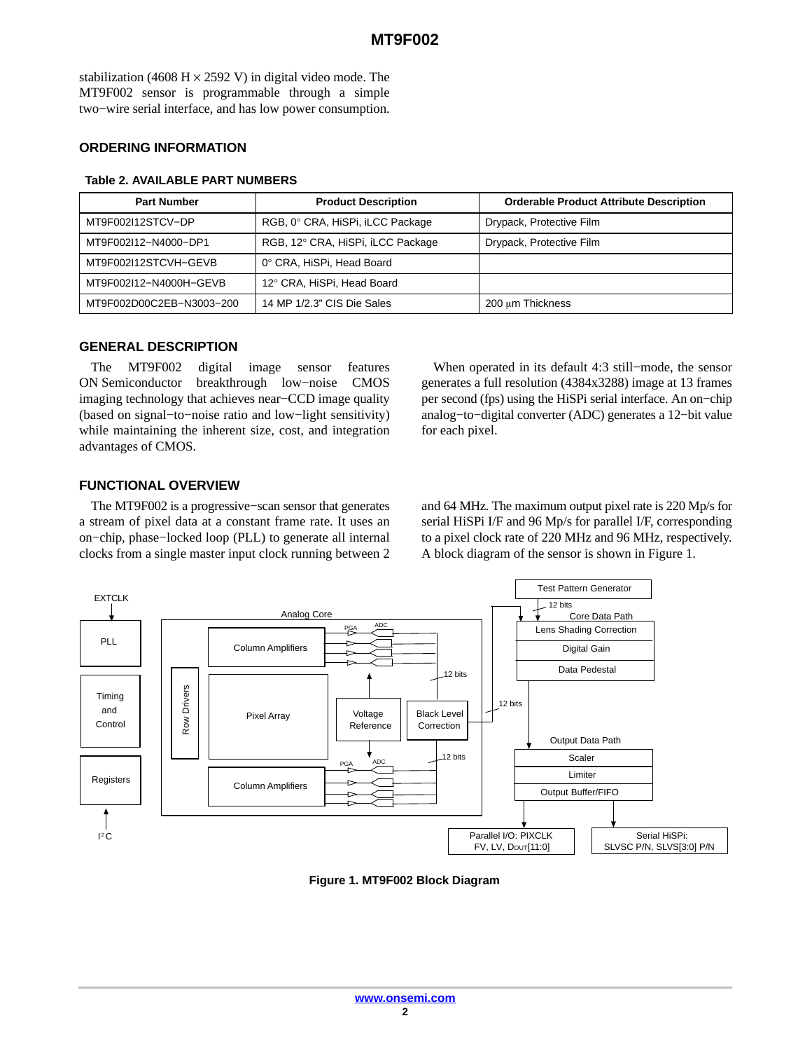stabilization (4608 H × 2592 V) in digital video mode. The MT9F002 sensor is programmable through a simple two−wire serial interface, and has low power consumption.

## ORDERING INFORMATION

**Table 2. AVAILABLE PART NUMBERS**

| Part Number | Product Description | Orderable Product Attribute Description |
|---|---|---|
| MT9F002I12STCV−DP | RGB, 0° CRA, HiSPi, iLCC Package | Drypack, Protective Film |
| MT9F002I12−N4000−DP1 | RGB, 12° CRA, HiSPi, iLCC Package | Drypack, Protective Film |
| MT9F002I12STCVH−GEVB | 0° CRA, HiSPi, Head Board | |
| MT9F002I12−N4000H−GEVB | 12° CRA, HiSPi, Head Board | |
| MT9F002D00C2EB−N3003−200 | 14 MP 1/2.3" CIS Die Sales | 200 μm Thickness |

## GENERAL DESCRIPTION

The MT9F002 digital image sensor features ON Semiconductor breakthrough low−noise CMOS imaging technology that achieves near−CCD image quality (based on signal−to−noise ratio and low−light sensitivity) while maintaining the inherent size, cost, and integration advantages of CMOS.

When operated in its default 4:3 still−mode, the sensor generates a full resolution (4384x3288) image at 13 frames per second (fps) using the HiSPi serial interface. An on−chip analog−to−digital converter (ADC) generates a 12−bit value for each pixel.

## FUNCTIONAL OVERVIEW

The MT9F002 is a progressive−scan sensor that generates a stream of pixel data at a constant frame rate. It uses an on−chip, phase−locked loop (PLL) to generate all internal clocks from a single master input clock running between 2 and 64 MHz. The maximum output pixel rate is 220 Mp/s for serial HiSPi I/F and 96 Mp/s for parallel I/F, corresponding to a pixel clock rate of 220 MHz and 96 MHz, respectively. A block diagram of the sensor is shown in Figure 1.

**Figure 1. MT9F002 Block Diagram**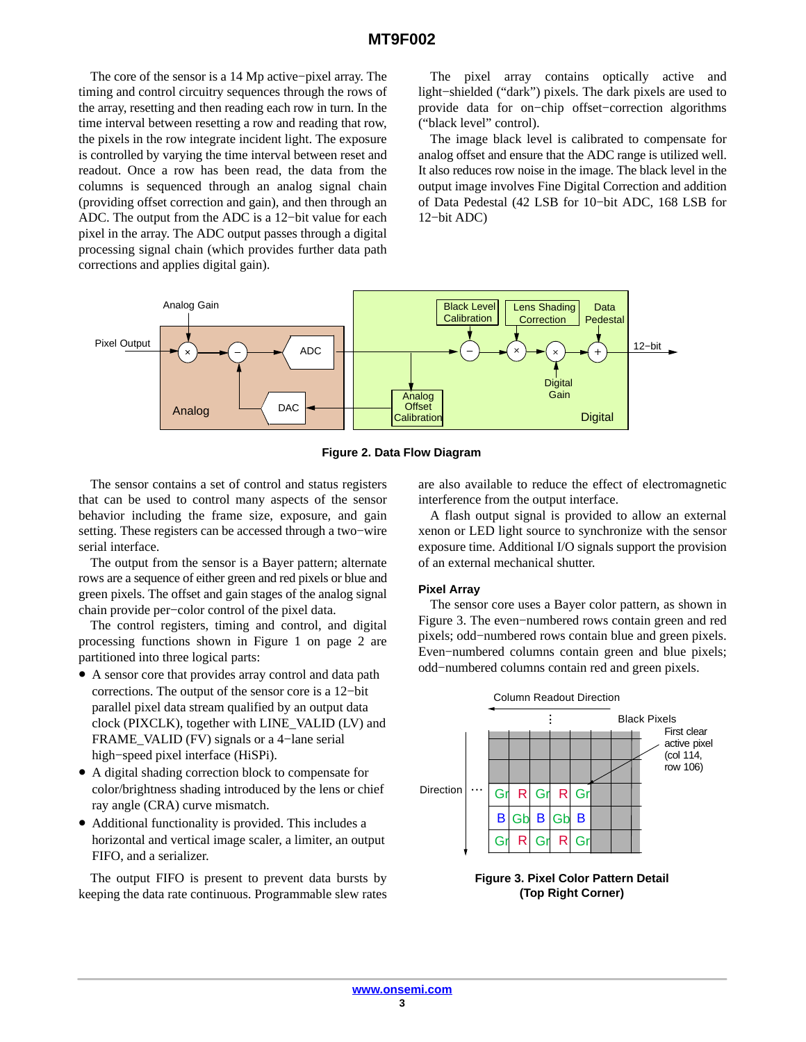The core of the sensor is a 14 Mp active−pixel array. The timing and control circuitry sequences through the rows of the array, resetting and then reading each row in turn. In the time interval between resetting a row and reading that row, the pixels in the row integrate incident light. The exposure is controlled by varying the time interval between reset and readout. Once a row has been read, the data from the columns is sequenced through an analog signal chain (providing offset correction and gain), and then through an ADC. The output from the ADC is a 12−bit value for each pixel in the array. The ADC output passes through a digital processing signal chain (which provides further data path corrections and applies digital gain).

The pixel array contains optically active and light−shielded ("dark") pixels. The dark pixels are used to provide data for on−chip offset−correction algorithms ("black level" control).

The image black level is calibrated to compensate for analog offset and ensure that the ADC range is utilized well. It also reduces row noise in the image. The black level in the output image involves Fine Digital Correction and addition of Data Pedestal (42 LSB for 10−bit ADC, 168 LSB for 12−bit ADC)

**Figure 2. Data Flow Diagram**

The sensor contains a set of control and status registers that can be used to control many aspects of the sensor behavior including the frame size, exposure, and gain setting. These registers can be accessed through a two−wire serial interface.

The output from the sensor is a Bayer pattern; alternate rows are a sequence of either green and red pixels or blue and green pixels. The offset and gain stages of the analog signal chain provide per−color control of the pixel data.

The control registers, timing and control, and digital processing functions shown in Figure 1 on page 2 are partitioned into three logical parts:

- A sensor core that provides array control and data path corrections. The output of the sensor core is a 12−bit parallel pixel data stream qualified by an output data clock (PIXCLK), together with LINE_VALID (LV) and FRAME_VALID (FV) signals or a 4−lane serial high−speed pixel interface (HiSPi).
- A digital shading correction block to compensate for color/brightness shading introduced by the lens or chief ray angle (CRA) curve mismatch.
- Additional functionality is provided. This includes a horizontal and vertical image scaler, a limiter, an output FIFO, and a serializer.

The output FIFO is present to prevent data bursts by keeping the data rate continuous. Programmable slew rates are also available to reduce the effect of electromagnetic interference from the output interface.

A flash output signal is provided to allow an external xenon or LED light source to synchronize with the sensor exposure time. Additional I/O signals support the provision of an external mechanical shutter.

### Pixel Array

The sensor core uses a Bayer color pattern, as shown in Figure 3. The even−numbered rows contain green and red pixels; odd−numbered rows contain blue and green pixels. Even−numbered columns contain green and blue pixels; odd−numbered columns contain red and green pixels.

**Figure 3. Pixel Color Pattern Detail (Top Right Corner)**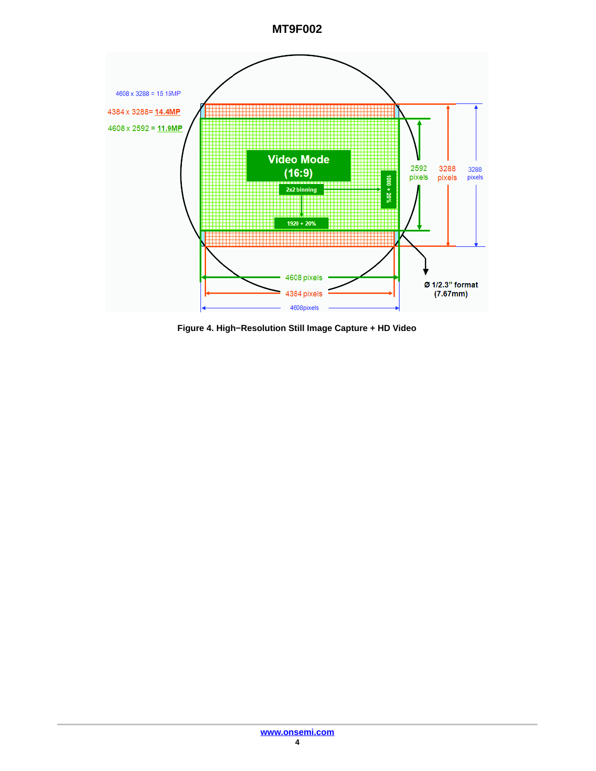4608 x 3288 = 15.15MP

4384 x 3288= 14.4MP

4608 x 2592 = 11.9MP

Video Mode (16:9)

2x2 binning

1920 + 20%

1080 + 20%

2592 pixels

3288 pixels

3288 pixels

4608 pixels

4384 pixels

4608pixels

Ø 1/2.3" format (7.67mm)

**Figure 4. High−Resolution Still Image Capture + HD Video**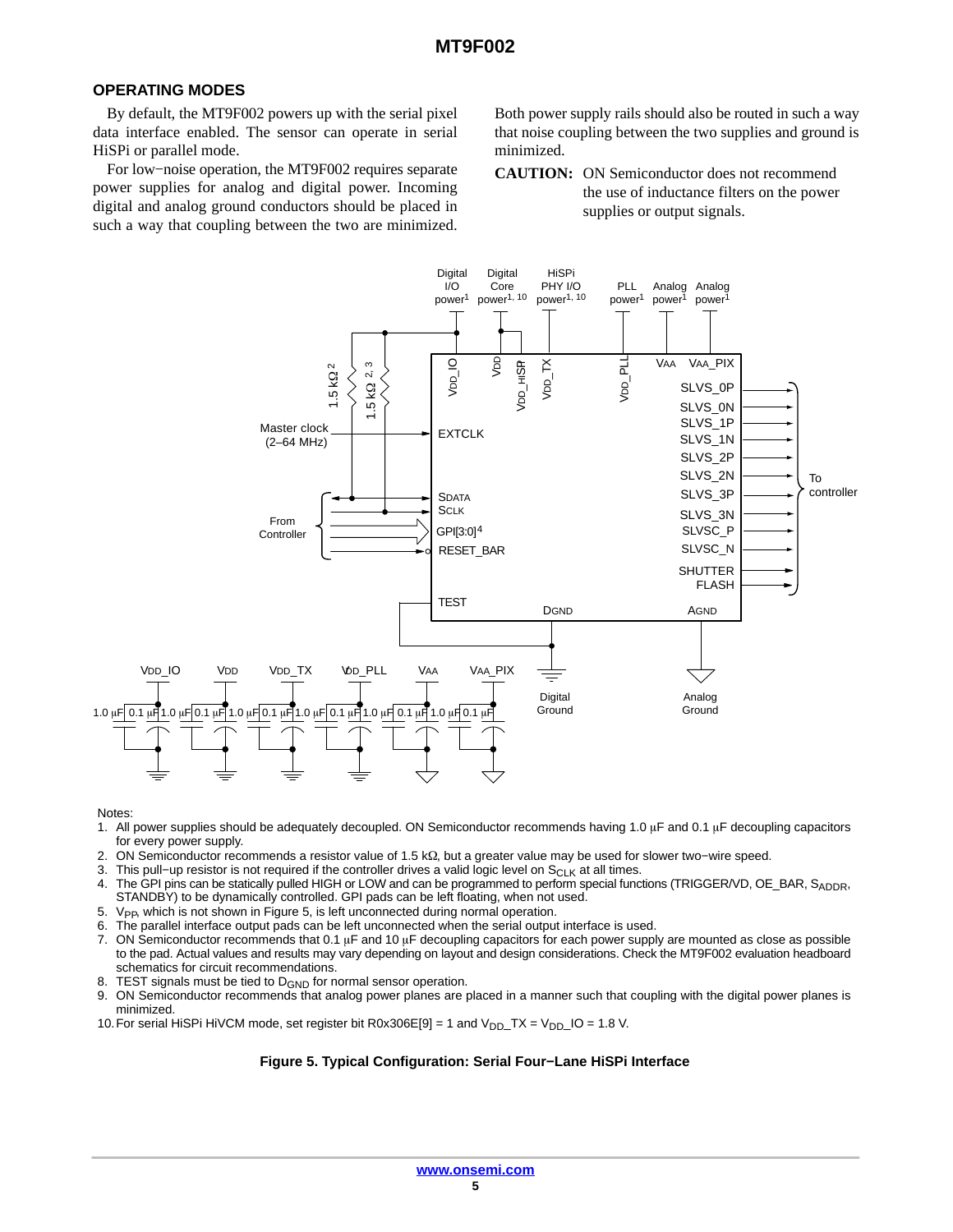## OPERATING MODES

By default, the MT9F002 powers up with the serial pixel data interface enabled. The sensor can operate in serial HiSPi or parallel mode.

For low−noise operation, the MT9F002 requires separate power supplies for analog and digital power. Incoming digital and analog ground conductors should be placed in such a way that coupling between the two are minimized. Both power supply rails should also be routed in such a way that noise coupling between the two supplies and ground is minimized.

**CAUTION:** ON Semiconductor does not recommend the use of inductance filters on the power supplies or output signals.

Notes:

1. All power supplies should be adequately decoupled. ON Semiconductor recommends having 1.0 μF and 0.1 μF decoupling capacitors for every power supply.
2. ON Semiconductor recommends a resistor value of 1.5 kΩ, but a greater value may be used for slower two−wire speed.
3. This pull−up resistor is not required if the controller drives a valid logic level on $S_{CLK}$ at all times.
4. The GPI pins can be statically pulled HIGH or LOW and can be programmed to perform special functions (TRIGGER/VD, OE_BAR, $S_{ADDR}$, STANDBY) to be dynamically controlled. GPI pads can be left floating, when not used.
5. $V_{PP}$, which is not shown in Figure 5, is left unconnected during normal operation.
6. The parallel interface output pads can be left unconnected when the serial output interface is used.
7. ON Semiconductor recommends that 0.1 μF and 10 μF decoupling capacitors for each power supply are mounted as close as possible to the pad. Actual values and results may vary depending on layout and design considerations. Check the MT9F002 evaluation headboard schematics for circuit recommendations.
8. TEST signals must be tied to $D_{GND}$ for normal sensor operation.
9. ON Semiconductor recommends that analog power planes are placed in a manner such that coupling with the digital power planes is minimized.
10. For serial HiSPi HiVCM mode, set register bit R0x306E[9] = 1 and $V_{DD}$_TX = $V_{DD}$_IO = 1.8 V.

**Figure 5. Typical Configuration: Serial Four−Lane HiSPi Interface**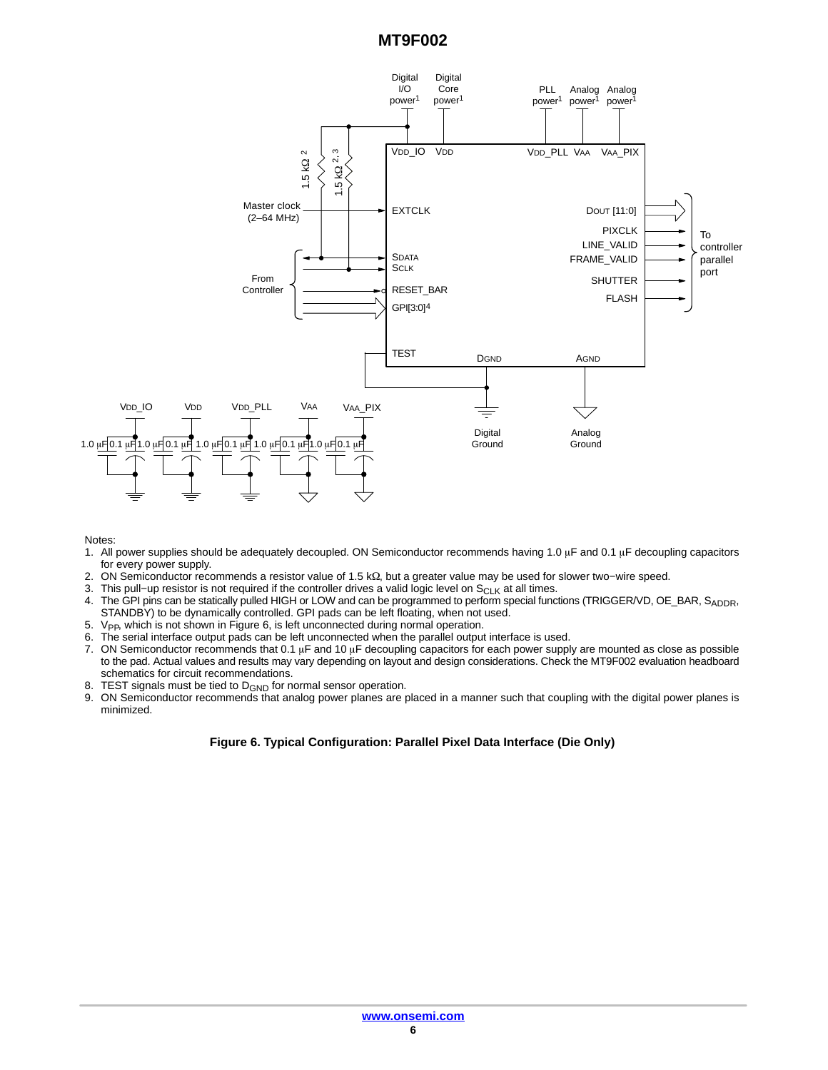Notes:

1. All power supplies should be adequately decoupled. ON Semiconductor recommends having 1.0 μF and 0.1 μF decoupling capacitors for every power supply.
2. ON Semiconductor recommends a resistor value of 1.5 kΩ, but a greater value may be used for slower two−wire speed.
3. This pull−up resistor is not required if the controller drives a valid logic level on $S_{CLK}$ at all times.
4. The GPI pins can be statically pulled HIGH or LOW and can be programmed to perform special functions (TRIGGER/VD, OE_BAR, $S_{ADDR}$, STANDBY) to be dynamically controlled. GPI pads can be left floating, when not used.
5. $V_{PP}$, which is not shown in Figure 6, is left unconnected during normal operation.
6. The serial interface output pads can be left unconnected when the parallel output interface is used.
7. ON Semiconductor recommends that 0.1 μF and 10 μF decoupling capacitors for each power supply are mounted as close as possible to the pad. Actual values and results may vary depending on layout and design considerations. Check the MT9F002 evaluation headboard schematics for circuit recommendations.
8. TEST signals must be tied to $D_{GND}$ for normal sensor operation.
9. ON Semiconductor recommends that analog power planes are placed in a manner such that coupling with the digital power planes is minimized.

**Figure 6. Typical Configuration: Parallel Pixel Data Interface (Die Only)**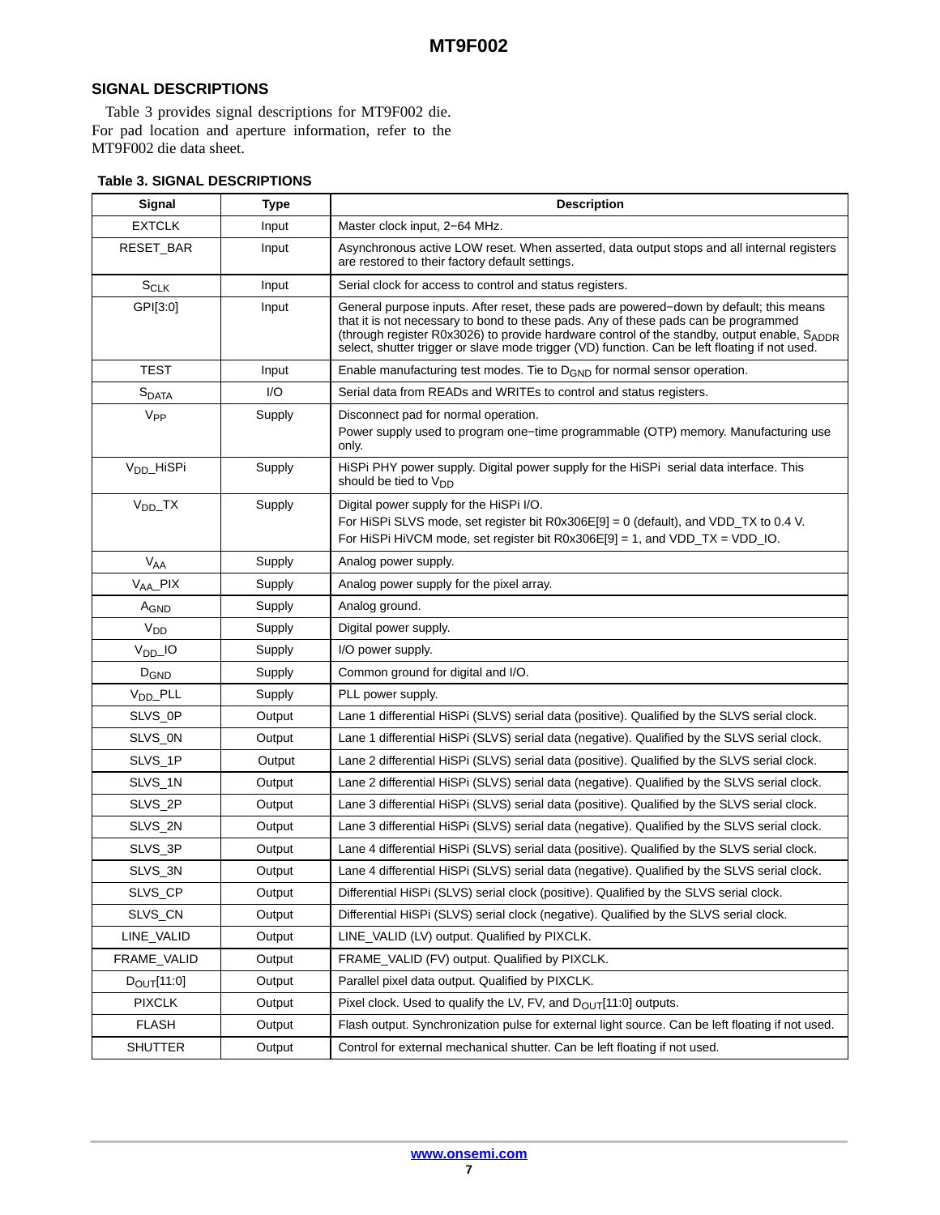## SIGNAL DESCRIPTIONS

Table 3 provides signal descriptions for MT9F002 die. For pad location and aperture information, refer to the MT9F002 die data sheet.

**Table 3. SIGNAL DESCRIPTIONS**

| Signal | Type | Description |
|---|---|---|
| EXTCLK | Input | Master clock input, 2−64 MHz. |
| RESET_BAR | Input | Asynchronous active LOW reset. When asserted, data output stops and all internal registers are restored to their factory default settings. |
| $S_{CLK}$ | Input | Serial clock for access to control and status registers. |
| GPI[3:0] | Input | General purpose inputs. After reset, these pads are powered−down by default; this means that it is not necessary to bond to these pads. Any of these pads can be programmed (through register R0x3026) to provide hardware control of the standby, output enable, $S_{ADDR}$ select, shutter trigger or slave mode trigger (VD) function. Can be left floating if not used. |
| TEST | Input | Enable manufacturing test modes. Tie to $D_{GND}$ for normal sensor operation. |
| $S_{DATA}$ | I/O | Serial data from READs and WRITEs to control and status registers. |
| $V_{PP}$ | Supply | Disconnect pad for normal operation.<br>Power supply used to program one−time programmable (OTP) memory. Manufacturing use only. |
| $V_{DD}$_HiSPi | Supply | HiSPi PHY power supply. Digital power supply for the HiSPi serial data interface. This should be tied to $V_{DD}$ |
| $V_{DD}$_TX | Supply | Digital power supply for the HiSPi I/O.<br>For HiSPi SLVS mode, set register bit R0x306E[9] = 0 (default), and VDD_TX to 0.4 V.<br>For HiSPi HiVCM mode, set register bit R0x306E[9] = 1, and VDD_TX = VDD_IO. |
| $V_{AA}$ | Supply | Analog power supply. |
| $V_{AA}$_PIX | Supply | Analog power supply for the pixel array. |
| $A_{GND}$ | Supply | Analog ground. |
| $V_{DD}$ | Supply | Digital power supply. |
| $V_{DD}$_IO | Supply | I/O power supply. |
| $D_{GND}$ | Supply | Common ground for digital and I/O. |
| $V_{DD}$_PLL | Supply | PLL power supply. |
| SLVS_0P | Output | Lane 1 differential HiSPi (SLVS) serial data (positive). Qualified by the SLVS serial clock. |
| SLVS_0N | Output | Lane 1 differential HiSPi (SLVS) serial data (negative). Qualified by the SLVS serial clock. |
| SLVS_1P | Output | Lane 2 differential HiSPi (SLVS) serial data (positive). Qualified by the SLVS serial clock. |
| SLVS_1N | Output | Lane 2 differential HiSPi (SLVS) serial data (negative). Qualified by the SLVS serial clock. |
| SLVS_2P | Output | Lane 3 differential HiSPi (SLVS) serial data (positive). Qualified by the SLVS serial clock. |
| SLVS_2N | Output | Lane 3 differential HiSPi (SLVS) serial data (negative). Qualified by the SLVS serial clock. |
| SLVS_3P | Output | Lane 4 differential HiSPi (SLVS) serial data (positive). Qualified by the SLVS serial clock. |
| SLVS_3N | Output | Lane 4 differential HiSPi (SLVS) serial data (negative). Qualified by the SLVS serial clock. |
| SLVS_CP | Output | Differential HiSPi (SLVS) serial clock (positive). Qualified by the SLVS serial clock. |
| SLVS_CN | Output | Differential HiSPi (SLVS) serial clock (negative). Qualified by the SLVS serial clock. |
| LINE_VALID | Output | LINE_VALID (LV) output. Qualified by PIXCLK. |
| FRAME_VALID | Output | FRAME_VALID (FV) output. Qualified by PIXCLK. |
| $D_{OUT}$[11:0] | Output | Parallel pixel data output. Qualified by PIXCLK. |
| PIXCLK | Output | Pixel clock. Used to qualify the LV, FV, and $D_{OUT}$[11:0] outputs. |
| FLASH | Output | Flash output. Synchronization pulse for external light source. Can be left floating if not used. |
| SHUTTER | Output | Control for external mechanical shutter. Can be left floating if not used. |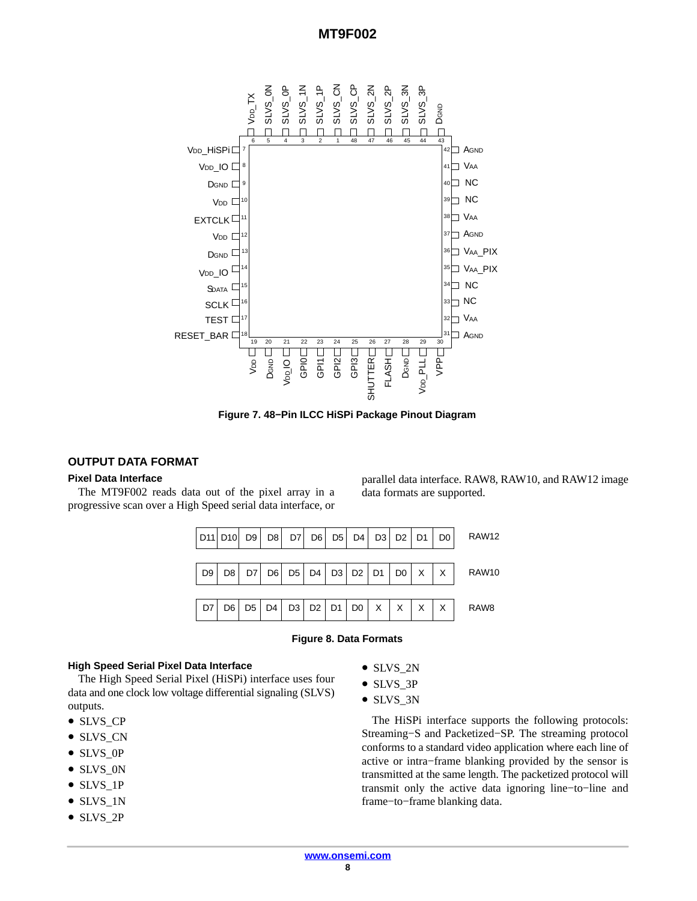Figure 7. 48−Pin ILCC HiSPi Package Pinout Diagram

## OUTPUT DATA FORMAT

### Pixel Data Interface

The MT9F002 reads data out of the pixel array in a progressive scan over a High Speed serial data interface, or parallel data interface. RAW8, RAW10, and RAW12 image data formats are supported.

| | | | | | | | | | | | | |
|---|---|---|---|---|---|---|---|---|---|---|---|---|
| D11 | D10 | D9 | D8 | D7 | D6 | D5 | D4 | D3 | D2 | D1 | D0 | RAW12 |
| D9 | D8 | D7 | D6 | D5 | D4 | D3 | D2 | D1 | D0 | X | X | RAW10 |
| D7 | D6 | D5 | D4 | D3 | D2 | D1 | D0 | X | X | X | X | RAW8 |

Figure 8. Data Formats

### High Speed Serial Pixel Data Interface

The High Speed Serial Pixel (HiSPi) interface uses four data and one clock low voltage differential signaling (SLVS) outputs.

- SLVS_CP
- SLVS_CN
- SLVS_0P
- SLVS_0N
- SLVS_1P
- SLVS_1N
- SLVS_2P
- SLVS_2N
- SLVS_3P
- SLVS_3N

The HiSPi interface supports the following protocols: Streaming−S and Packetized−SP. The streaming protocol conforms to a standard video application where each line of active or intra−frame blanking provided by the sensor is transmitted at the same length. The packetized protocol will transmit only the active data ignoring line−to−line and frame−to−frame blanking data.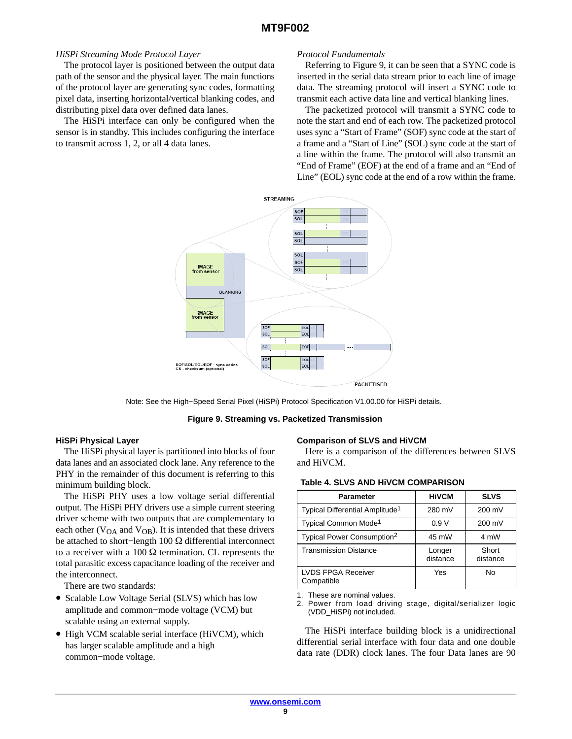*HiSPi Streaming Mode Protocol Layer*

The protocol layer is positioned between the output data path of the sensor and the physical layer. The main functions of the protocol layer are generating sync codes, formatting pixel data, inserting horizontal/vertical blanking codes, and distributing pixel data over defined data lanes.

The HiSPi interface can only be configured when the sensor is in standby. This includes configuring the interface to transmit across 1, 2, or all 4 data lanes.

*Protocol Fundamentals*

Referring to Figure 9, it can be seen that a SYNC code is inserted in the serial data stream prior to each line of image data. The streaming protocol will insert a SYNC code to transmit each active data line and vertical blanking lines.

The packetized protocol will transmit a SYNC code to note the start and end of each row. The packetized protocol uses sync a "Start of Frame" (SOF) sync code at the start of a frame and a "Start of Line" (SOL) sync code at the start of a line within the frame. The protocol will also transmit an "End of Frame" (EOF) at the end of a frame and an "End of Line" (EOL) sync code at the end of a row within the frame.

Note: See the High−Speed Serial Pixel (HiSPi) Protocol Specification V1.00.00 for HiSPi details.

**Figure 9. Streaming vs. Packetized Transmission**

### HiSPi Physical Layer

The HiSPi physical layer is partitioned into blocks of four data lanes and an associated clock lane. Any reference to the PHY in the remainder of this document is referring to this minimum building block.

The HiSPi PHY uses a low voltage serial differential output. The HiSPi PHY drivers use a simple current steering driver scheme with two outputs that are complementary to each other ($V_{OA}$ and $V_{OB}$). It is intended that these drivers be attached to short−length 100 Ω differential interconnect to a receiver with a 100 Ω termination. CL represents the total parasitic excess capacitance loading of the receiver and the interconnect.

There are two standards:

- Scalable Low Voltage Serial (SLVS) which has low amplitude and common−mode voltage (VCM) but scalable using an external supply.
- High VCM scalable serial interface (HiVCM), which has larger scalable amplitude and a high common−mode voltage.

### Comparison of SLVS and HiVCM

Here is a comparison of the differences between SLVS and HiVCM.

**Table 4. SLVS AND HiVCM COMPARISON**

| Parameter | HiVCM | SLVS |
|---|---|---|
| Typical Differential Amplitude[1] | 280 mV | 200 mV |
| Typical Common Mode[1] | 0.9 V | 200 mV |
| Typical Power Consumption[2] | 45 mW | 4 mW |
| Transmission Distance | Longer distance | Short distance |
| LVDS FPGA Receiver Compatible | Yes | No |

1. These are nominal values.
2. Power from load driving stage, digital/serializer logic (VDD_HiSPi) not included.

The HiSPi interface building block is a unidirectional differential serial interface with four data and one double data rate (DDR) clock lanes. The four Data lanes are 90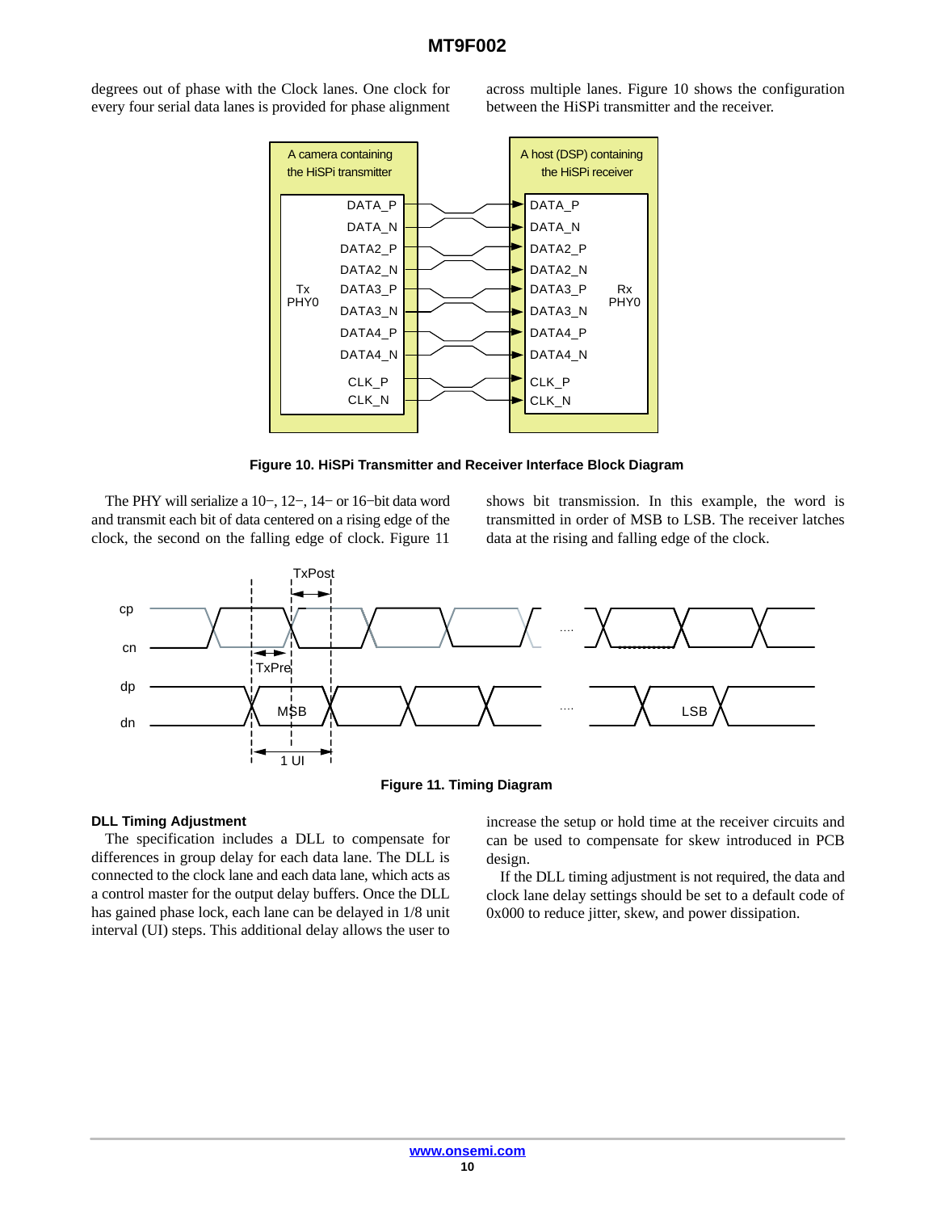degrees out of phase with the Clock lanes. One clock for every four serial data lanes is provided for phase alignment across multiple lanes. Figure 10 shows the configuration between the HiSPi transmitter and the receiver.

**Figure 10. HiSPi Transmitter and Receiver Interface Block Diagram**

The PHY will serialize a 10−, 12−, 14− or 16−bit data word and transmit each bit of data centered on a rising edge of the clock, the second on the falling edge of clock. Figure 11 shows bit transmission. In this example, the word is transmitted in order of MSB to LSB. The receiver latches data at the rising and falling edge of the clock.

**Figure 11. Timing Diagram**

### DLL Timing Adjustment

The specification includes a DLL to compensate for differences in group delay for each data lane. The DLL is connected to the clock lane and each data lane, which acts as a control master for the output delay buffers. Once the DLL has gained phase lock, each lane can be delayed in 1/8 unit interval (UI) steps. This additional delay allows the user to increase the setup or hold time at the receiver circuits and can be used to compensate for skew introduced in PCB design.

If the DLL timing adjustment is not required, the data and clock lane delay settings should be set to a default code of 0x000 to reduce jitter, skew, and power dissipation.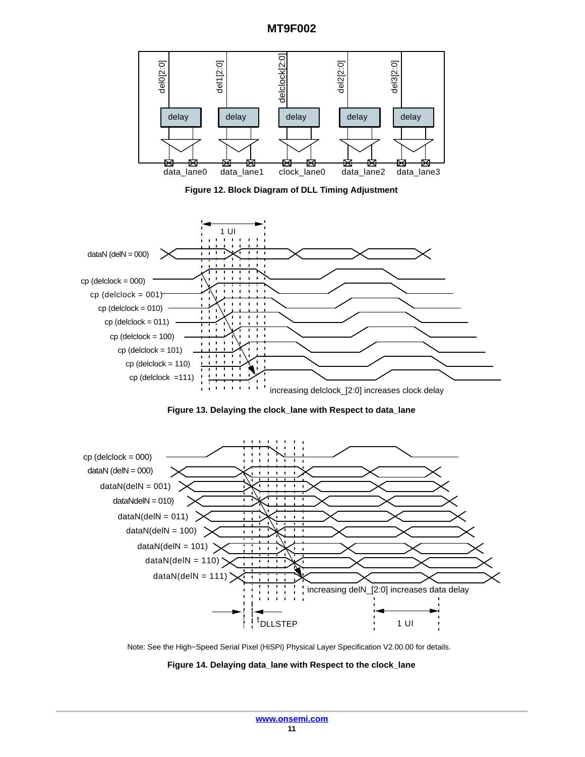Figure 12. Block Diagram of DLL Timing Adjustment

Figure 13. Delaying the clock_lane with Respect to data_lane

Figure 14. Delaying data_lane with Respect to the clock_lane

Note: See the High−Speed Serial Pixel (HiSPi) Physical Layer Specification V2.00.00 for details.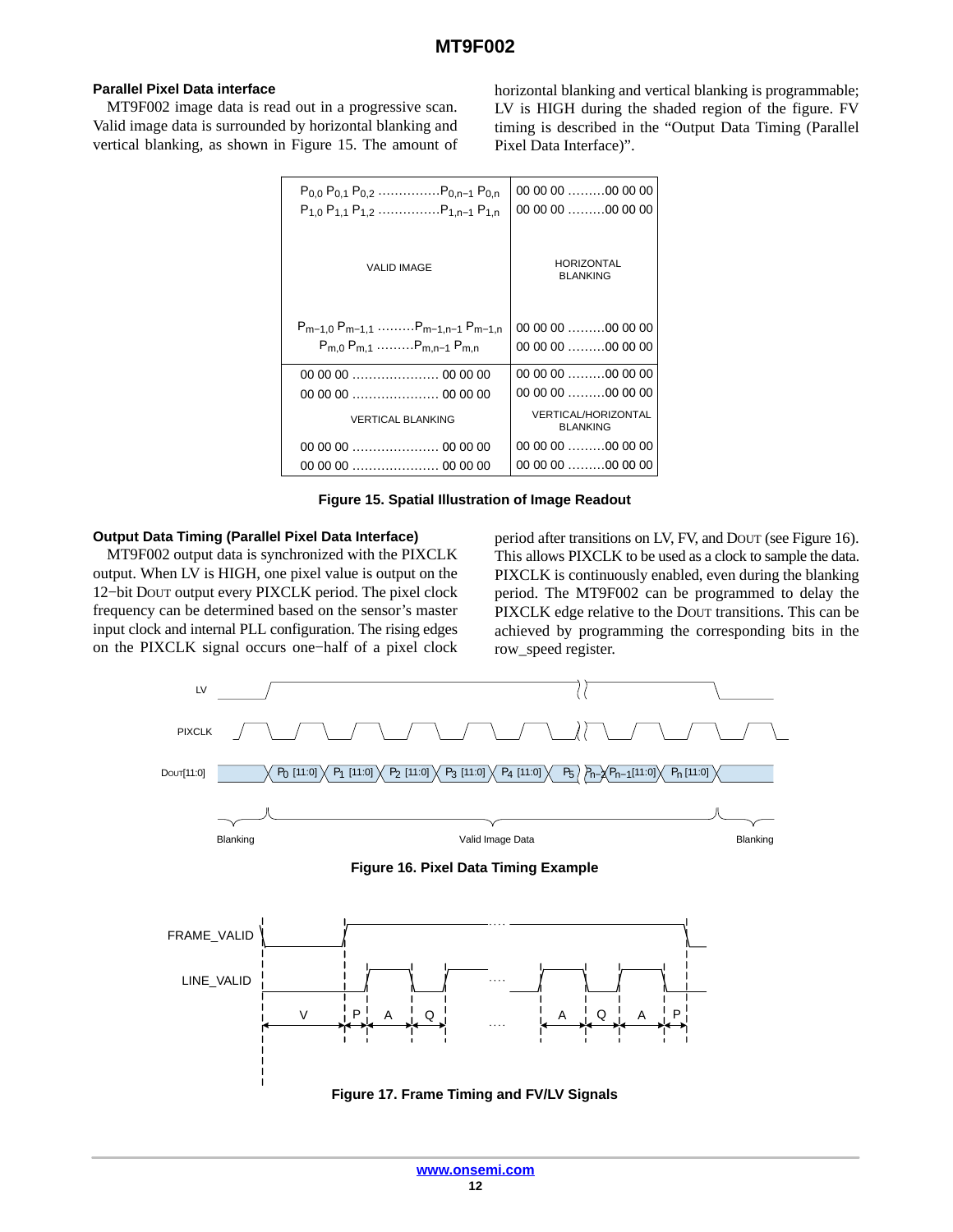#### Parallel Pixel Data interface

MT9F002 image data is read out in a progressive scan. Valid image data is surrounded by horizontal blanking and vertical blanking, as shown in Figure 15. The amount of horizontal blanking and vertical blanking is programmable; LV is HIGH during the shaded region of the figure. FV timing is described in the "Output Data Timing (Parallel Pixel Data Interface)".

| | |
|---|---|
| $P_{0,0}$ $P_{0,1}$ $P_{0,2}$ ...............$P_{0,n-1}$ $P_{0,n}$<br>$P_{1,0}$ $P_{1,1}$ $P_{1,2}$ ...............$P_{1,n-1}$ $P_{1,n}$<br><br>VALID IMAGE<br><br>$P_{m-1,0}$ $P_{m-1,1}$ .........$P_{m-1,n-1}$ $P_{m-1,n}$<br>$P_{m,0}$ $P_{m,1}$ .........$P_{m,n-1}$ $P_{m,n}$ | 00 00 00 .........00 00 00<br>00 00 00 .........00 00 00<br><br>HORIZONTAL BLANKING<br><br>00 00 00 .........00 00 00<br>00 00 00 .........00 00 00 |
| 00 00 00 ..................... 00 00 00<br>00 00 00 ..................... 00 00 00<br>VERTICAL BLANKING<br>00 00 00 ..................... 00 00 00<br>00 00 00 ..................... 00 00 00 | 00 00 00 .........00 00 00<br>00 00 00 .........00 00 00<br>VERTICAL/HORIZONTAL BLANKING<br>00 00 00 .........00 00 00<br>00 00 00 .........00 00 00 |

**Figure 15. Spatial Illustration of Image Readout**

#### Output Data Timing (Parallel Pixel Data Interface)

MT9F002 output data is synchronized with the PIXCLK output. When LV is HIGH, one pixel value is output on the 12−bit DOUT output every PIXCLK period. The pixel clock frequency can be determined based on the sensor's master input clock and internal PLL configuration. The rising edges on the PIXCLK signal occurs one−half of a pixel clock period after transitions on LV, FV, and DOUT (see Figure 16). This allows PIXCLK to be used as a clock to sample the data. PIXCLK is continuously enabled, even during the blanking period. The MT9F002 can be programmed to delay the PIXCLK edge relative to the DOUT transitions. This can be achieved by programming the corresponding bits in the row_speed register.

**Figure 16. Pixel Data Timing Example**

**Figure 17. Frame Timing and FV/LV Signals**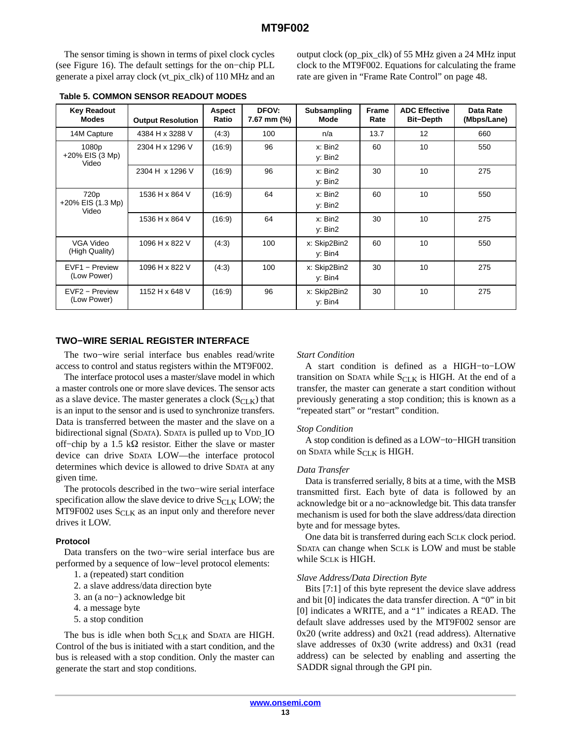The sensor timing is shown in terms of pixel clock cycles (see Figure 16). The default settings for the on−chip PLL generate a pixel array clock (vt_pix_clk) of 110 MHz and an output clock (op_pix_clk) of 55 MHz given a 24 MHz input clock to the MT9F002. Equations for calculating the frame rate are given in “Frame Rate Control” on page 48.

**Table 5. COMMON SENSOR READOUT MODES**

| Key Readout Modes | Output Resolution | Aspect Ratio | DFOV: 7.67 mm (%) | Subsampling Mode | Frame Rate | ADC Effective Bit−Depth | Data Rate (Mbps/Lane) |
|---|---|---|---|---|---|---|---|
| 14M Capture | 4384 H x 3288 V | (4:3) | 100 | n/a | 13.7 | 12 | 660 |
| 1080p +20% EIS (3 Mp) Video | 2304 H x 1296 V | (16:9) | 96 | x: Bin2 y: Bin2 | 60 | 10 | 550 |
| | 2304 H x 1296 V | (16:9) | 96 | x: Bin2 y: Bin2 | 30 | 10 | 275 |
| 720p +20% EIS (1.3 Mp) Video | 1536 H x 864 V | (16:9) | 64 | x: Bin2 y: Bin2 | 60 | 10 | 550 |
| | 1536 H x 864 V | (16:9) | 64 | x: Bin2 y: Bin2 | 30 | 10 | 275 |
| VGA Video (High Quality) | 1096 H x 822 V | (4:3) | 100 | x: Skip2Bin2 y: Bin4 | 60 | 10 | 550 |
| EVF1 − Preview (Low Power) | 1096 H x 822 V | (4:3) | 100 | x: Skip2Bin2 y: Bin4 | 30 | 10 | 275 |
| EVF2 − Preview (Low Power) | 1152 H x 648 V | (16:9) | 96 | x: Skip2Bin2 y: Bin4 | 30 | 10 | 275 |

## TWO−WIRE SERIAL REGISTER INTERFACE

The two−wire serial interface bus enables read/write access to control and status registers within the MT9F002.

The interface protocol uses a master/slave model in which a master controls one or more slave devices. The sensor acts as a slave device. The master generates a clock ($S_{CLK}$) that is an input to the sensor and is used to synchronize transfers. Data is transferred between the master and the slave on a bidirectional signal (SDATA). SDATA is pulled up to VDD_IO off−chip by a 1.5 kΩ resistor. Either the slave or master device can drive SDATA LOW—the interface protocol determines which device is allowed to drive SDATA at any given time.

The protocols described in the two−wire serial interface specification allow the slave device to drive $S_{CLK}$ LOW; the MT9F002 uses $S_{CLK}$ as an input only and therefore never drives it LOW.

### Protocol

Data transfers on the two−wire serial interface bus are performed by a sequence of low−level protocol elements:

1. a (repeated) start condition
2. a slave address/data direction byte
3. an (a no−) acknowledge bit
4. a message byte
5. a stop condition

The bus is idle when both $S_{CLK}$ and SDATA are HIGH. Control of the bus is initiated with a start condition, and the bus is released with a stop condition. Only the master can generate the start and stop conditions.

*Start Condition*

A start condition is defined as a HIGH−to−LOW transition on SDATA while $S_{CLK}$ is HIGH. At the end of a transfer, the master can generate a start condition without previously generating a stop condition; this is known as a “repeated start” or “restart” condition.

*Stop Condition*

A stop condition is defined as a LOW−to−HIGH transition on SDATA while $S_{CLK}$ is HIGH.

*Data Transfer*

Data is transferred serially, 8 bits at a time, with the MSB transmitted first. Each byte of data is followed by an acknowledge bit or a no−acknowledge bit. This data transfer mechanism is used for both the slave address/data direction byte and for message bytes.

One data bit is transferred during each SCLK clock period. SDATA can change when SCLK is LOW and must be stable while SCLK is HIGH.

*Slave Address/Data Direction Byte*

Bits [7:1] of this byte represent the device slave address and bit [0] indicates the data transfer direction. A “0” in bit [0] indicates a WRITE, and a “1” indicates a READ. The default slave addresses used by the MT9F002 sensor are 0x20 (write address) and 0x21 (read address). Alternative slave addresses of 0x30 (write address) and 0x31 (read address) can be selected by enabling and asserting the SADDR signal through the GPI pin.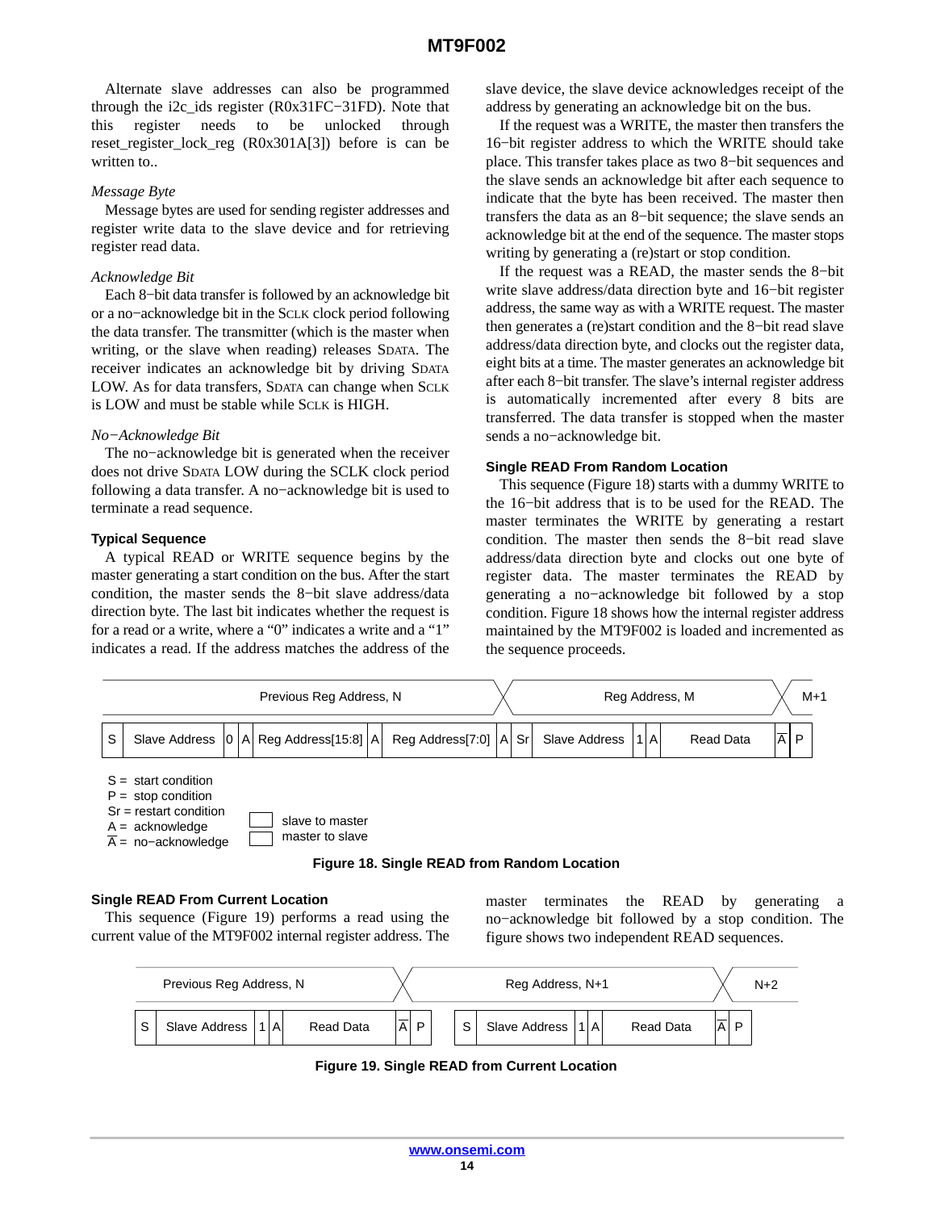Alternate slave addresses can also be programmed through the i2c_ids register (R0x31FC−31FD). Note that this register needs to be unlocked through reset_register_lock_reg (R0x301A[3]) before is can be written to..

*Message Byte*

Message bytes are used for sending register addresses and register write data to the slave device and for retrieving register read data.

*Acknowledge Bit*

Each 8−bit data transfer is followed by an acknowledge bit or a no−acknowledge bit in the SCLK clock period following the data transfer. The transmitter (which is the master when writing, or the slave when reading) releases SDATA. The receiver indicates an acknowledge bit by driving SDATA LOW. As for data transfers, SDATA can change when SCLK is LOW and must be stable while SCLK is HIGH.

*No−Acknowledge Bit*

The no−acknowledge bit is generated when the receiver does not drive SDATA LOW during the SCLK clock period following a data transfer. A no−acknowledge bit is used to terminate a read sequence.

### Typical Sequence

A typical READ or WRITE sequence begins by the master generating a start condition on the bus. After the start condition, the master sends the 8−bit slave address/data direction byte. The last bit indicates whether the request is for a read or a write, where a "0" indicates a write and a "1" indicates a read. If the address matches the address of the slave device, the slave device acknowledges receipt of the address by generating an acknowledge bit on the bus.

If the request was a WRITE, the master then transfers the 16−bit register address to which the WRITE should take place. This transfer takes place as two 8−bit sequences and the slave sends an acknowledge bit after each sequence to indicate that the byte has been received. The master then transfers the data as an 8−bit sequence; the slave sends an acknowledge bit at the end of the sequence. The master stops writing by generating a (re)start or stop condition.

If the request was a READ, the master sends the 8−bit write slave address/data direction byte and 16−bit register address, the same way as with a WRITE request. The master then generates a (re)start condition and the 8−bit read slave address/data direction byte, and clocks out the register data, eight bits at a time. The master generates an acknowledge bit after each 8−bit transfer. The slave's internal register address is automatically incremented after every 8 bits are transferred. The data transfer is stopped when the master sends a no−acknowledge bit.

### Single READ From Random Location

This sequence (Figure 18) starts with a dummy WRITE to the 16−bit address that is to be used for the READ. The master terminates the WRITE by generating a restart condition. The master then sends the 8−bit read slave address/data direction byte and clocks out one byte of register data. The master terminates the READ by generating a no−acknowledge bit followed by a stop condition. Figure 18 shows how the internal register address maintained by the MT9F002 is loaded and incremented as the sequence proceeds.

| Previous Reg Address, N | | | | | | | | | Reg Address, M | | | | | | M+1 |
|---|---|---|---|---|---|---|---|---|---|---|---|---|---|---|---|
| S | Slave Address | 0 | A | Reg Address[15:8] | A | Reg Address[7:0] | A | Sr | Slave Address | 1 | A | Read Data | $\overline{A}$ | P | |

S = start condition
P = stop condition
Sr = restart condition
A = acknowledge
$\overline{A}$ = no−acknowledge

slave to master
master to slave

**Figure 18. Single READ from Random Location**

### Single READ From Current Location

This sequence (Figure 19) performs a read using the current value of the MT9F002 internal register address. The master terminates the READ by generating a no−acknowledge bit followed by a stop condition. The figure shows two independent READ sequences.

| Previous Reg Address, N | | | | | | | Reg Address, N+1 | | | | | | N+2 |
|---|---|---|---|---|---|---|---|---|---|---|---|---|---|
| S | Slave Address | 1 | A | Read Data | $\overline{A}$ | P | S | Slave Address | 1 | A | Read Data | $\overline{A}$ | P |

**Figure 19. Single READ from Current Location**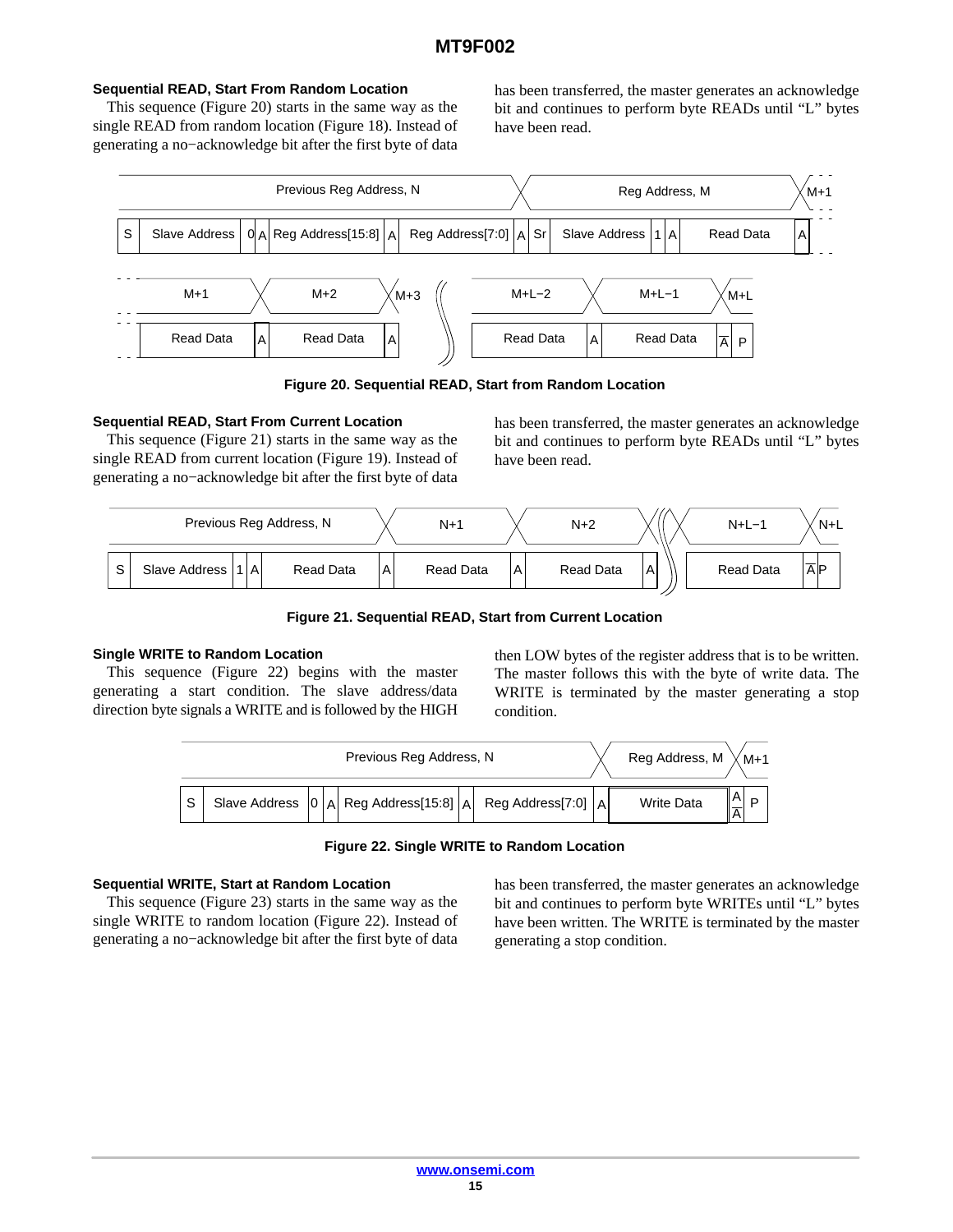### Sequential READ, Start From Random Location

This sequence (Figure 20) starts in the same way as the single READ from random location (Figure 18). Instead of generating a no−acknowledge bit after the first byte of data has been transferred, the master generates an acknowledge bit and continues to perform byte READs until "L" bytes have been read.

Figure 20. Sequential READ, Start from Random Location

### Sequential READ, Start From Current Location

This sequence (Figure 21) starts in the same way as the single READ from current location (Figure 19). Instead of generating a no−acknowledge bit after the first byte of data has been transferred, the master generates an acknowledge bit and continues to perform byte READs until "L" bytes have been read.

Figure 21. Sequential READ, Start from Current Location

### Single WRITE to Random Location

This sequence (Figure 22) begins with the master generating a start condition. The slave address/data direction byte signals a WRITE and is followed by the HIGH then LOW bytes of the register address that is to be written. The master follows this with the byte of write data. The WRITE is terminated by the master generating a stop condition.

Figure 22. Single WRITE to Random Location

### Sequential WRITE, Start at Random Location

This sequence (Figure 23) starts in the same way as the single WRITE to random location (Figure 22). Instead of generating a no−acknowledge bit after the first byte of data has been transferred, the master generates an acknowledge bit and continues to perform byte WRITEs until "L" bytes have been written. The WRITE is terminated by the master generating a stop condition.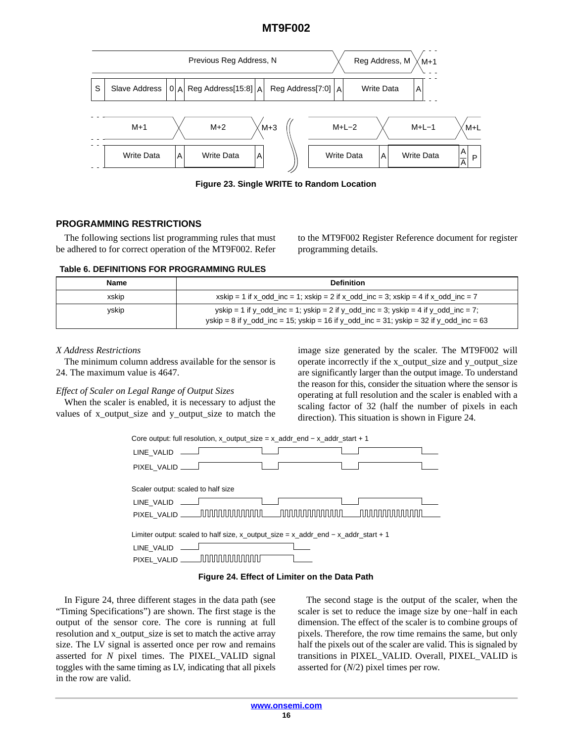Figure 23. Single WRITE to Random Location

## PROGRAMMING RESTRICTIONS

The following sections list programming rules that must be adhered to for correct operation of the MT9F002. Refer to the MT9F002 Register Reference document for register programming details.

**Table 6. DEFINITIONS FOR PROGRAMMING RULES**

| Name | Definition |
|---|---|
| xskip | xskip = 1 if x_odd_inc = 1; xskip = 2 if x_odd_inc = 3; xskip = 4 if x_odd_inc = 7 |
| yskip | yskip = 1 if y_odd_inc = 1; yskip = 2 if y_odd_inc = 3; yskip = 4 if y_odd_inc = 7; yskip = 8 if y_odd_inc = 15; yskip = 16 if y_odd_inc = 31; yskip = 32 if y_odd_inc = 63 |

*X Address Restrictions*

The minimum column address available for the sensor is 24. The maximum value is 4647.

*Effect of Scaler on Legal Range of Output Sizes*

When the scaler is enabled, it is necessary to adjust the values of x_output_size and y_output_size to match the image size generated by the scaler. The MT9F002 will operate incorrectly if the x_output_size and y_output_size are significantly larger than the output image. To understand the reason for this, consider the situation where the sensor is operating at full resolution and the scaler is enabled with a scaling factor of 32 (half the number of pixels in each direction). This situation is shown in Figure 24.

Figure 24. Effect of Limiter on the Data Path

In Figure 24, three different stages in the data path (see "Timing Specifications") are shown. The first stage is the output of the sensor core. The core is running at full resolution and x_output_size is set to match the active array size. The LV signal is asserted once per row and remains asserted for *N* pixel times. The PIXEL_VALID signal toggles with the same timing as LV, indicating that all pixels in the row are valid.

The second stage is the output of the scaler, when the scaler is set to reduce the image size by one−half in each dimension. The effect of the scaler is to combine groups of pixels. Therefore, the row time remains the same, but only half the pixels out of the scaler are valid. This is signaled by transitions in PIXEL_VALID. Overall, PIXEL_VALID is asserted for (*N*/2) pixel times per row.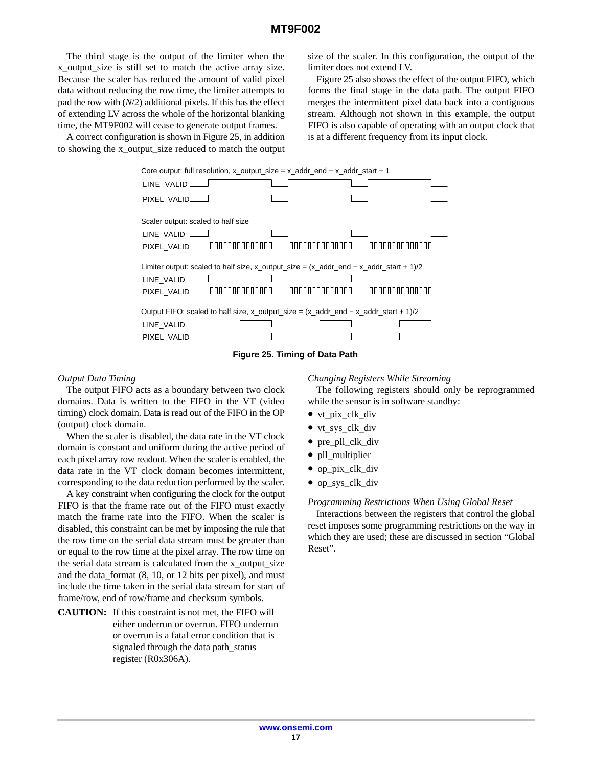The third stage is the output of the limiter when the x_output_size is still set to match the active array size. Because the scaler has reduced the amount of valid pixel data without reducing the row time, the limiter attempts to pad the row with (*N*/2) additional pixels. If this has the effect of extending LV across the whole of the horizontal blanking time, the MT9F002 will cease to generate output frames.

A correct configuration is shown in Figure 25, in addition to showing the x_output_size reduced to match the output size of the scaler. In this configuration, the output of the limiter does not extend LV.

Figure 25 also shows the effect of the output FIFO, which forms the final stage in the data path. The output FIFO merges the intermittent pixel data back into a contiguous stream. Although not shown in this example, the output FIFO is also capable of operating with an output clock that is at a different frequency from its input clock.

Core output: full resolution, x_output_size = x_addr_end − x_addr_start + 1

LINE_VALID

PIXEL_VALID

Scaler output: scaled to half size

LINE_VALID

PIXEL_VALID

Limiter output: scaled to half size, x_output_size = (x_addr_end − x_addr_start + 1)/2

LINE_VALID

PIXEL_VALID

Output FIFO: scaled to half size, x_output_size = (x_addr_end − x_addr_start + 1)/2

LINE_VALID

PIXEL_VALID

**Figure 25. Timing of Data Path**

*Output Data Timing*

The output FIFO acts as a boundary between two clock domains. Data is written to the FIFO in the VT (video timing) clock domain. Data is read out of the FIFO in the OP (output) clock domain.

When the scaler is disabled, the data rate in the VT clock domain is constant and uniform during the active period of each pixel array row readout. When the scaler is enabled, the data rate in the VT clock domain becomes intermittent, corresponding to the data reduction performed by the scaler.

A key constraint when configuring the clock for the output FIFO is that the frame rate out of the FIFO must exactly match the frame rate into the FIFO. When the scaler is disabled, this constraint can be met by imposing the rule that the row time on the serial data stream must be greater than or equal to the row time at the pixel array. The row time on the serial data stream is calculated from the x_output_size and the data_format (8, 10, or 12 bits per pixel), and must include the time taken in the serial data stream for start of frame/row, end of row/frame and checksum symbols.

**CAUTION:** If this constraint is not met, the FIFO will either underrun or overrun. FIFO underrun or overrun is a fatal error condition that is signaled through the data path_status register (R0x306A).

*Changing Registers While Streaming*

The following registers should only be reprogrammed while the sensor is in software standby:

- vt_pix_clk_div
- vt_sys_clk_div
- pre_pll_clk_div
- pll_multiplier
- op_pix_clk_div
- op_sys_clk_div

*Programming Restrictions When Using Global Reset*

Interactions between the registers that control the global reset imposes some programming restrictions on the way in which they are used; these are discussed in section "Global Reset".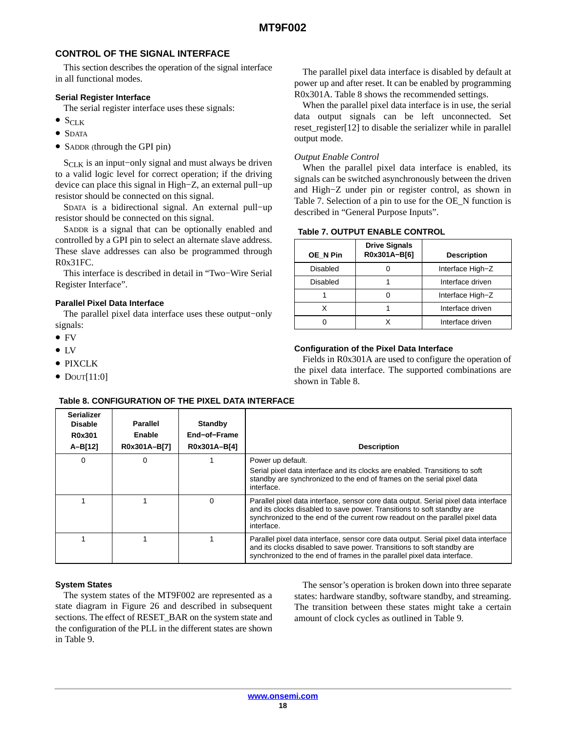## CONTROL OF THE SIGNAL INTERFACE

This section describes the operation of the signal interface in all functional modes.

### Serial Register Interface

The serial register interface uses these signals:

- SCLK
- SDATA
- SADDR (through the GPI pin)

SCLK is an input−only signal and must always be driven to a valid logic level for correct operation; if the driving device can place this signal in High−Z, an external pull−up resistor should be connected on this signal.

SDATA is a bidirectional signal. An external pull−up resistor should be connected on this signal.

SADDR is a signal that can be optionally enabled and controlled by a GPI pin to select an alternate slave address. These slave addresses can also be programmed through R0x31FC.

This interface is described in detail in “Two−Wire Serial Register Interface”.

### Parallel Pixel Data Interface

The parallel pixel data interface uses these output−only signals:

- FV
- LV
- PIXCLK
- DOUT[11:0]

The parallel pixel data interface is disabled by default at power up and after reset. It can be enabled by programming R0x301A. Table 8 shows the recommended settings.

When the parallel pixel data interface is in use, the serial data output signals can be left unconnected. Set reset_register[12] to disable the serializer while in parallel output mode.

*Output Enable Control*

When the parallel pixel data interface is enabled, its signals can be switched asynchronously between the driven and High−Z under pin or register control, as shown in Table 7. Selection of a pin to use for the OE_N function is described in “General Purpose Inputs”.

**Table 7. OUTPUT ENABLE CONTROL**

| OE_N Pin | Drive Signals R0x301A−B[6] | Description |
|---|---|---|
| Disabled | 0 | Interface High−Z |
| Disabled | 1 | Interface driven |
| 1 | 0 | Interface High−Z |
| X | 1 | Interface driven |
| 0 | X | Interface driven |

### Configuration of the Pixel Data Interface

Fields in R0x301A are used to configure the operation of the pixel data interface. The supported combinations are shown in Table 8.

**Table 8. CONFIGURATION OF THE PIXEL DATA INTERFACE**

| Serializer Disable R0x301A−B[12] | Parallel Enable R0x301A−B[7] | Standby End−of−Frame R0x301A−B[4] | Description |
|---|---|---|---|
| 0 | 0 | 1 | Power up default.<br>Serial pixel data interface and its clocks are enabled. Transitions to soft standby are synchronized to the end of frames on the serial pixel data interface. |
| 1 | 1 | 0 | Parallel pixel data interface, sensor core data output. Serial pixel data interface and its clocks disabled to save power. Transitions to soft standby are synchronized to the end of the current row readout on the parallel pixel data interface. |
| 1 | 1 | 1 | Parallel pixel data interface, sensor core data output. Serial pixel data interface and its clocks disabled to save power. Transitions to soft standby are synchronized to the end of frames in the parallel pixel data interface. |

### System States

The system states of the MT9F002 are represented as a state diagram in Figure 26 and described in subsequent sections. The effect of RESET_BAR on the system state and the configuration of the PLL in the different states are shown in Table 9.

The sensor’s operation is broken down into three separate states: hardware standby, software standby, and streaming. The transition between these states might take a certain amount of clock cycles as outlined in Table 9.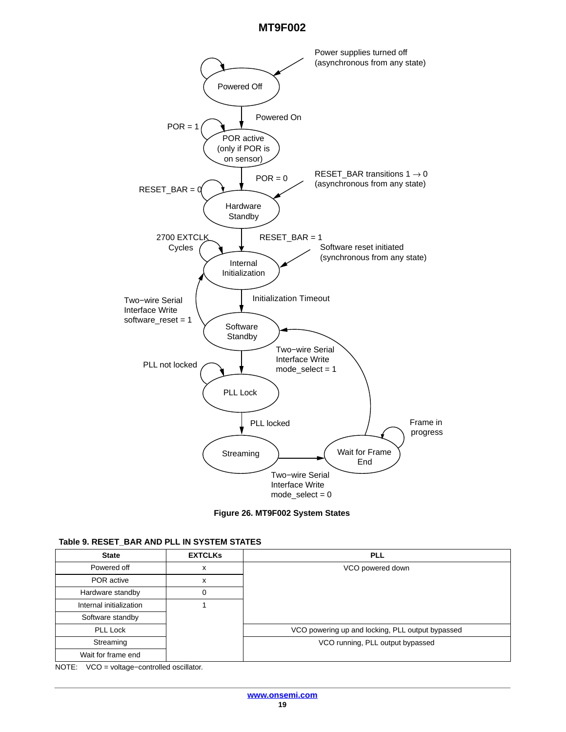**Figure 26. MT9F002 System States**

**Table 9. RESET_BAR AND PLL IN SYSTEM STATES**

| State | EXTCLKs | PLL |
|---|---|---|
| Powered off | x | VCO powered down |
| POR active | x | |
| Hardware standby | 0 | |
| Internal initialization | 1 | |
| Software standby | | |
| PLL Lock | | VCO powering up and locking, PLL output bypassed |
| Streaming | | VCO running, PLL output bypassed |
| Wait for frame end | | |

NOTE: VCO = voltage−controlled oscillator.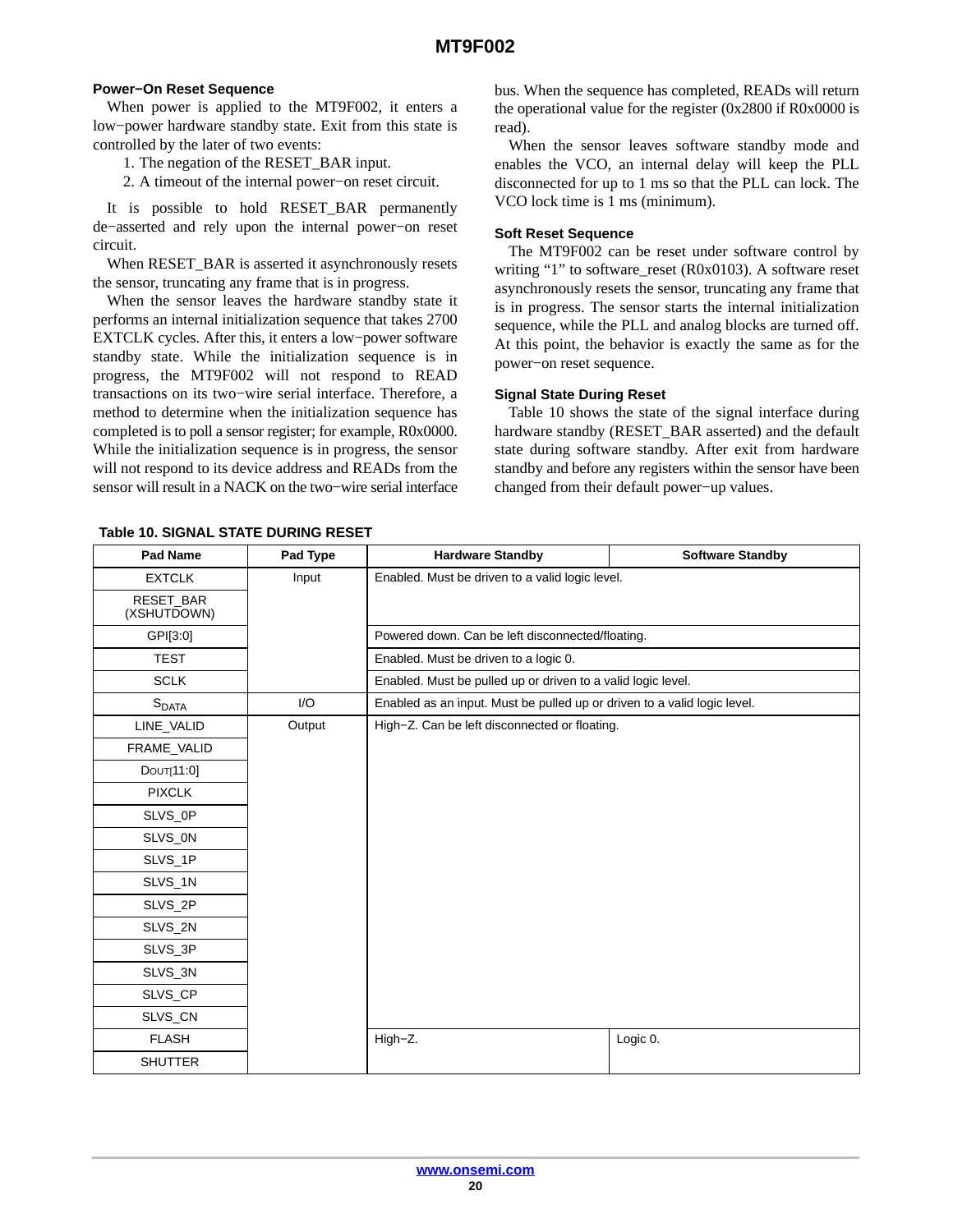### Power−On Reset Sequence

When power is applied to the MT9F002, it enters a low−power hardware standby state. Exit from this state is controlled by the later of two events:

1. The negation of the RESET_BAR input.
2. A timeout of the internal power−on reset circuit.

It is possible to hold RESET_BAR permanently de−asserted and rely upon the internal power−on reset circuit.

When RESET_BAR is asserted it asynchronously resets the sensor, truncating any frame that is in progress.

When the sensor leaves the hardware standby state it performs an internal initialization sequence that takes 2700 EXTCLK cycles. After this, it enters a low−power software standby state. While the initialization sequence is in progress, the MT9F002 will not respond to READ transactions on its two−wire serial interface. Therefore, a method to determine when the initialization sequence has completed is to poll a sensor register; for example, R0x0000. While the initialization sequence is in progress, the sensor will not respond to its device address and READs from the sensor will result in a NACK on the two−wire serial interface bus. When the sequence has completed, READs will return the operational value for the register (0x2800 if R0x0000 is read).

When the sensor leaves software standby mode and enables the VCO, an internal delay will keep the PLL disconnected for up to 1 ms so that the PLL can lock. The VCO lock time is 1 ms (minimum).

### Soft Reset Sequence

The MT9F002 can be reset under software control by writing “1” to software_reset (R0x0103). A software reset asynchronously resets the sensor, truncating any frame that is in progress. The sensor starts the internal initialization sequence, while the PLL and analog blocks are turned off. At this point, the behavior is exactly the same as for the power−on reset sequence.

### Signal State During Reset

Table 10 shows the state of the signal interface during hardware standby (RESET_BAR asserted) and the default state during software standby. After exit from hardware standby and before any registers within the sensor have been changed from their default power−up values.

**Table 10. SIGNAL STATE DURING RESET**

| Pad Name | Pad Type | Hardware Standby | Software Standby |
|---|---|---|---|
| EXTCLK | Input | Enabled. Must be driven to a valid logic level. | |
| RESET_BAR (XSHUTDOWN) | | | |
| GPI[3:0] | | Powered down. Can be left disconnected/floating. | |
| TEST | | Enabled. Must be driven to a logic 0. | |
| SCLK | | Enabled. Must be pulled up or driven to a valid logic level. | |
| $S_{DATA}$ | I/O | Enabled as an input. Must be pulled up or driven to a valid logic level. | |
| LINE_VALID | Output | High−Z. Can be left disconnected or floating. | |
| FRAME_VALID | | | |
| $D_{OUT}$[11:0] | | | |
| PIXCLK | | | |
| SLVS_0P | | | |
| SLVS_0N | | | |
| SLVS_1P | | | |
| SLVS_1N | | | |
| SLVS_2P | | | |
| SLVS_2N | | | |
| SLVS_3P | | | |
| SLVS_3N | | | |
| SLVS_CP | | | |
| SLVS_CN | | | |
| FLASH | | High−Z. | Logic 0. |
| SHUTTER | | | |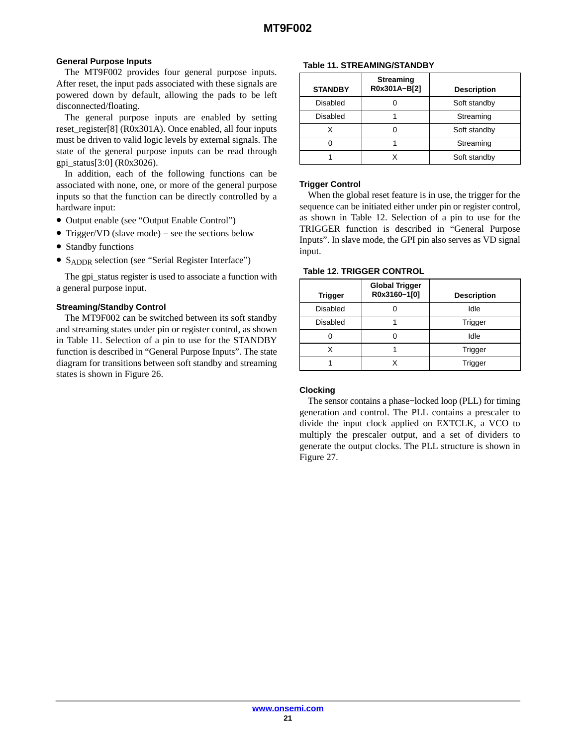### General Purpose Inputs

The MT9F002 provides four general purpose inputs. After reset, the input pads associated with these signals are powered down by default, allowing the pads to be left disconnected/floating.

The general purpose inputs are enabled by setting reset_register[8] (R0x301A). Once enabled, all four inputs must be driven to valid logic levels by external signals. The state of the general purpose inputs can be read through gpi_status[3:0] (R0x3026).

In addition, each of the following functions can be associated with none, one, or more of the general purpose inputs so that the function can be directly controlled by a hardware input:

- Output enable (see "Output Enable Control")
- Trigger/VD (slave mode) − see the sections below
- Standby functions
- $S_{ADDR}$ selection (see "Serial Register Interface")

The gpi_status register is used to associate a function with a general purpose input.

### Streaming/Standby Control

The MT9F002 can be switched between its soft standby and streaming states under pin or register control, as shown in Table 11. Selection of a pin to use for the STANDBY function is described in "General Purpose Inputs". The state diagram for transitions between soft standby and streaming states is shown in Figure 26.

**Table 11. STREAMING/STANDBY**

| STANDBY | Streaming R0x301A−B[2] | Description |
|---|---|---|
| Disabled | 0 | Soft standby |
| Disabled | 1 | Streaming |
| X | 0 | Soft standby |
| 0 | 1 | Streaming |
| 1 | X | Soft standby |

### Trigger Control

When the global reset feature is in use, the trigger for the sequence can be initiated either under pin or register control, as shown in Table 12. Selection of a pin to use for the TRIGGER function is described in "General Purpose Inputs". In slave mode, the GPI pin also serves as VD signal input.

**Table 12. TRIGGER CONTROL**

| Trigger | Global Trigger R0x3160−1[0] | Description |
|---|---|---|
| Disabled | 0 | Idle |
| Disabled | 1 | Trigger |
| 0 | 0 | Idle |
| X | 1 | Trigger |
| 1 | X | Trigger |

### Clocking

The sensor contains a phase−locked loop (PLL) for timing generation and control. The PLL contains a prescaler to divide the input clock applied on EXTCLK, a VCO to multiply the prescaler output, and a set of dividers to generate the output clocks. The PLL structure is shown in Figure 27.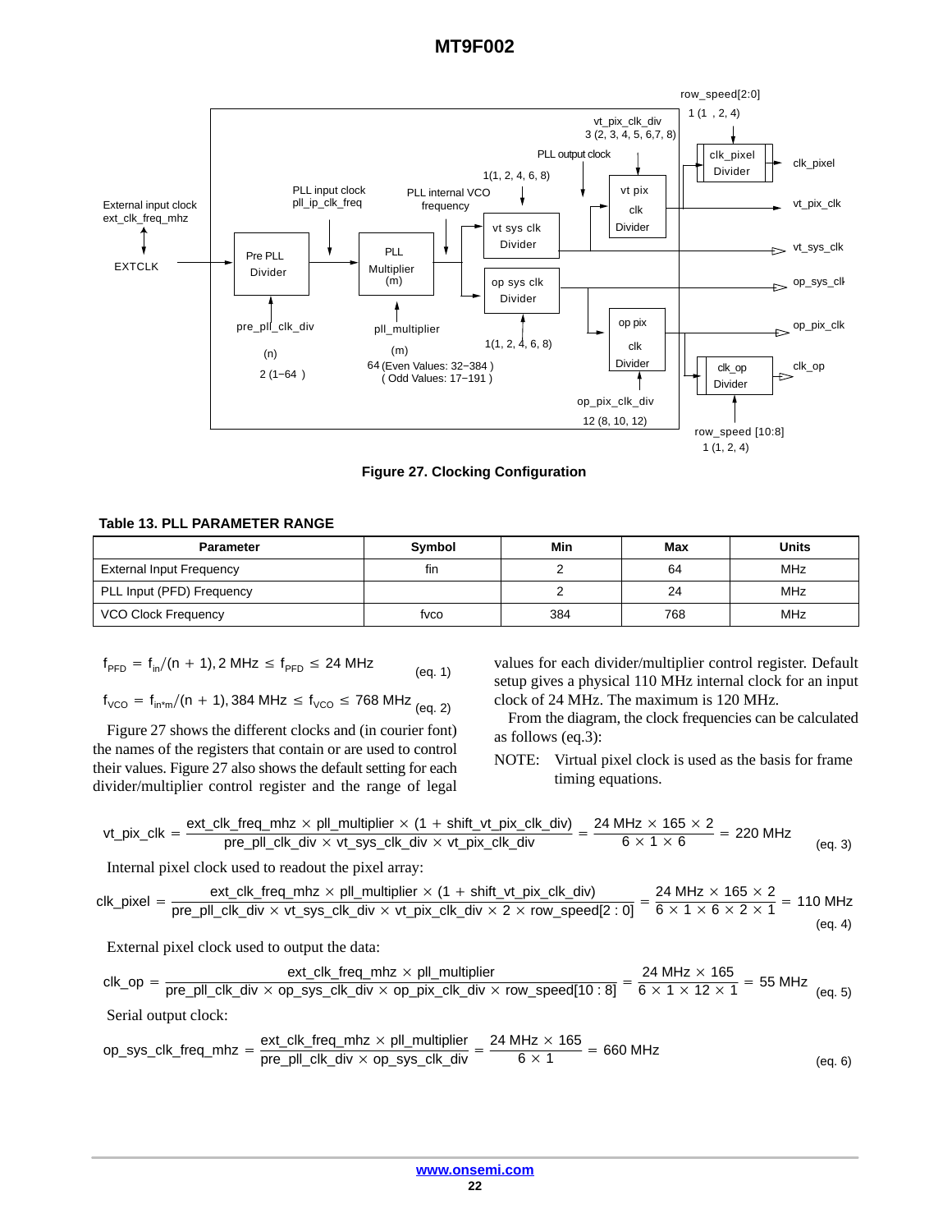Figure 27. Clocking Configuration

**Table 13. PLL PARAMETER RANGE**

| Parameter | Symbol | Min | Max | Units |
|---|---|---|---|---|
| External Input Frequency | fin | 2 | 64 | MHz |
| PLL Input (PFD) Frequency | | 2 | 24 | MHz |
| VCO Clock Frequency | fvco | 384 | 768 | MHz |

$$f_{PFD} = f_{in}/(n + 1), 2\text{ MHz} \le f_{PFD} \le 24\text{ MHz} \quad \text{(eq. 1)}$$

$$f_{VCO} = f_{in*m}/(n + 1), 384\text{ MHz} \le f_{VCO} \le 768\text{ MHz} \quad \text{(eq. 2)}$$

Figure 27 shows the different clocks and (in courier font) the names of the registers that contain or are used to control their values. Figure 27 also shows the default setting for each divider/multiplier control register and the range of legal values for each divider/multiplier control register. Default setup gives a physical 110 MHz internal clock for an input clock of 24 MHz. The maximum is 120 MHz.

From the diagram, the clock frequencies can be calculated as follows (eq.3):

NOTE: Virtual pixel clock is used as the basis for frame timing equations.

$$\text{vt\_pix\_clk} = \frac{\text{ext\_clk\_freq\_mhz} \times \text{pll\_multiplier} \times (1 + \text{shift\_vt\_pix\_clk\_div})}{\text{pre\_pll\_clk\_div} \times \text{vt\_sys\_clk\_div} \times \text{vt\_pix\_clk\_div}} = \frac{24\text{ MHz} \times 165 \times 2}{6 \times 1 \times 6} = 220\text{ MHz} \quad \text{(eq. 3)}$$

Internal pixel clock used to readout the pixel array:

$$\text{clk\_pixel} = \frac{\text{ext\_clk\_freq\_mhz} \times \text{pll\_multiplier} \times (1 + \text{shift\_vt\_pix\_clk\_div})}{\text{pre\_pll\_clk\_div} \times \text{vt\_sys\_clk\_div} \times \text{vt\_pix\_clk\_div} \times 2 \times \text{row\_speed}[2:0]} = \frac{24\text{ MHz} \times 165 \times 2}{6 \times 1 \times 6 \times 2 \times 1} = 110\text{ MHz} \quad \text{(eq. 4)}$$

External pixel clock used to output the data:

$$\text{clk\_op} = \frac{\text{ext\_clk\_freq\_mhz} \times \text{pll\_multiplier}}{\text{pre\_pll\_clk\_div} \times \text{op\_sys\_clk\_div} \times \text{op\_pix\_clk\_div} \times \text{row\_speed}[10:8]} = \frac{24\text{ MHz} \times 165}{6 \times 1 \times 12 \times 1} = 55\text{ MHz} \quad \text{(eq. 5)}$$

Serial output clock:

$$\text{op\_sys\_clk\_freq\_mhz} = \frac{\text{ext\_clk\_freq\_mhz} \times \text{pll\_multiplier}}{\text{pre\_pll\_clk\_div} \times \text{op\_sys\_clk\_div}} = \frac{24\text{ MHz} \times 165}{6 \times 1} = 660\text{ MHz} \quad \text{(eq. 6)}$$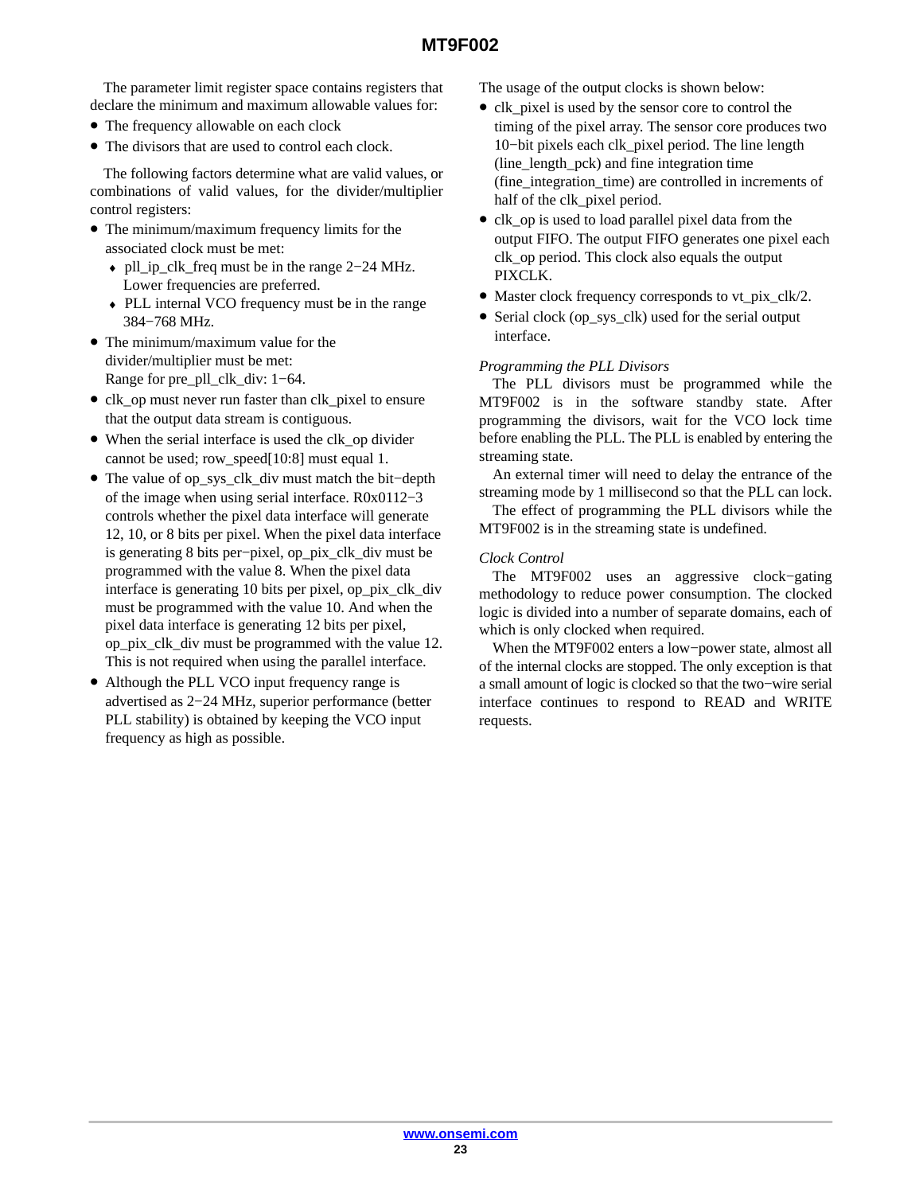The parameter limit register space contains registers that declare the minimum and maximum allowable values for:

- The frequency allowable on each clock
- The divisors that are used to control each clock.

The following factors determine what are valid values, or combinations of valid values, for the divider/multiplier control registers:

- The minimum/maximum frequency limits for the associated clock must be met:
  - pll_ip_clk_freq must be in the range 2−24 MHz. Lower frequencies are preferred.
  - PLL internal VCO frequency must be in the range 384−768 MHz.
- The minimum/maximum value for the divider/multiplier must be met:
  Range for pre_pll_clk_div: 1−64.
- clk_op must never run faster than clk_pixel to ensure that the output data stream is contiguous.
- When the serial interface is used the clk_op divider cannot be used; row_speed[10:8] must equal 1.
- The value of op_sys_clk_div must match the bit−depth of the image when using serial interface. R0x0112−3 controls whether the pixel data interface will generate 12, 10, or 8 bits per pixel. When the pixel data interface is generating 8 bits per−pixel, op_pix_clk_div must be programmed with the value 8. When the pixel data interface is generating 10 bits per pixel, op_pix_clk_div must be programmed with the value 10. And when the pixel data interface is generating 12 bits per pixel, op_pix_clk_div must be programmed with the value 12. This is not required when using the parallel interface.
- Although the PLL VCO input frequency range is advertised as 2−24 MHz, superior performance (better PLL stability) is obtained by keeping the VCO input frequency as high as possible.

The usage of the output clocks is shown below:

- clk_pixel is used by the sensor core to control the timing of the pixel array. The sensor core produces two 10−bit pixels each clk_pixel period. The line length (line_length_pck) and fine integration time (fine_integration_time) are controlled in increments of half of the clk_pixel period.
- clk_op is used to load parallel pixel data from the output FIFO. The output FIFO generates one pixel each clk_op period. This clock also equals the output PIXCLK.
- Master clock frequency corresponds to vt_pix_clk/2.
- Serial clock (op_sys_clk) used for the serial output interface.

*Programming the PLL Divisors*

The PLL divisors must be programmed while the MT9F002 is in the software standby state. After programming the divisors, wait for the VCO lock time before enabling the PLL. The PLL is enabled by entering the streaming state.

An external timer will need to delay the entrance of the streaming mode by 1 millisecond so that the PLL can lock.

The effect of programming the PLL divisors while the MT9F002 is in the streaming state is undefined.

*Clock Control*

The MT9F002 uses an aggressive clock−gating methodology to reduce power consumption. The clocked logic is divided into a number of separate domains, each of which is only clocked when required.

When the MT9F002 enters a low−power state, almost all of the internal clocks are stopped. The only exception is that a small amount of logic is clocked so that the two−wire serial interface continues to respond to READ and WRITE requests.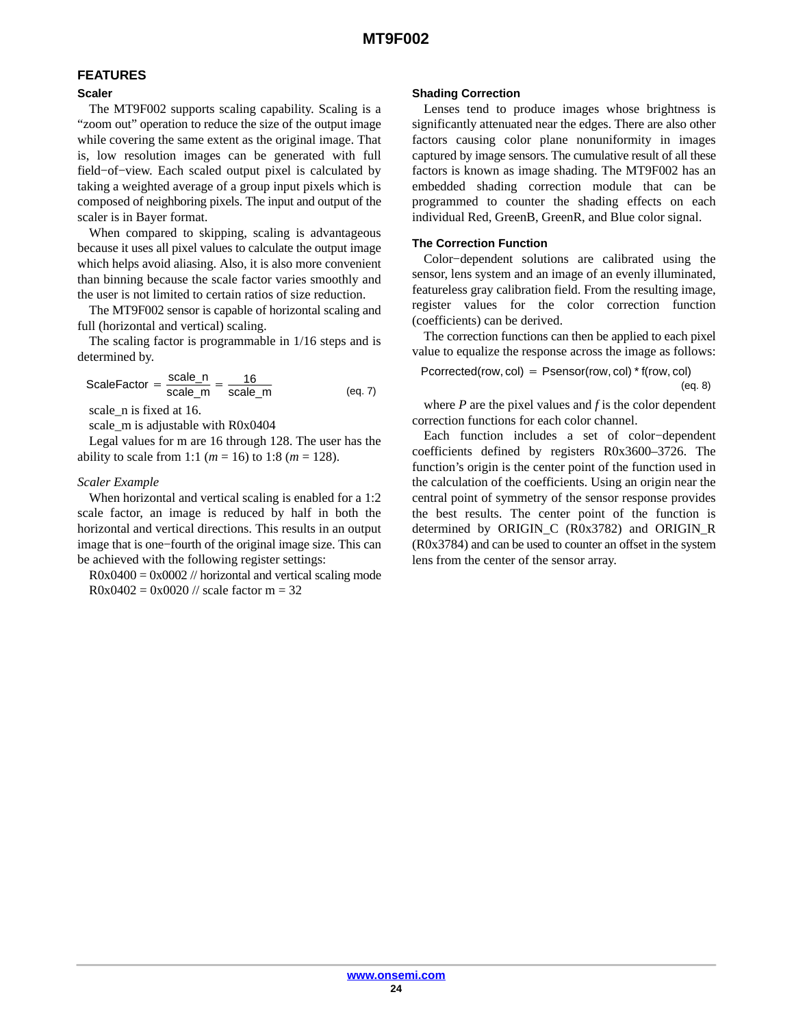## FEATURES

### Scaler

The MT9F002 supports scaling capability. Scaling is a "zoom out" operation to reduce the size of the output image while covering the same extent as the original image. That is, low resolution images can be generated with full field−of−view. Each scaled output pixel is calculated by taking a weighted average of a group input pixels which is composed of neighboring pixels. The input and output of the scaler is in Bayer format.

When compared to skipping, scaling is advantageous because it uses all pixel values to calculate the output image which helps avoid aliasing. Also, it is also more convenient than binning because the scale factor varies smoothly and the user is not limited to certain ratios of size reduction.

The MT9F002 sensor is capable of horizontal scaling and full (horizontal and vertical) scaling.

The scaling factor is programmable in 1/16 steps and is determined by.

$$\text{ScaleFactor} = \frac{\text{scale\_n}}{\text{scale\_m}} = \frac{16}{\text{scale\_m}} \qquad \text{(eq. 7)}$$

scale_n is fixed at 16.

scale_m is adjustable with R0x0404

Legal values for m are 16 through 128. The user has the ability to scale from 1:1 ($m$ = 16) to 1:8 ($m$ = 128).

*Scaler Example*

When horizontal and vertical scaling is enabled for a 1:2 scale factor, an image is reduced by half in both the horizontal and vertical directions. This results in an output image that is one−fourth of the original image size. This can be achieved with the following register settings:

R0x0400 = 0x0002 // horizontal and vertical scaling mode

R0x0402 = 0x0020 // scale factor m = 32

### Shading Correction

Lenses tend to produce images whose brightness is significantly attenuated near the edges. There are also other factors causing color plane nonuniformity in images captured by image sensors. The cumulative result of all these factors is known as image shading. The MT9F002 has an embedded shading correction module that can be programmed to counter the shading effects on each individual Red, GreenB, GreenR, and Blue color signal.

### The Correction Function

Color−dependent solutions are calibrated using the sensor, lens system and an image of an evenly illuminated, featureless gray calibration field. From the resulting image, register values for the color correction function (coefficients) can be derived.

The correction functions can then be applied to each pixel value to equalize the response across the image as follows:

$$\text{Pcorrected(row, col)} = \text{Psensor(row, col)} * \text{f(row, col)} \qquad \text{(eq. 8)}$$

where $P$ are the pixel values and $f$ is the color dependent correction functions for each color channel.

Each function includes a set of color−dependent coefficients defined by registers R0x3600–3726. The function's origin is the center point of the function used in the calculation of the coefficients. Using an origin near the central point of symmetry of the sensor response provides the best results. The center point of the function is determined by ORIGIN_C (R0x3782) and ORIGIN_R (R0x3784) and can be used to counter an offset in the system lens from the center of the sensor array.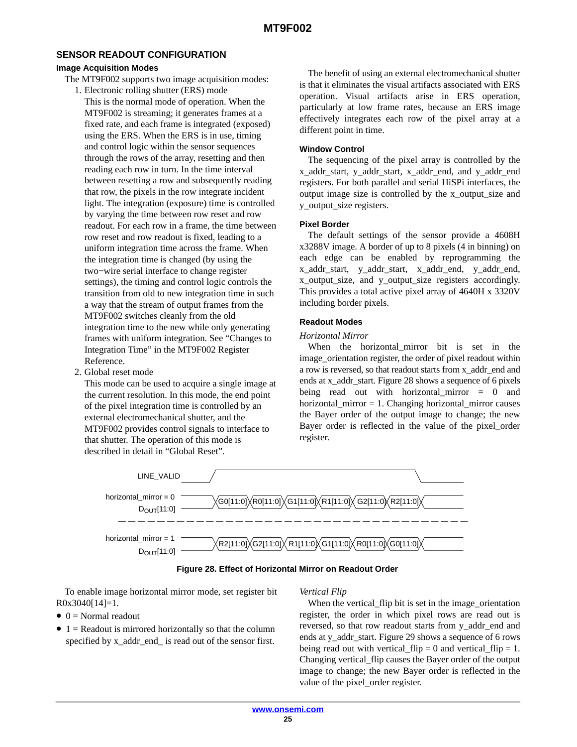## SENSOR READOUT CONFIGURATION

### Image Acquisition Modes

The MT9F002 supports two image acquisition modes:

1. Electronic rolling shutter (ERS) mode
   This is the normal mode of operation. When the MT9F002 is streaming; it generates frames at a fixed rate, and each frame is integrated (exposed) using the ERS. When the ERS is in use, timing and control logic within the sensor sequences through the rows of the array, resetting and then reading each row in turn. In the time interval between resetting a row and subsequently reading that row, the pixels in the row integrate incident light. The integration (exposure) time is controlled by varying the time between row reset and row readout. For each row in a frame, the time between row reset and row readout is fixed, leading to a uniform integration time across the frame. When the integration time is changed (by using the two−wire serial interface to change register settings), the timing and control logic controls the transition from old to new integration time in such a way that the stream of output frames from the MT9F002 switches cleanly from the old integration time to the new while only generating frames with uniform integration. See "Changes to Integration Time" in the MT9F002 Register Reference.
2. Global reset mode
   This mode can be used to acquire a single image at the current resolution. In this mode, the end point of the pixel integration time is controlled by an external electromechanical shutter, and the MT9F002 provides control signals to interface to that shutter. The operation of this mode is described in detail in "Global Reset".

The benefit of using an external electromechanical shutter is that it eliminates the visual artifacts associated with ERS operation. Visual artifacts arise in ERS operation, particularly at low frame rates, because an ERS image effectively integrates each row of the pixel array at a different point in time.

### Window Control

The sequencing of the pixel array is controlled by the x_addr_start, y_addr_start, x_addr_end, and y_addr_end registers. For both parallel and serial HiSPi interfaces, the output image size is controlled by the x_output_size and y_output_size registers.

### Pixel Border

The default settings of the sensor provide a 4608H x3288V image. A border of up to 8 pixels (4 in binning) on each edge can be enabled by reprogramming the x_addr_start, y_addr_start, x_addr_end, y_addr_end, x_output_size, and y_output_size registers accordingly. This provides a total active pixel array of 4640H x 3320V including border pixels.

### Readout Modes

*Horizontal Mirror*

When the horizontal_mirror bit is set in the image_orientation register, the order of pixel readout within a row is reversed, so that readout starts from x_addr_end and ends at x_addr_start. Figure 28 shows a sequence of 6 pixels being read out with horizontal_mirror = 0 and horizontal_mirror = 1. Changing horizontal_mirror causes the Bayer order of the output image to change; the new Bayer order is reflected in the value of the pixel_order register.

LINE_VALID

horizontal_mirror = 0 $D_{OUT}$[11:0]: G0[11:0] R0[11:0] G1[11:0] R1[11:0] G2[11:0] R2[11:0]

horizontal_mirror = 1 $D_{OUT}$[11:0]: R2[11:0] G2[11:0] R1[11:0] G1[11:0] R0[11:0] G0[11:0]

**Figure 28. Effect of Horizontal Mirror on Readout Order**

To enable image horizontal mirror mode, set register bit R0x3040[14]=1.

- 0 = Normal readout
- 1 = Readout is mirrored horizontally so that the column specified by x_addr_end_ is read out of the sensor first.

*Vertical Flip*

When the vertical_flip bit is set in the image_orientation register, the order in which pixel rows are read out is reversed, so that row readout starts from y_addr_end and ends at y_addr_start. Figure 29 shows a sequence of 6 rows being read out with vertical_flip = 0 and vertical_flip = 1. Changing vertical_flip causes the Bayer order of the output image to change; the new Bayer order is reflected in the value of the pixel_order register.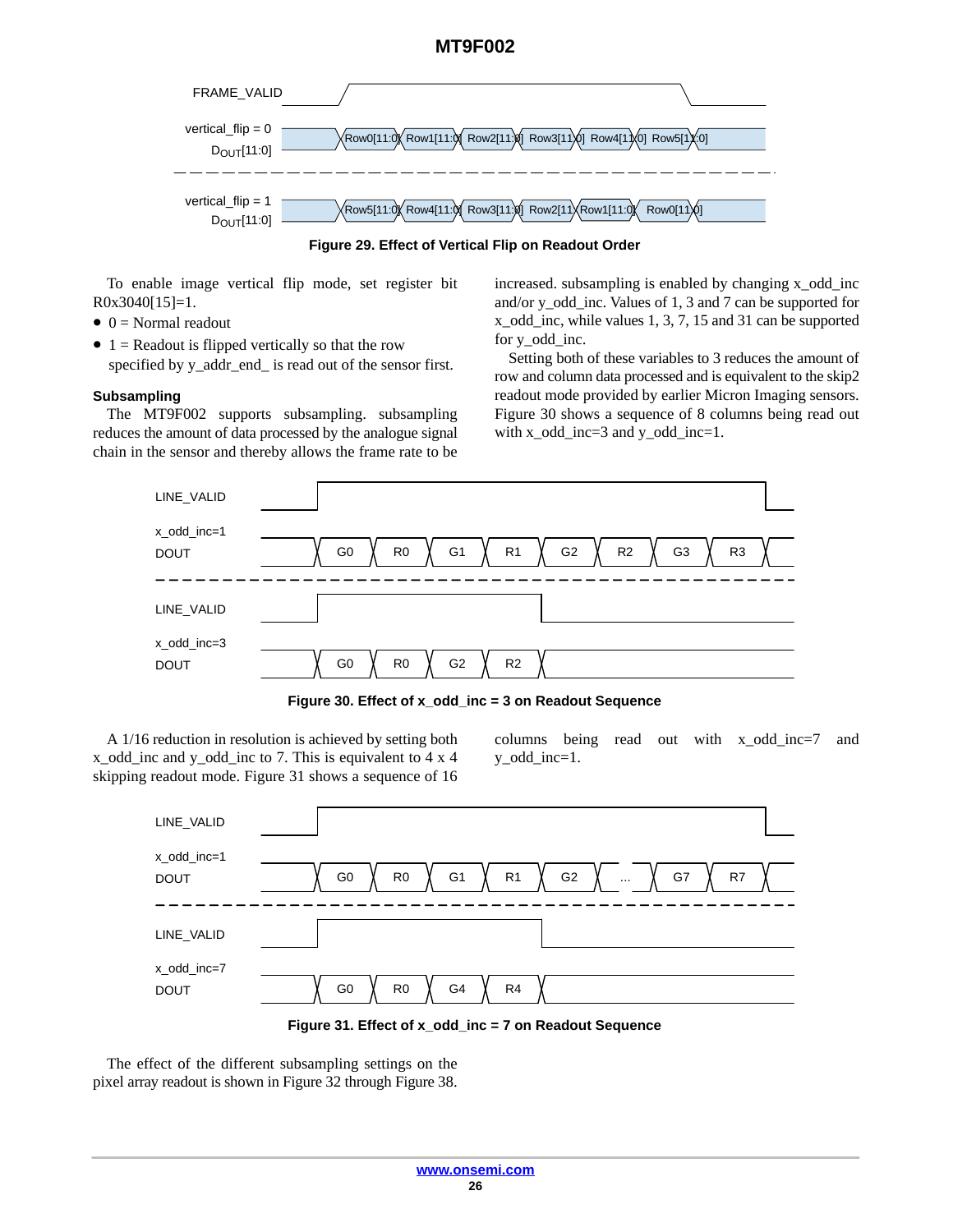Figure 29. Effect of Vertical Flip on Readout Order

To enable image vertical flip mode, set register bit R0x3040[15]=1.

- 0 = Normal readout
- 1 = Readout is flipped vertically so that the row specified by y_addr_end_ is read out of the sensor first.

### Subsampling

The MT9F002 supports subsampling. subsampling reduces the amount of data processed by the analogue signal chain in the sensor and thereby allows the frame rate to be increased. subsampling is enabled by changing x_odd_inc and/or y_odd_inc. Values of 1, 3 and 7 can be supported for x_odd_inc, while values 1, 3, 7, 15 and 31 can be supported for y_odd_inc.

Setting both of these variables to 3 reduces the amount of row and column data processed and is equivalent to the skip2 readout mode provided by earlier Micron Imaging sensors. Figure 30 shows a sequence of 8 columns being read out with x_odd_inc=3 and y_odd_inc=1.

Figure 30. Effect of x_odd_inc = 3 on Readout Sequence

A 1/16 reduction in resolution is achieved by setting both x_odd_inc and y_odd_inc to 7. This is equivalent to 4 x 4 skipping readout mode. Figure 31 shows a sequence of 16 columns being read out with x_odd_inc=7 and y_odd_inc=1.

Figure 31. Effect of x_odd_inc = 7 on Readout Sequence

The effect of the different subsampling settings on the pixel array readout is shown in Figure 32 through Figure 38.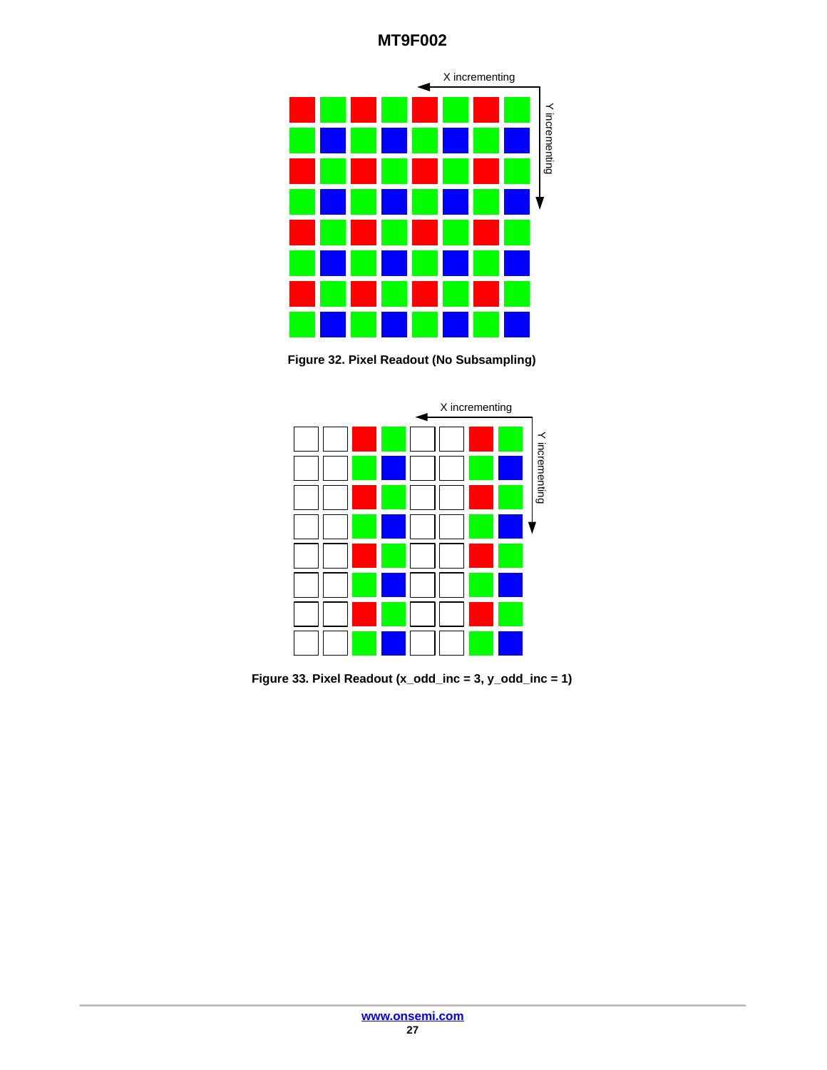X incrementing

Y incrementing

Figure 32. Pixel Readout (No Subsampling)

X incrementing

Y incrementing

Figure 33. Pixel Readout (x_odd_inc = 3, y_odd_inc = 1)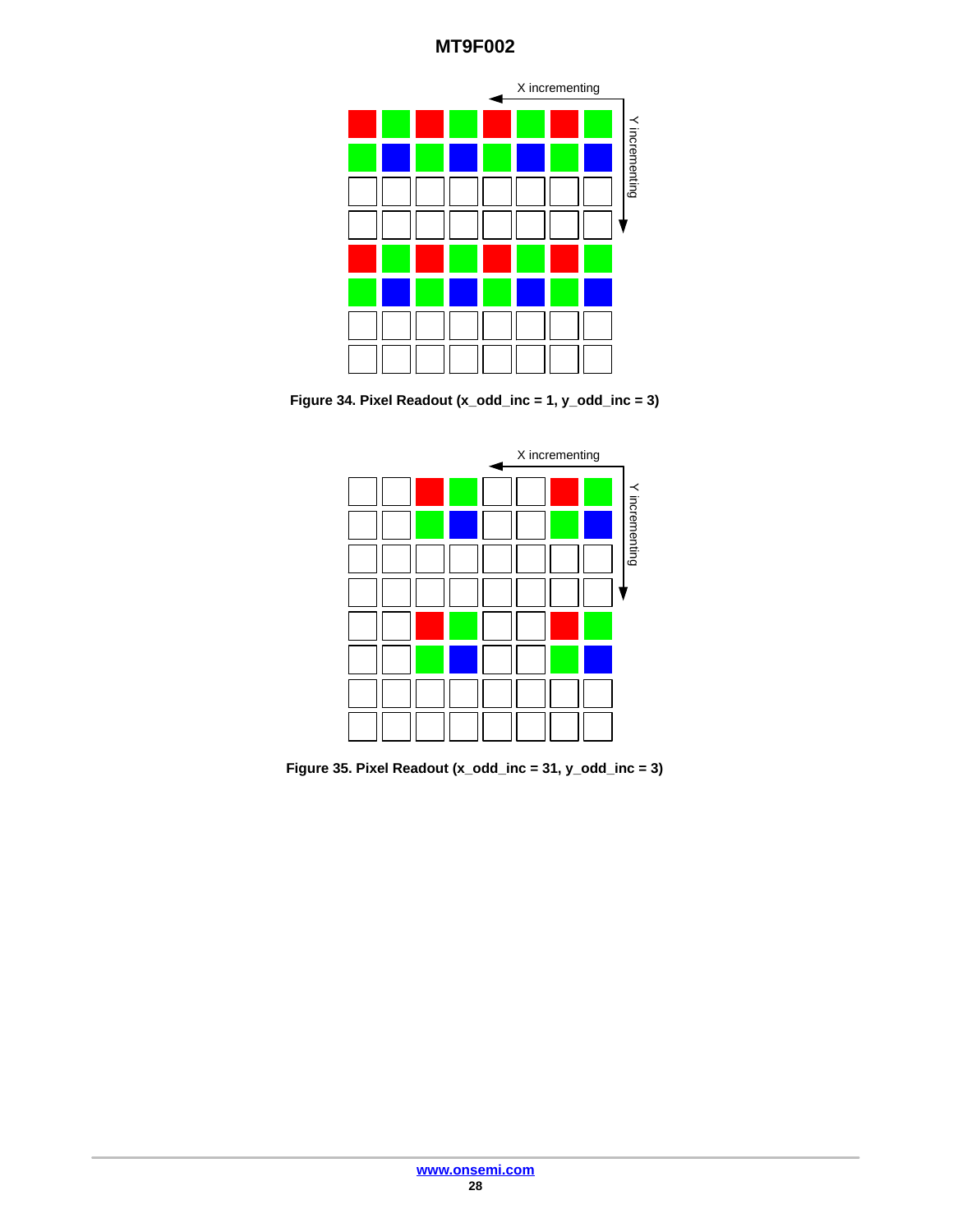Figure 34. Pixel Readout (x_odd_inc = 1, y_odd_inc = 3)

Figure 35. Pixel Readout (x_odd_inc = 31, y_odd_inc = 3)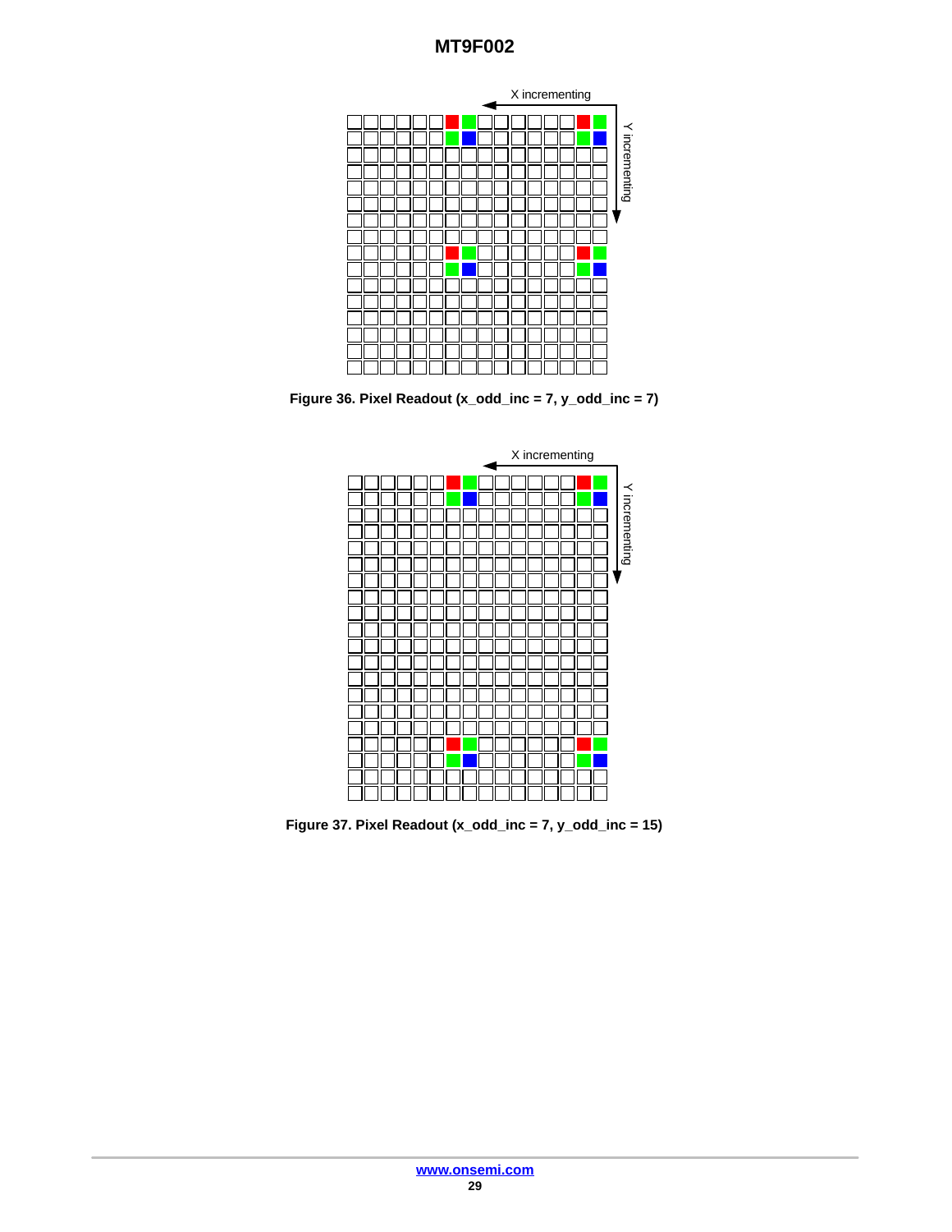Figure 36. Pixel Readout (x_odd_inc = 7, y_odd_inc = 7)

Figure 37. Pixel Readout (x_odd_inc = 7, y_odd_inc = 15)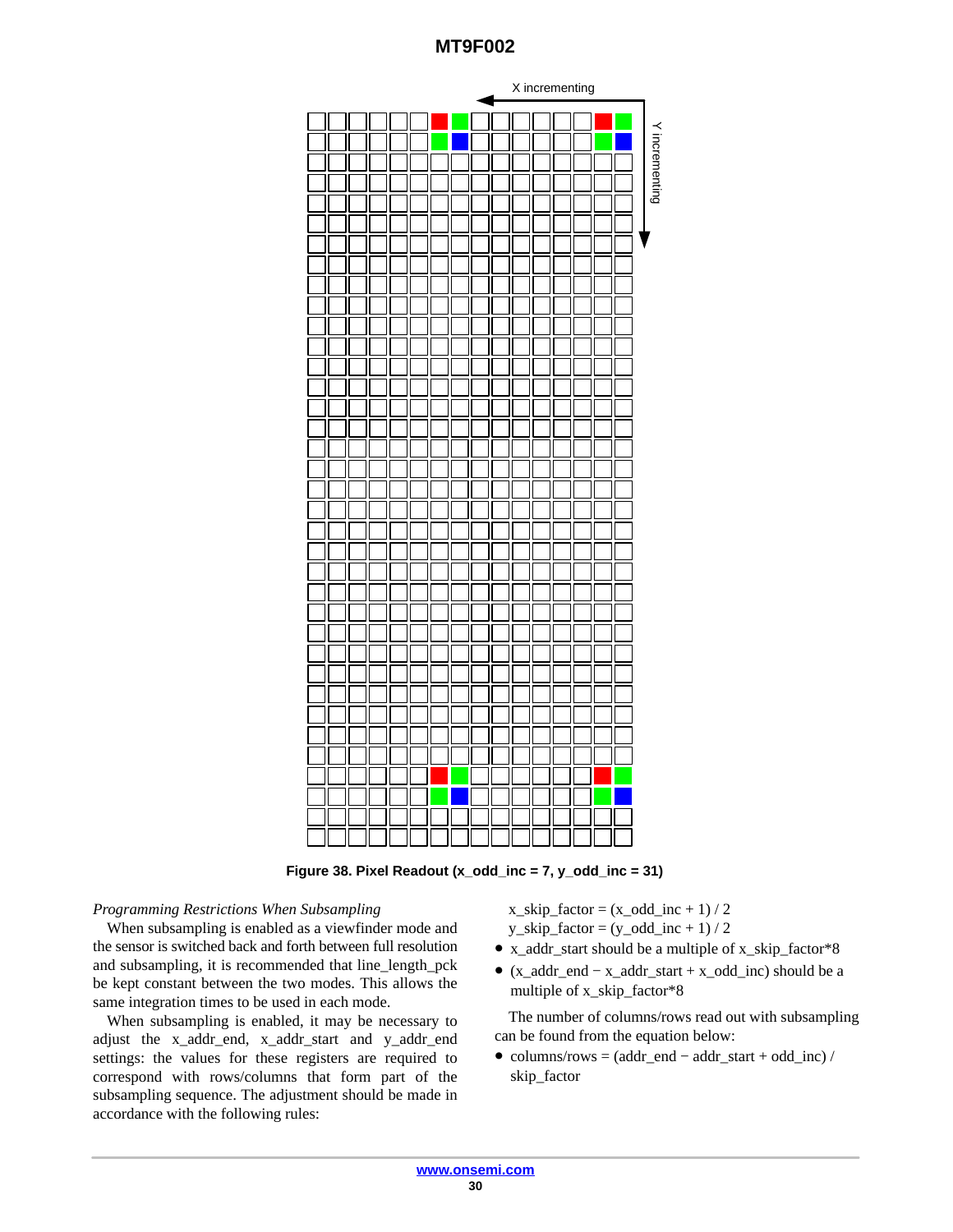Figure 38. Pixel Readout (x_odd_inc = 7, y_odd_inc = 31)

*Programming Restrictions When Subsampling*

When subsampling is enabled as a viewfinder mode and the sensor is switched back and forth between full resolution and subsampling, it is recommended that line_length_pck be kept constant between the two modes. This allows the same integration times to be used in each mode.

When subsampling is enabled, it may be necessary to adjust the x_addr_end, x_addr_start and y_addr_end settings: the values for these registers are required to correspond with rows/columns that form part of the subsampling sequence. The adjustment should be made in accordance with the following rules:

x_skip_factor = (x_odd_inc + 1) / 2
y_skip_factor = (y_odd_inc + 1) / 2

- x_addr_start should be a multiple of x_skip_factor*8
- (x_addr_end − x_addr_start + x_odd_inc) should be a multiple of x_skip_factor*8

The number of columns/rows read out with subsampling can be found from the equation below:

- columns/rows = (addr_end − addr_start + odd_inc) / skip_factor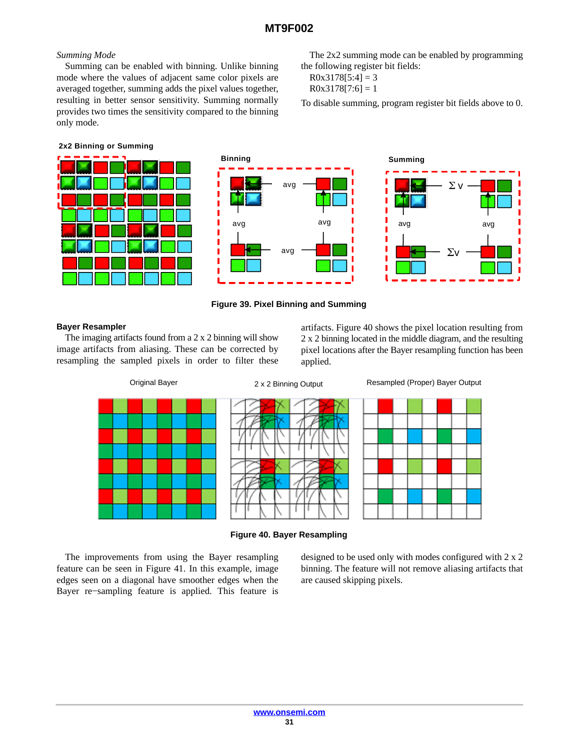*Summing Mode*

Summing can be enabled with binning. Unlike binning mode where the values of adjacent same color pixels are averaged together, summing adds the pixel values together, resulting in better sensor sensitivity. Summing normally provides two times the sensitivity compared to the binning only mode.

The 2x2 summing mode can be enabled by programming the following register bit fields:

R0x3178[5:4] = 3
R0x3178[7:6] = 1

To disable summing, program register bit fields above to 0.

**Figure 39. Pixel Binning and Summing**

**Bayer Resampler**

The imaging artifacts found from a 2 x 2 binning will show image artifacts from aliasing. These can be corrected by resampling the sampled pixels in order to filter these artifacts. Figure 40 shows the pixel location resulting from 2 x 2 binning located in the middle diagram, and the resulting pixel locations after the Bayer resampling function has been applied.

**Figure 40. Bayer Resampling**

The improvements from using the Bayer resampling feature can be seen in Figure 41. In this example, image edges seen on a diagonal have smoother edges when the Bayer re−sampling feature is applied. This feature is designed to be used only with modes configured with 2 x 2 binning. The feature will not remove aliasing artifacts that are caused skipping pixels.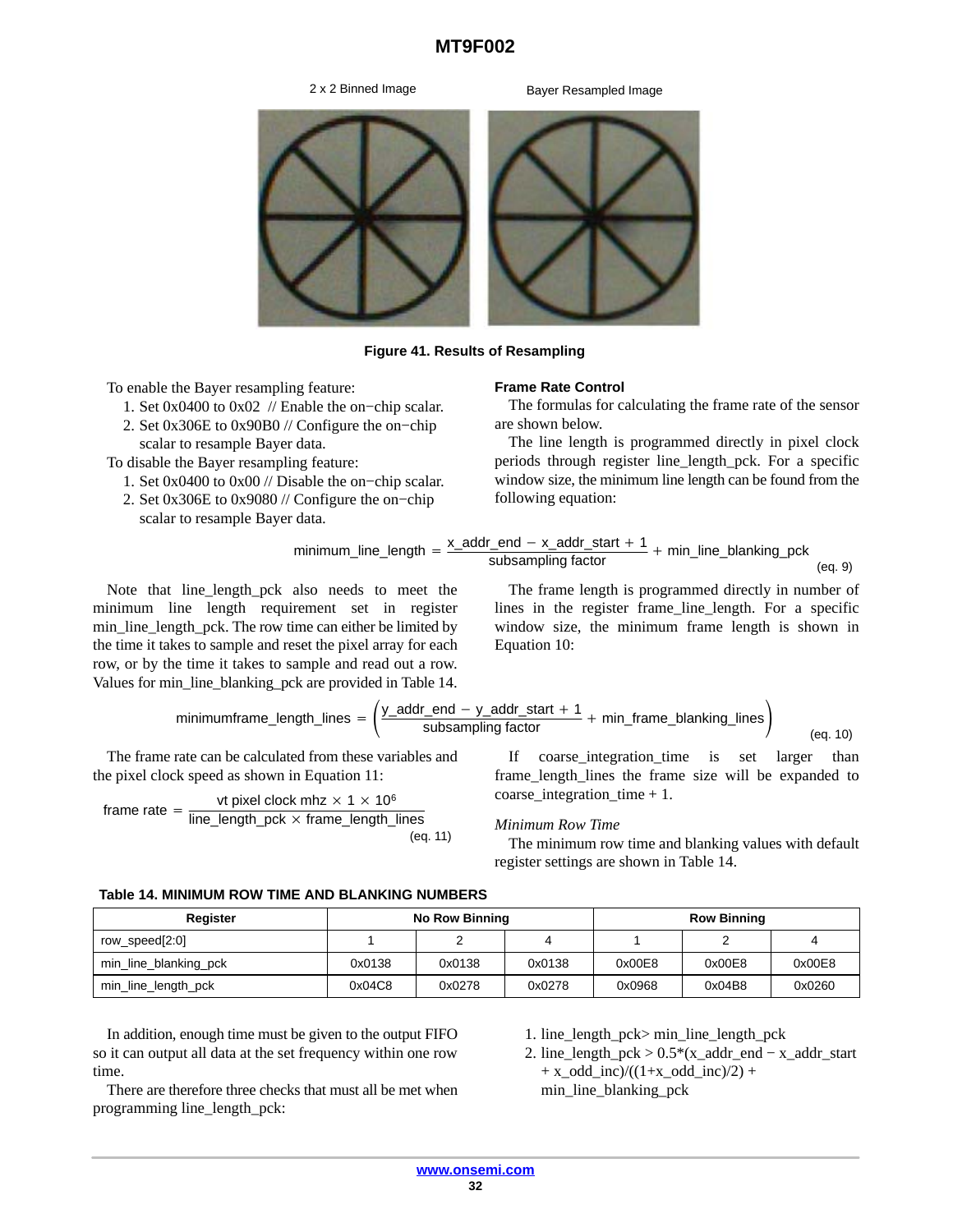2 x 2 Binned Image

Bayer Resampled Image

**Figure 41. Results of Resampling**

To enable the Bayer resampling feature:

1. Set 0x0400 to 0x02 // Enable the on−chip scalar.
2. Set 0x306E to 0x90B0 // Configure the on−chip scalar to resample Bayer data.

To disable the Bayer resampling feature:

1. Set 0x0400 to 0x00 // Disable the on−chip scalar.
2. Set 0x306E to 0x9080 // Configure the on−chip scalar to resample Bayer data.

### Frame Rate Control

The formulas for calculating the frame rate of the sensor are shown below.

The line length is programmed directly in pixel clock periods through register line_length_pck. For a specific window size, the minimum line length can be found from the following equation:

$$\text{minimum\_line\_length} = \frac{\text{x\_addr\_end} - \text{x\_addr\_start} + 1}{\text{subsampling factor}} + \text{min\_line\_blanking\_pck} \quad \text{(eq. 9)}$$

Note that line_length_pck also needs to meet the minimum line length requirement set in register min_line_length_pck. The row time can either be limited by the time it takes to sample and reset the pixel array for each row, or by the time it takes to sample and read out a row. Values for min_line_blanking_pck are provided in Table 14.

The frame length is programmed directly in number of lines in the register frame_line_length. For a specific window size, the minimum frame length is shown in Equation 10:

$$\text{minimumframe\_length\_lines} = \left( \frac{\text{y\_addr\_end} - \text{y\_addr\_start} + 1}{\text{subsampling factor}} + \text{min\_frame\_blanking\_lines} \right) \quad \text{(eq. 10)}$$

The frame rate can be calculated from these variables and the pixel clock speed as shown in Equation 11:

$$\text{frame rate} = \frac{\text{vt pixel clock mhz} \times 1 \times 10^6}{\text{line\_length\_pck} \times \text{frame\_length\_lines}} \quad \text{(eq. 11)}$$

If coarse_integration_time is set larger than frame_length_lines the frame size will be expanded to coarse_integration_time + 1.

*Minimum Row Time*

The minimum row time and blanking values with default register settings are shown in Table 14.

**Table 14. MINIMUM ROW TIME AND BLANKING NUMBERS**

| Register | No Row Binning | | | Row Binning | | |
|---|---|---|---|---|---|---|
| row_speed[2:0] | 1 | 2 | 4 | 1 | 2 | 4 |
| min_line_blanking_pck | 0x0138 | 0x0138 | 0x0138 | 0x00E8 | 0x00E8 | 0x00E8 |
| min_line_length_pck | 0x04C8 | 0x0278 | 0x0278 | 0x0968 | 0x04B8 | 0x0260 |

In addition, enough time must be given to the output FIFO so it can output all data at the set frequency within one row time.

There are therefore three checks that must all be met when programming line_length_pck:

1. line_length_pck> min_line_length_pck
2. line_length_pck > 0.5*(x_addr_end − x_addr_start + x_odd_inc)/((1+x_odd_inc)/2) + min_line_blanking_pck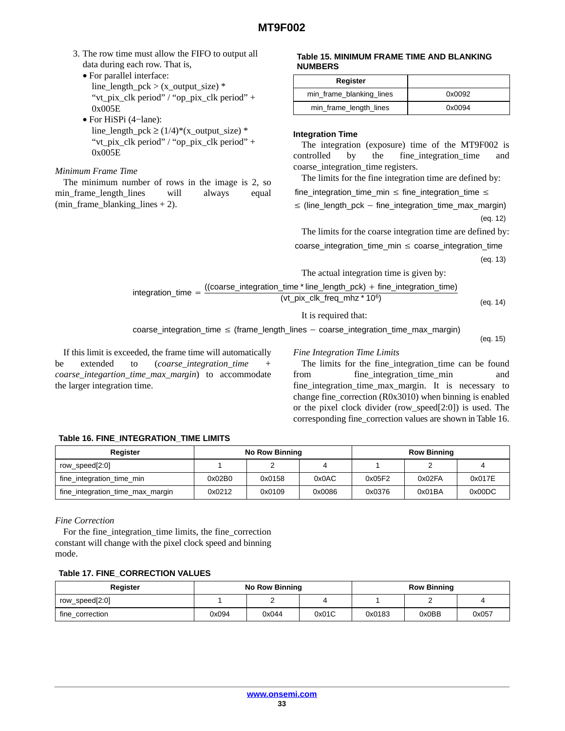3. The row time must allow the FIFO to output all data during each row. That is,
   - For parallel interface:
     line_length_pck > (x_output_size) * "vt_pix_clk period" / "op_pix_clk period" + 0x005E
   - For HiSPi (4−lane):
     line_length_pck ≥ (1/4)*(x_output_size) * "vt_pix_clk period" / "op_pix_clk period" + 0x005E

*Minimum Frame Time*

The minimum number of rows in the image is 2, so min_frame_length_lines will always equal (min_frame_blanking_lines + 2).

**Table 15. MINIMUM FRAME TIME AND BLANKING NUMBERS**

| Register | |
|---|---|
| min_frame_blanking_lines | 0x0092 |
| min_frame_length_lines | 0x0094 |

### Integration Time

The integration (exposure) time of the MT9F002 is controlled by the fine_integration_time and coarse_integration_time registers.

The limits for the fine integration time are defined by:

$$\text{fine\_integration\_time\_min} \le \text{fine\_integration\_time} \le$$
$$\le (\text{line\_length\_pck} - \text{fine\_integration\_time\_max\_margin}) \quad \text{(eq. 12)}$$

The limits for the coarse integration time are defined by:

$$\text{coarse\_integration\_time\_min} \le \text{coarse\_integration\_time} \quad \text{(eq. 13)}$$

The actual integration time is given by:

$$\text{integration\_time} = \frac{((\text{coarse\_integration\_time} * \text{line\_length\_pck}) + \text{fine\_integration\_time})}{(\text{vt\_pix\_clk\_freq\_mhz} * 10^6)} \quad \text{(eq. 14)}$$

It is required that:

$$\text{coarse\_integration\_time} \le (\text{frame\_length\_lines} - \text{coarse\_integration\_time\_max\_margin}) \quad \text{(eq. 15)}$$

If this limit is exceeded, the frame time will automatically be extended to (*coarse_integration_time + coarse_integartion_time_max_margin*) to accommodate the larger integration time.

*Fine Integration Time Limits*

The limits for the fine_integration_time can be found from fine_integration_time_min and fine_integration_time_max_margin. It is necessary to change fine_correction (R0x3010) when binning is enabled or the pixel clock divider (row_speed[2:0]) is used. The corresponding fine_correction values are shown in Table 16.

**Table 16. FINE_INTEGRATION_TIME LIMITS**

| Register | No Row Binning | | | Row Binning | | |
|---|---|---|---|---|---|---|
| row_speed[2:0] | 1 | 2 | 4 | 1 | 2 | 4 |
| fine_integration_time_min | 0x02B0 | 0x0158 | 0x0AC | 0x05F2 | 0x02FA | 0x017E |
| fine_integration_time_max_margin | 0x0212 | 0x0109 | 0x0086 | 0x0376 | 0x01BA | 0x00DC |

*Fine Correction*

For the fine_integration_time limits, the fine_correction constant will change with the pixel clock speed and binning mode.

**Table 17. FINE_CORRECTION VALUES**

| Register | No Row Binning | | | Row Binning | | |
|---|---|---|---|---|---|---|
| row_speed[2:0] | 1 | 2 | 4 | 1 | 2 | 4 |
| fine_correction | 0x094 | 0x044 | 0x01C | 0x0183 | 0x0BB | 0x057 |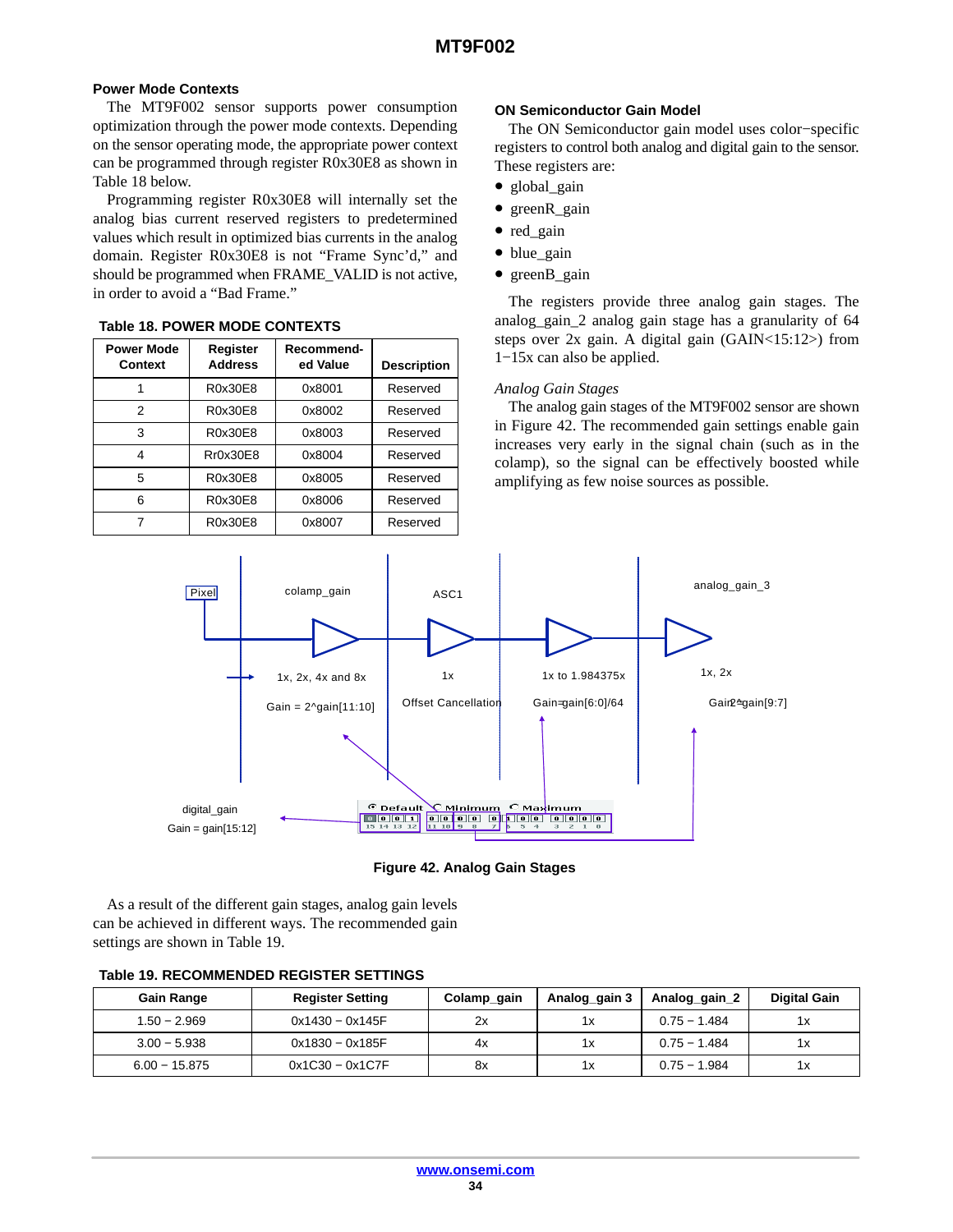### Power Mode Contexts

The MT9F002 sensor supports power consumption optimization through the power mode contexts. Depending on the sensor operating mode, the appropriate power context can be programmed through register R0x30E8 as shown in Table 18 below.

Programming register R0x30E8 will internally set the analog bias current reserved registers to predetermined values which result in optimized bias currents in the analog domain. Register R0x30E8 is not "Frame Sync'd," and should be programmed when FRAME_VALID is not active, in order to avoid a "Bad Frame."

**Table 18. POWER MODE CONTEXTS**

| Power Mode Context | Register Address | Recommended Value | Description |
|---|---|---|---|
| 1 | R0x30E8 | 0x8001 | Reserved |
| 2 | R0x30E8 | 0x8002 | Reserved |
| 3 | R0x30E8 | 0x8003 | Reserved |
| 4 | Rr0x30E8 | 0x8004 | Reserved |
| 5 | R0x30E8 | 0x8005 | Reserved |
| 6 | R0x30E8 | 0x8006 | Reserved |
| 7 | R0x30E8 | 0x8007 | Reserved |

### ON Semiconductor Gain Model

The ON Semiconductor gain model uses color−specific registers to control both analog and digital gain to the sensor. These registers are:

- global_gain
- greenR_gain
- red_gain
- blue_gain
- greenB_gain

The registers provide three analog gain stages. The analog_gain_2 analog gain stage has a granularity of 64 steps over 2x gain. A digital gain (GAIN<15:12>) from 1−15x can also be applied.

*Analog Gain Stages*

The analog gain stages of the MT9F002 sensor are shown in Figure 42. The recommended gain settings enable gain increases very early in the signal chain (such as in the colamp), so the signal can be effectively boosted while amplifying as few noise sources as possible.

Pixel | colamp_gain: 1x, 2x, 4x and 8x, Gain = 2^gain[11:10] | ASC1: 1x, Offset Cancellation | 1x to 1.984375x, Gain=gain[6:0]/64 | analog_gain_3: 1x, 2x, Gain=2^gain[9:7]

digital_gain: Gain = gain[15:12]

**Figure 42. Analog Gain Stages**

As a result of the different gain stages, analog gain levels can be achieved in different ways. The recommended gain settings are shown in Table 19.

**Table 19. RECOMMENDED REGISTER SETTINGS**

| Gain Range | Register Setting | Colamp_gain | Analog_gain 3 | Analog_gain_2 | Digital Gain |
|---|---|---|---|---|---|
| 1.50 − 2.969 | 0x1430 − 0x145F | 2x | 1x | 0.75 − 1.484 | 1x |
| 3.00 − 5.938 | 0x1830 − 0x185F | 4x | 1x | 0.75 − 1.484 | 1x |
| 6.00 − 15.875 | 0x1C30 − 0x1C7F | 8x | 1x | 0.75 − 1.984 | 1x |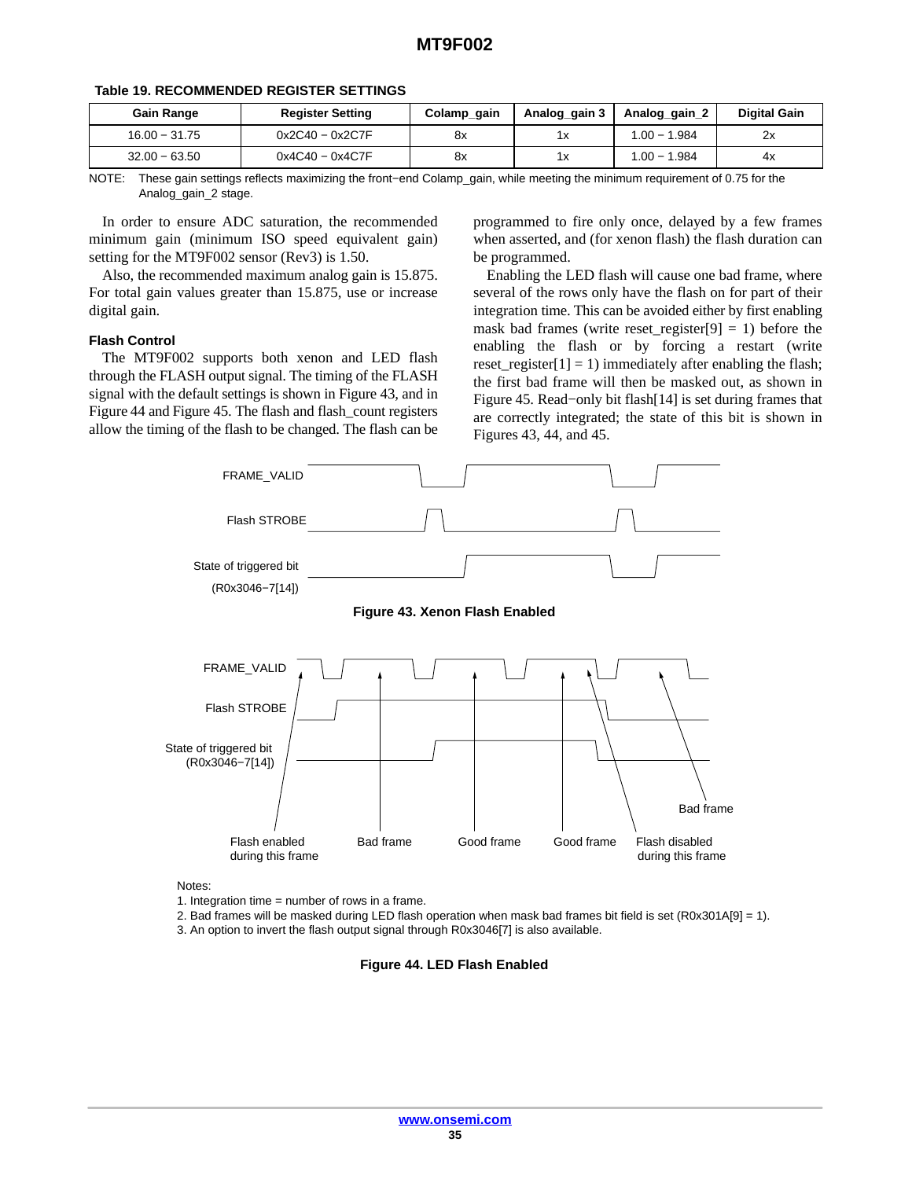**Table 19. RECOMMENDED REGISTER SETTINGS**

| Gain Range | Register Setting | Colamp_gain | Analog_gain 3 | Analog_gain_2 | Digital Gain |
|---|---|---|---|---|---|
| 16.00 − 31.75 | 0x2C40 − 0x2C7F | 8x | 1x | 1.00 − 1.984 | 2x |
| 32.00 − 63.50 | 0x4C40 − 0x4C7F | 8x | 1x | 1.00 − 1.984 | 4x |

NOTE: These gain settings reflects maximizing the front−end Colamp_gain, while meeting the minimum requirement of 0.75 for the Analog_gain_2 stage.

In order to ensure ADC saturation, the recommended minimum gain (minimum ISO speed equivalent gain) setting for the MT9F002 sensor (Rev3) is 1.50.

Also, the recommended maximum analog gain is 15.875. For total gain values greater than 15.875, use or increase digital gain.

### Flash Control

The MT9F002 supports both xenon and LED flash through the FLASH output signal. The timing of the FLASH signal with the default settings is shown in Figure 43, and in Figure 44 and Figure 45. The flash and flash_count registers allow the timing of the flash to be changed. The flash can be programmed to fire only once, delayed by a few frames when asserted, and (for xenon flash) the flash duration can be programmed.

Enabling the LED flash will cause one bad frame, where several of the rows only have the flash on for part of their integration time. This can be avoided either by first enabling mask bad frames (write reset_register[9] = 1) before the enabling the flash or by forcing a restart (write reset_register[1] = 1) immediately after enabling the flash; the first bad frame will then be masked out, as shown in Figure 45. Read−only bit flash[14] is set during frames that are correctly integrated; the state of this bit is shown in Figures 43, 44, and 45.

FRAME_VALID

Flash STROBE

State of triggered bit (R0x3046−7[14])

**Figure 43. Xenon Flash Enabled**

FRAME_VALID

Flash STROBE

State of triggered bit (R0x3046−7[14])

Flash enabled during this frame | Bad frame | Good frame | Good frame | Flash disabled during this frame | Bad frame

Notes:

1. Integration time = number of rows in a frame.
2. Bad frames will be masked during LED flash operation when mask bad frames bit field is set (R0x301A[9] = 1).
3. An option to invert the flash output signal through R0x3046[7] is also available.

**Figure 44. LED Flash Enabled**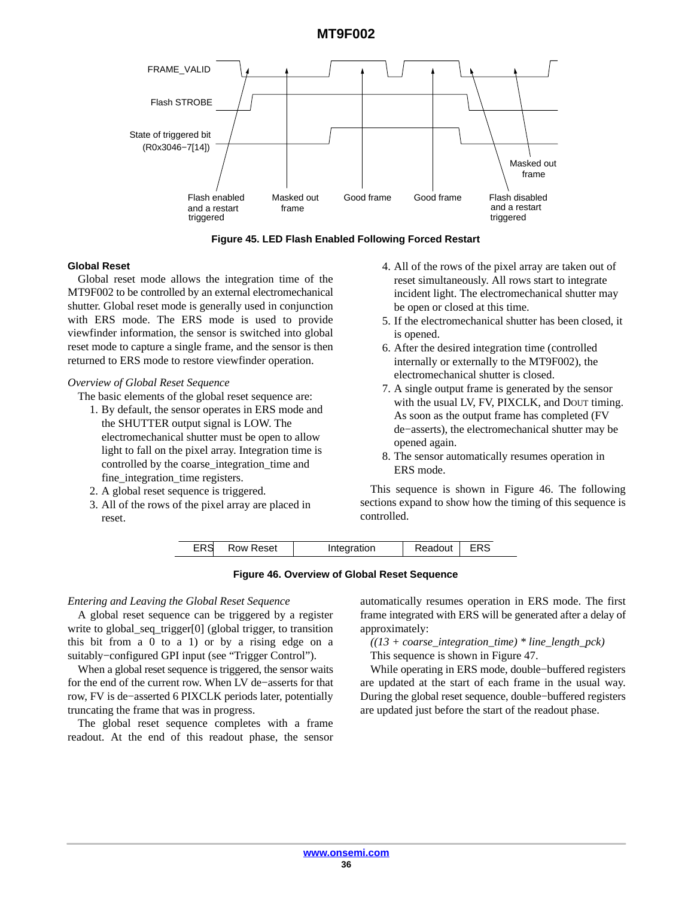FRAME_VALID

Flash STROBE

State of triggered bit (R0x3046−7[14])

Flash enabled and a restart triggered

Masked out frame

Good frame

Good frame

Flash disabled and a restart triggered

Masked out frame

**Figure 45. LED Flash Enabled Following Forced Restart**

### Global Reset

Global reset mode allows the integration time of the MT9F002 to be controlled by an external electromechanical shutter. Global reset mode is generally used in conjunction with ERS mode. The ERS mode is used to provide viewfinder information, the sensor is switched into global reset mode to capture a single frame, and the sensor is then returned to ERS mode to restore viewfinder operation.

*Overview of Global Reset Sequence*

The basic elements of the global reset sequence are:

1. By default, the sensor operates in ERS mode and the SHUTTER output signal is LOW. The electromechanical shutter must be open to allow light to fall on the pixel array. Integration time is controlled by the coarse_integration_time and fine_integration_time registers.
2. A global reset sequence is triggered.
3. All of the rows of the pixel array are placed in reset.
4. All of the rows of the pixel array are taken out of reset simultaneously. All rows start to integrate incident light. The electromechanical shutter may be open or closed at this time.
5. If the electromechanical shutter has been closed, it is opened.
6. After the desired integration time (controlled internally or externally to the MT9F002), the electromechanical shutter is closed.
7. A single output frame is generated by the sensor with the usual LV, FV, PIXCLK, and DOUT timing. As soon as the output frame has completed (FV de−asserts), the electromechanical shutter may be opened again.
8. The sensor automatically resumes operation in ERS mode.

This sequence is shown in Figure 46. The following sections expand to show how the timing of this sequence is controlled.

| ERS | Row Reset | Integration | Readout | ERS |
|---|---|---|---|---|

**Figure 46. Overview of Global Reset Sequence**

*Entering and Leaving the Global Reset Sequence*

A global reset sequence can be triggered by a register write to global_seq_trigger[0] (global trigger, to transition this bit from a 0 to a 1) or by a rising edge on a suitably−configured GPI input (see “Trigger Control”).

When a global reset sequence is triggered, the sensor waits for the end of the current row. When LV de−asserts for that row, FV is de−asserted 6 PIXCLK periods later, potentially truncating the frame that was in progress.

The global reset sequence completes with a frame readout. At the end of this readout phase, the sensor automatically resumes operation in ERS mode. The first frame integrated with ERS will be generated after a delay of approximately:

*((13 + coarse_integration_time) * line_length_pck)*

This sequence is shown in Figure 47.

While operating in ERS mode, double−buffered registers are updated at the start of each frame in the usual way. During the global reset sequence, double−buffered registers are updated just before the start of the readout phase.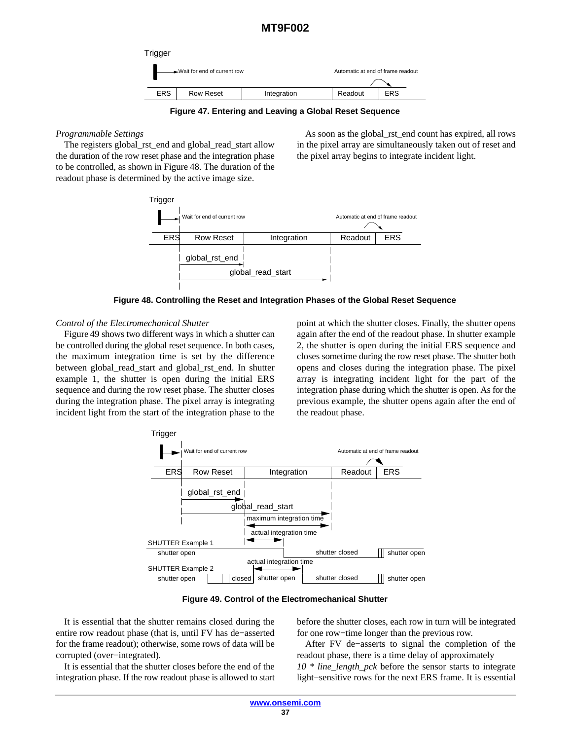Figure 47. Entering and Leaving a Global Reset Sequence

*Programmable Settings*

The registers global_rst_end and global_read_start allow the duration of the row reset phase and the integration phase to be controlled, as shown in Figure 48. The duration of the readout phase is determined by the active image size.

As soon as the global_rst_end count has expired, all rows in the pixel array are simultaneously taken out of reset and the pixel array begins to integrate incident light.

Figure 48. Controlling the Reset and Integration Phases of the Global Reset Sequence

*Control of the Electromechanical Shutter*

Figure 49 shows two different ways in which a shutter can be controlled during the global reset sequence. In both cases, the maximum integration time is set by the difference between global_read_start and global_rst_end. In shutter example 1, the shutter is open during the initial ERS sequence and during the row reset phase. The shutter closes during the integration phase. The pixel array is integrating incident light from the start of the integration phase to the point at which the shutter closes. Finally, the shutter opens again after the end of the readout phase. In shutter example 2, the shutter is open during the initial ERS sequence and closes sometime during the row reset phase. The shutter both opens and closes during the integration phase. The pixel array is integrating incident light for the part of the integration phase during which the shutter is open. As for the previous example, the shutter opens again after the end of the readout phase.

Figure 49. Control of the Electromechanical Shutter

It is essential that the shutter remains closed during the entire row readout phase (that is, until FV has de−asserted for the frame readout); otherwise, some rows of data will be corrupted (over−integrated).

It is essential that the shutter closes before the end of the integration phase. If the row readout phase is allowed to start before the shutter closes, each row in turn will be integrated for one row−time longer than the previous row.

After FV de−asserts to signal the completion of the readout phase, there is a time delay of approximately *10 * line_length_pck* before the sensor starts to integrate light−sensitive rows for the next ERS frame. It is essential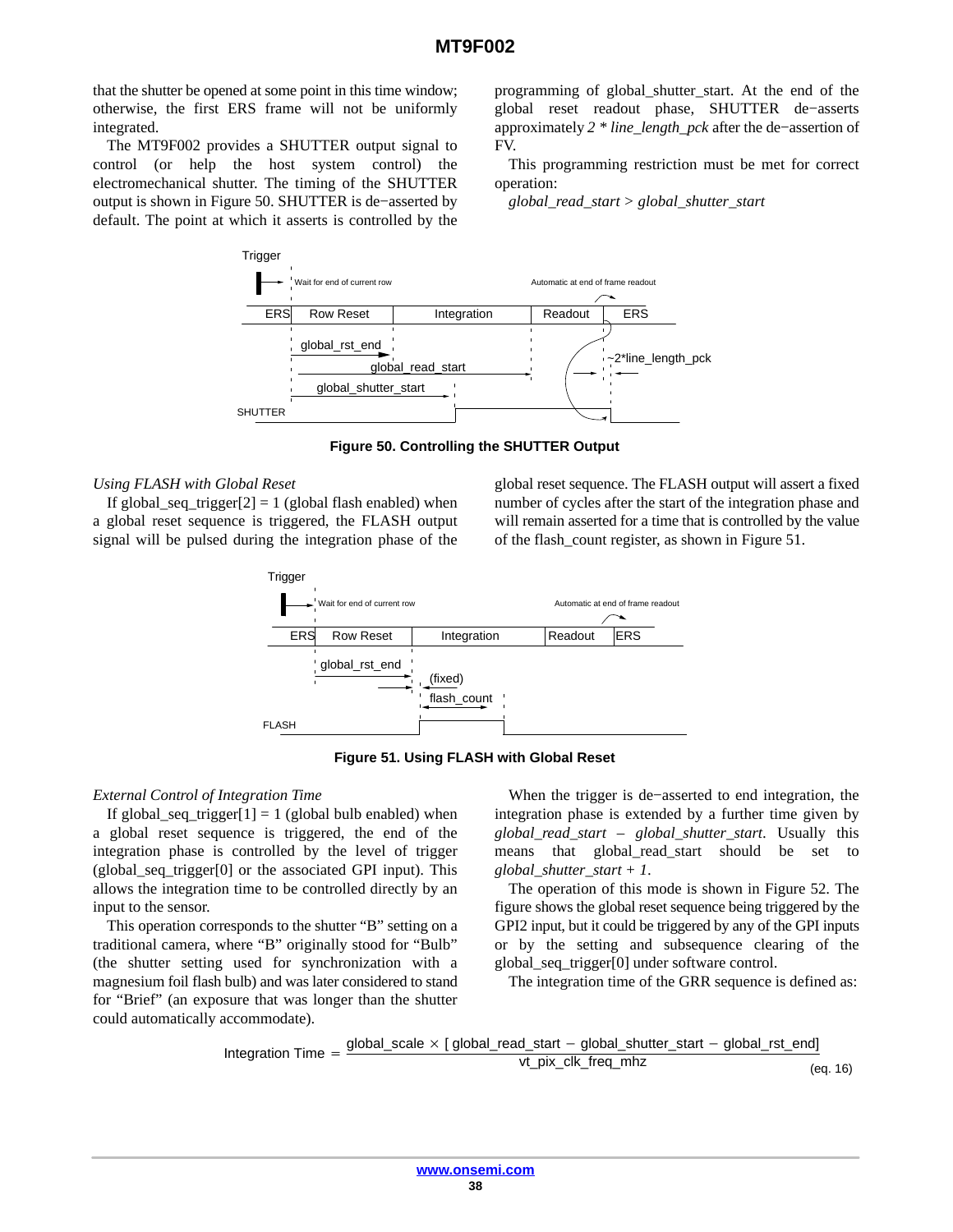that the shutter be opened at some point in this time window; otherwise, the first ERS frame will not be uniformly integrated.

The MT9F002 provides a SHUTTER output signal to control (or help the host system control) the electromechanical shutter. The timing of the SHUTTER output is shown in Figure 50. SHUTTER is de−asserted by default. The point at which it asserts is controlled by the programming of global_shutter_start. At the end of the global reset readout phase, SHUTTER de−asserts approximately *2 * line_length_pck* after the de−assertion of FV.

This programming restriction must be met for correct operation:

*global_read_start* > *global_shutter_start*

**Figure 50. Controlling the SHUTTER Output**

*Using FLASH with Global Reset*

If global_seq_trigger[2] = 1 (global flash enabled) when a global reset sequence is triggered, the FLASH output signal will be pulsed during the integration phase of the global reset sequence. The FLASH output will assert a fixed number of cycles after the start of the integration phase and will remain asserted for a time that is controlled by the value of the flash_count register, as shown in Figure 51.

**Figure 51. Using FLASH with Global Reset**

*External Control of Integration Time*

If global_seq_trigger[1] = 1 (global bulb enabled) when a global reset sequence is triggered, the end of the integration phase is controlled by the level of trigger (global_seq_trigger[0] or the associated GPI input). This allows the integration time to be controlled directly by an input to the sensor.

This operation corresponds to the shutter "B" setting on a traditional camera, where "B" originally stood for "Bulb" (the shutter setting used for synchronization with a magnesium foil flash bulb) and was later considered to stand for "Brief" (an exposure that was longer than the shutter could automatically accommodate).

When the trigger is de−asserted to end integration, the integration phase is extended by a further time given by *global_read_start – global_shutter_start*. Usually this means that global_read_start should be set to *global_shutter_start + 1*.

The operation of this mode is shown in Figure 52. The figure shows the global reset sequence being triggered by the GPI2 input, but it could be triggered by any of the GPI inputs or by the setting and subsequent clearing of the global_seq_trigger[0] under software control.

The integration time of the GRR sequence is defined as:

$$\text{Integration Time} = \frac{\text{global\_scale} \times [\text{global\_read\_start} - \text{global\_shutter\_start} - \text{global\_rst\_end}]}{\text{vt\_pix\_clk\_freq\_mhz}} \quad \text{(eq. 16)}$$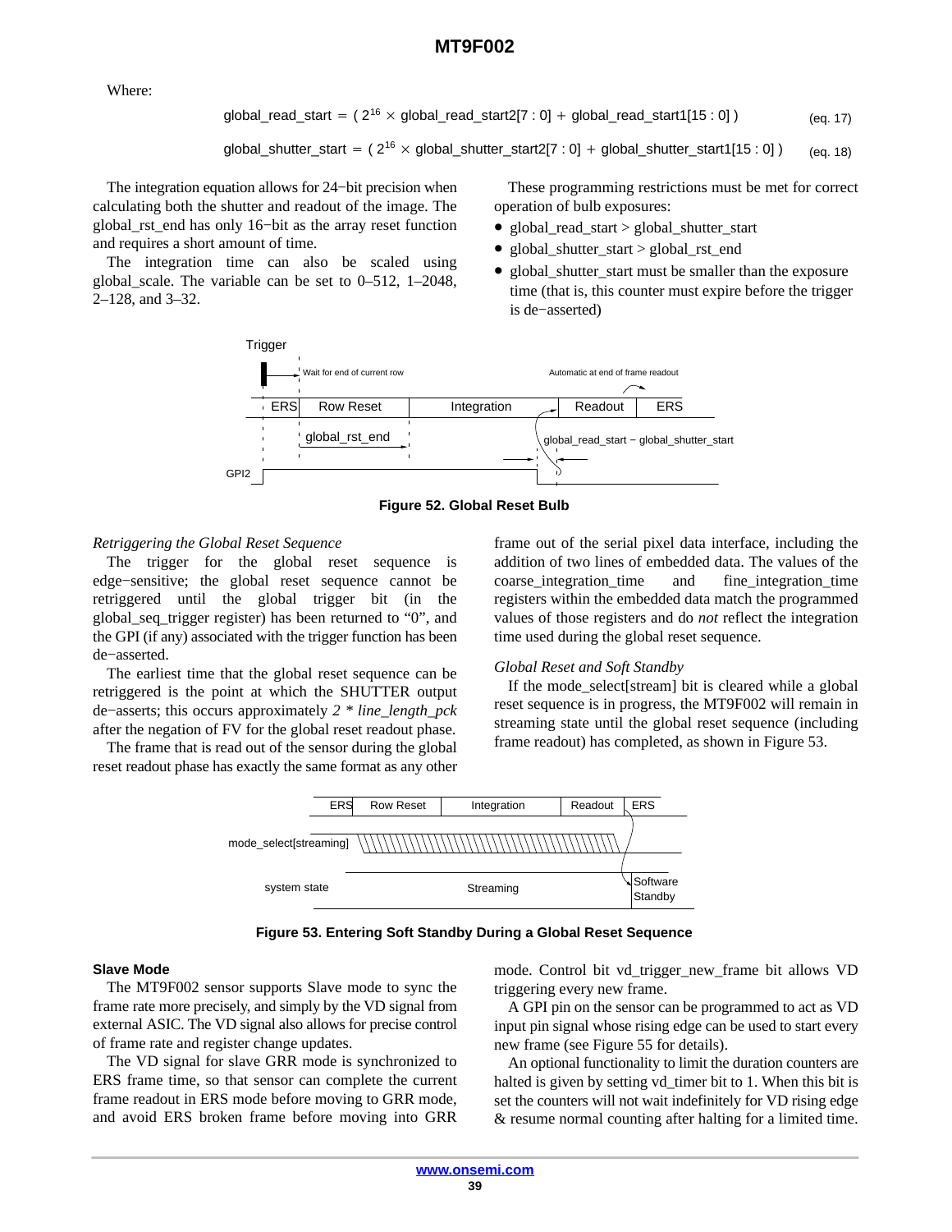Where:

$$global\_read\_start = (2^{16} \times global\_read\_start2[7:0] + global\_read\_start1[15:0]) \quad \text{(eq. 17)}$$

$$global\_shutter\_start = (2^{16} \times global\_shutter\_start2[7:0] + global\_shutter\_start1[15:0]) \quad \text{(eq. 18)}$$

The integration equation allows for 24−bit precision when calculating both the shutter and readout of the image. The global_rst_end has only 16−bit as the array reset function and requires a short amount of time.

The integration time can also be scaled using global_scale. The variable can be set to 0–512, 1–2048, 2–128, and 3–32.

These programming restrictions must be met for correct operation of bulb exposures:

- global_read_start > global_shutter_start
- global_shutter_start > global_rst_end
- global_shutter_start must be smaller than the exposure time (that is, this counter must expire before the trigger is de−asserted)

**Figure 52. Global Reset Bulb**

*Retriggering the Global Reset Sequence*

The trigger for the global reset sequence is edge−sensitive; the global reset sequence cannot be retriggered until the global trigger bit (in the global_seq_trigger register) has been returned to “0”, and the GPI (if any) associated with the trigger function has been de−asserted.

The earliest time that the global reset sequence can be retriggered is the point at which the SHUTTER output de−asserts; this occurs approximately *2 * line_length_pck* after the negation of FV for the global reset readout phase.

The frame that is read out of the sensor during the global reset readout phase has exactly the same format as any other frame out of the serial pixel data interface, including the addition of two lines of embedded data. The values of the coarse_integration_time and fine_integration_time registers within the embedded data match the programmed values of those registers and do *not* reflect the integration time used during the global reset sequence.

*Global Reset and Soft Standby*

If the mode_select[stream] bit is cleared while a global reset sequence is in progress, the MT9F002 will remain in streaming state until the global reset sequence (including frame readout) has completed, as shown in Figure 53.

**Figure 53. Entering Soft Standby During a Global Reset Sequence**

### Slave Mode

The MT9F002 sensor supports Slave mode to sync the frame rate more precisely, and simply by the VD signal from external ASIC. The VD signal also allows for precise control of frame rate and register change updates.

The VD signal for slave GRR mode is synchronized to ERS frame time, so that sensor can complete the current frame readout in ERS mode before moving to GRR mode, and avoid ERS broken frame before moving into GRR mode. Control bit vd_trigger_new_frame bit allows VD triggering every new frame.

A GPI pin on the sensor can be programmed to act as VD input pin signal whose rising edge can be used to start every new frame (see Figure 55 for details).

An optional functionality to limit the duration counters are halted is given by setting vd_timer bit to 1. When this bit is set the counters will not wait indefinitely for VD rising edge & resume normal counting after halting for a limited time.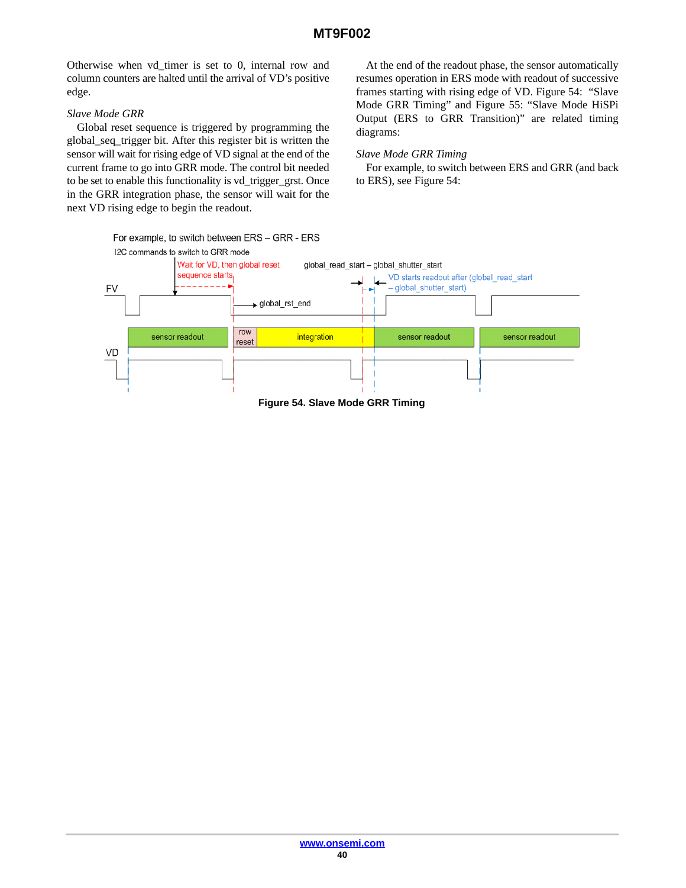Otherwise when vd_timer is set to 0, internal row and column counters are halted until the arrival of VD's positive edge.

*Slave Mode GRR*

Global reset sequence is triggered by programming the global_seq_trigger bit. After this register bit is written the sensor will wait for rising edge of VD signal at the end of the current frame to go into GRR mode. The control bit needed to be set to enable this functionality is vd_trigger_grst. Once in the GRR integration phase, the sensor will wait for the next VD rising edge to begin the readout.

At the end of the readout phase, the sensor automatically resumes operation in ERS mode with readout of successive frames starting with rising edge of VD. Figure 54: "Slave Mode GRR Timing" and Figure 55: "Slave Mode HiSPi Output (ERS to GRR Transition)" are related timing diagrams:

*Slave Mode GRR Timing*

For example, to switch between ERS and GRR (and back to ERS), see Figure 54:

For example, to switch between ERS – GRR - ERS

I2C commands to switch to GRR mode

Wait for VD, then global reset sequence starts

global_read_start – global_shutter_start

VD starts readout after (global_read_start – global_shutter_start)

global_rst_end

FV

VD

sensor readout | row reset | integration | sensor readout | sensor readout

**Figure 54. Slave Mode GRR Timing**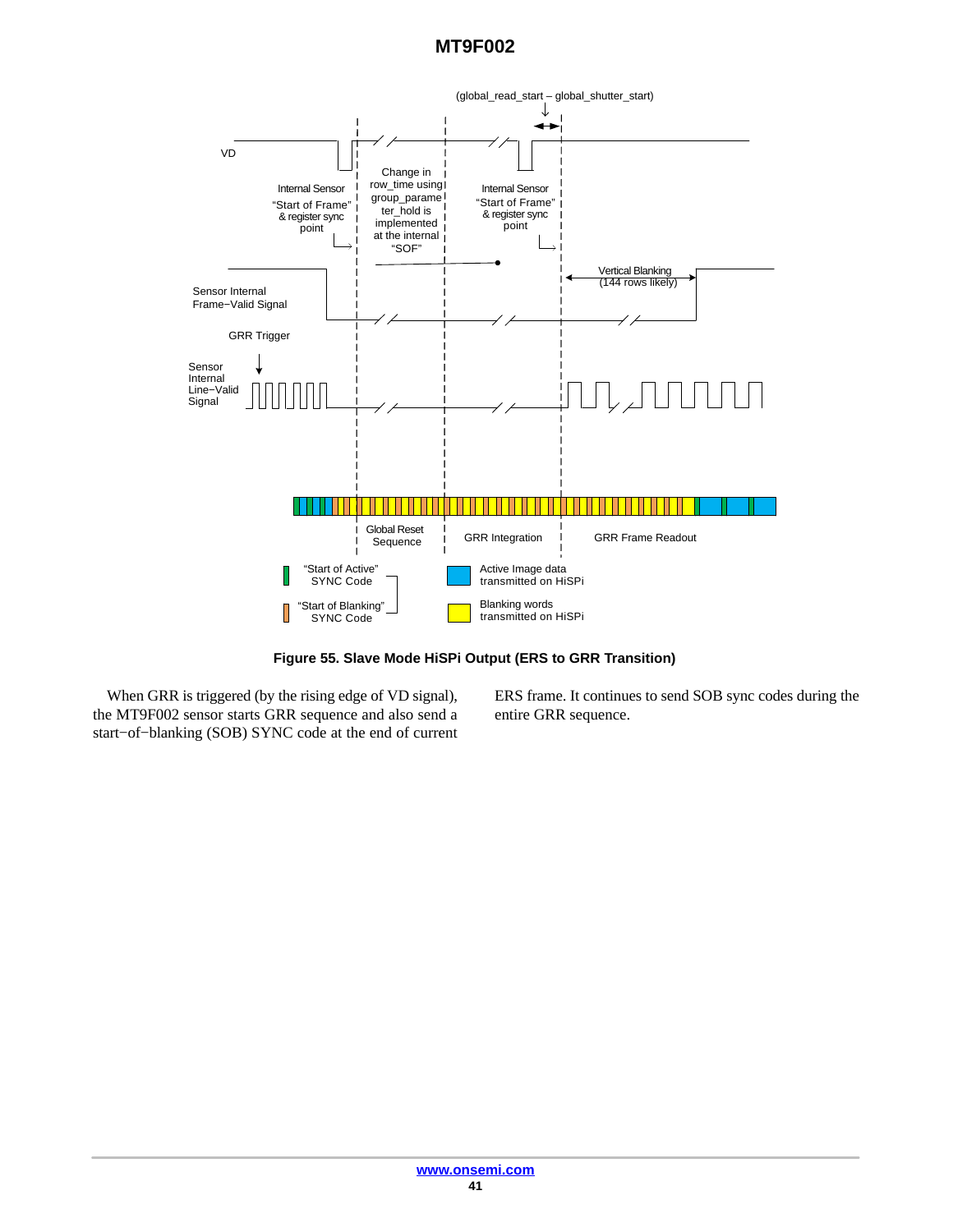**Figure 55. Slave Mode HiSPi Output (ERS to GRR Transition)**

When GRR is triggered (by the rising edge of VD signal), the MT9F002 sensor starts GRR sequence and also send a start−of−blanking (SOB) SYNC code at the end of current ERS frame. It continues to send SOB sync codes during the entire GRR sequence.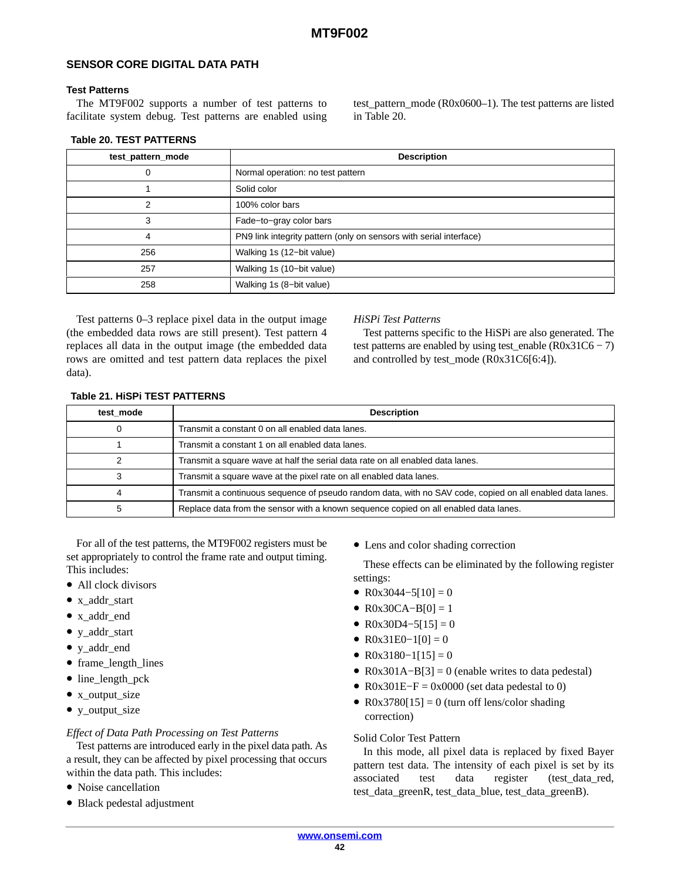## SENSOR CORE DIGITAL DATA PATH

### Test Patterns

The MT9F002 supports a number of test patterns to facilitate system debug. Test patterns are enabled using test_pattern_mode (R0x0600–1). The test patterns are listed in Table 20.

**Table 20. TEST PATTERNS**

| test_pattern_mode | Description |
|---|---|
| 0 | Normal operation: no test pattern |
| 1 | Solid color |
| 2 | 100% color bars |
| 3 | Fade−to−gray color bars |
| 4 | PN9 link integrity pattern (only on sensors with serial interface) |
| 256 | Walking 1s (12−bit value) |
| 257 | Walking 1s (10−bit value) |
| 258 | Walking 1s (8−bit value) |

Test patterns 0–3 replace pixel data in the output image (the embedded data rows are still present). Test pattern 4 replaces all data in the output image (the embedded data rows are omitted and test pattern data replaces the pixel data).

*HiSPi Test Patterns*

Test patterns specific to the HiSPi are also generated. The test patterns are enabled by using test_enable (R0x31C6 − 7) and controlled by test_mode (R0x31C6[6:4]).

**Table 21. HiSPi TEST PATTERNS**

| test_mode | Description |
|---|---|
| 0 | Transmit a constant 0 on all enabled data lanes. |
| 1 | Transmit a constant 1 on all enabled data lanes. |
| 2 | Transmit a square wave at half the serial data rate on all enabled data lanes. |
| 3 | Transmit a square wave at the pixel rate on all enabled data lanes. |
| 4 | Transmit a continuous sequence of pseudo random data, with no SAV code, copied on all enabled data lanes. |
| 5 | Replace data from the sensor with a known sequence copied on all enabled data lanes. |

For all of the test patterns, the MT9F002 registers must be set appropriately to control the frame rate and output timing. This includes:

- All clock divisors
- x_addr_start
- x_addr_end
- y_addr_start
- y_addr_end
- frame_length_lines
- line_length_pck
- x_output_size
- y_output_size

*Effect of Data Path Processing on Test Patterns*

Test patterns are introduced early in the pixel data path. As a result, they can be affected by pixel processing that occurs within the data path. This includes:

- Noise cancellation
- Black pedestal adjustment
- Lens and color shading correction

These effects can be eliminated by the following register settings:

- R0x3044−5[10] = 0
- R0x30CA−B[0] = 1
- R0x30D4−5[15] = 0
- R0x31E0−1[0] = 0
- R0x3180−1[15] = 0
- R0x301A−B[3] = 0 (enable writes to data pedestal)
- R0x301E−F = 0x0000 (set data pedestal to 0)
- R0x3780[15] = 0 (turn off lens/color shading correction)

Solid Color Test Pattern

In this mode, all pixel data is replaced by fixed Bayer pattern test data. The intensity of each pixel is set by its associated test data register (test_data_red, test_data_greenR, test_data_blue, test_data_greenB).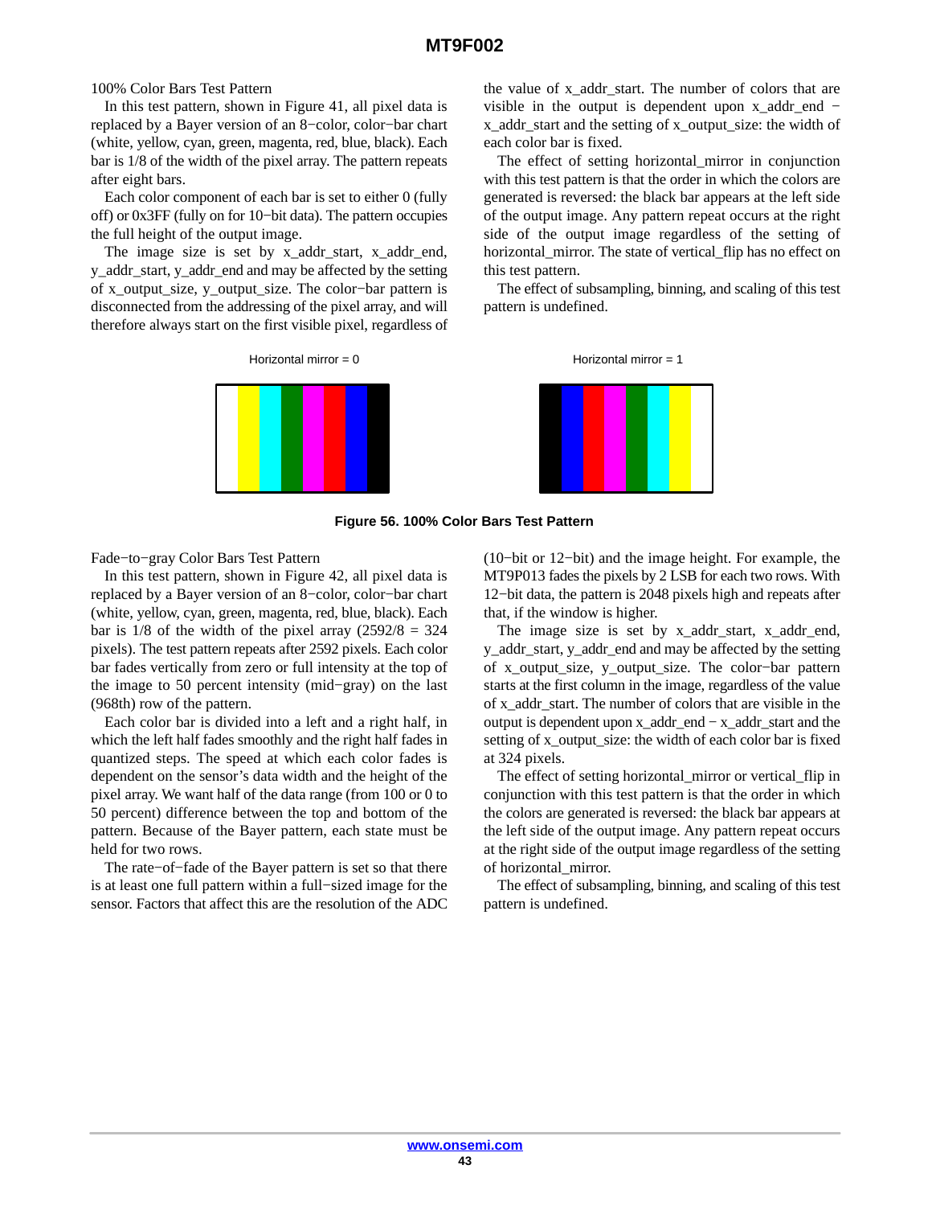100% Color Bars Test Pattern

In this test pattern, shown in Figure 41, all pixel data is replaced by a Bayer version of an 8−color, color−bar chart (white, yellow, cyan, green, magenta, red, blue, black). Each bar is 1/8 of the width of the pixel array. The pattern repeats after eight bars.

Each color component of each bar is set to either 0 (fully off) or 0x3FF (fully on for 10−bit data). The pattern occupies the full height of the output image.

The image size is set by x_addr_start, x_addr_end, y_addr_start, y_addr_end and may be affected by the setting of x_output_size, y_output_size. The color−bar pattern is disconnected from the addressing of the pixel array, and will therefore always start on the first visible pixel, regardless of the value of x_addr_start. The number of colors that are visible in the output is dependent upon x_addr_end − x_addr_start and the setting of x_output_size: the width of each color bar is fixed.

The effect of setting horizontal_mirror in conjunction with this test pattern is that the order in which the colors are generated is reversed: the black bar appears at the left side of the output image. Any pattern repeat occurs at the right side of the output image regardless of the setting of horizontal_mirror. The state of vertical_flip has no effect on this test pattern.

The effect of subsampling, binning, and scaling of this test pattern is undefined.

Horizontal mirror = 0

Horizontal mirror = 1

**Figure 56. 100% Color Bars Test Pattern**

Fade−to−gray Color Bars Test Pattern

In this test pattern, shown in Figure 42, all pixel data is replaced by a Bayer version of an 8−color, color−bar chart (white, yellow, cyan, green, magenta, red, blue, black). Each bar is 1/8 of the width of the pixel array (2592/8 = 324 pixels). The test pattern repeats after 2592 pixels. Each color bar fades vertically from zero or full intensity at the top of the image to 50 percent intensity (mid−gray) on the last (968th) row of the pattern.

Each color bar is divided into a left and a right half, in which the left half fades smoothly and the right half fades in quantized steps. The speed at which each color fades is dependent on the sensor's data width and the height of the pixel array. We want half of the data range (from 100 or 0 to 50 percent) difference between the top and bottom of the pattern. Because of the Bayer pattern, each state must be held for two rows.

The rate−of−fade of the Bayer pattern is set so that there is at least one full pattern within a full−sized image for the sensor. Factors that affect this are the resolution of the ADC (10−bit or 12−bit) and the image height. For example, the MT9P013 fades the pixels by 2 LSB for each two rows. With 12−bit data, the pattern is 2048 pixels high and repeats after that, if the window is higher.

The image size is set by x_addr_start, x_addr_end, y_addr_start, y_addr_end and may be affected by the setting of x_output_size, y_output_size. The color−bar pattern starts at the first column in the image, regardless of the value of x_addr_start. The number of colors that are visible in the output is dependent upon x_addr_end − x_addr_start and the setting of x_output_size: the width of each color bar is fixed at 324 pixels.

The effect of setting horizontal_mirror or vertical_flip in conjunction with this test pattern is that the order in which the colors are generated is reversed: the black bar appears at the left side of the output image. Any pattern repeat occurs at the right side of the output image regardless of the setting of horizontal_mirror.

The effect of subsampling, binning, and scaling of this test pattern is undefined.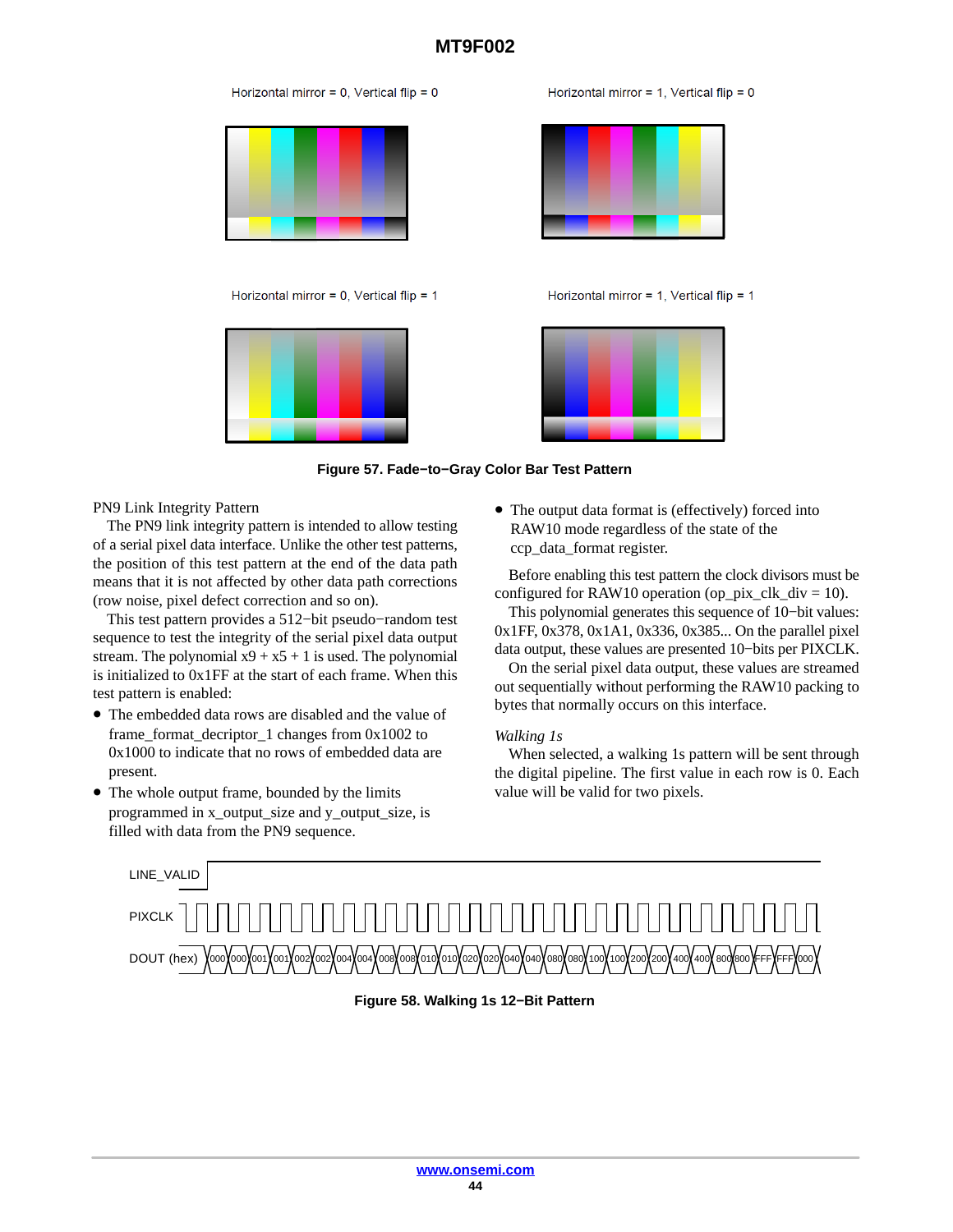Horizontal mirror = 0, Vertical flip = 0

Horizontal mirror = 1, Vertical flip = 0

Horizontal mirror = 0, Vertical flip = 1

Horizontal mirror = 1, Vertical flip = 1

**Figure 57. Fade−to−Gray Color Bar Test Pattern**

PN9 Link Integrity Pattern

The PN9 link integrity pattern is intended to allow testing of a serial pixel data interface. Unlike the other test patterns, the position of this test pattern at the end of the data path means that it is not affected by other data path corrections (row noise, pixel defect correction and so on).

This test pattern provides a 512−bit pseudo−random test sequence to test the integrity of the serial pixel data output stream. The polynomial $x9 + x5 + 1$ is used. The polynomial is initialized to 0x1FF at the start of each frame. When this test pattern is enabled:

- The embedded data rows are disabled and the value of frame_format_decriptor_1 changes from 0x1002 to 0x1000 to indicate that no rows of embedded data are present.
- The whole output frame, bounded by the limits programmed in x_output_size and y_output_size, is filled with data from the PN9 sequence.
- The output data format is (effectively) forced into RAW10 mode regardless of the state of the ccp_data_format register.

Before enabling this test pattern the clock divisors must be configured for RAW10 operation (op_pix_clk_div = 10).

This polynomial generates this sequence of 10−bit values: 0x1FF, 0x378, 0x1A1, 0x336, 0x385... On the parallel pixel data output, these values are presented 10−bits per PIXCLK.

On the serial pixel data output, these values are streamed out sequentially without performing the RAW10 packing to bytes that normally occurs on this interface.

*Walking 1s*

When selected, a walking 1s pattern will be sent through the digital pipeline. The first value in each row is 0. Each value will be valid for two pixels.

LINE_VALID

PIXCLK

DOUT (hex) 000 000 001 001 002 002 004 004 008 008 010 010 020 020 040 040 080 080 100 100 200 200 400 400 800 800 FFF FFF 000

**Figure 58. Walking 1s 12−Bit Pattern**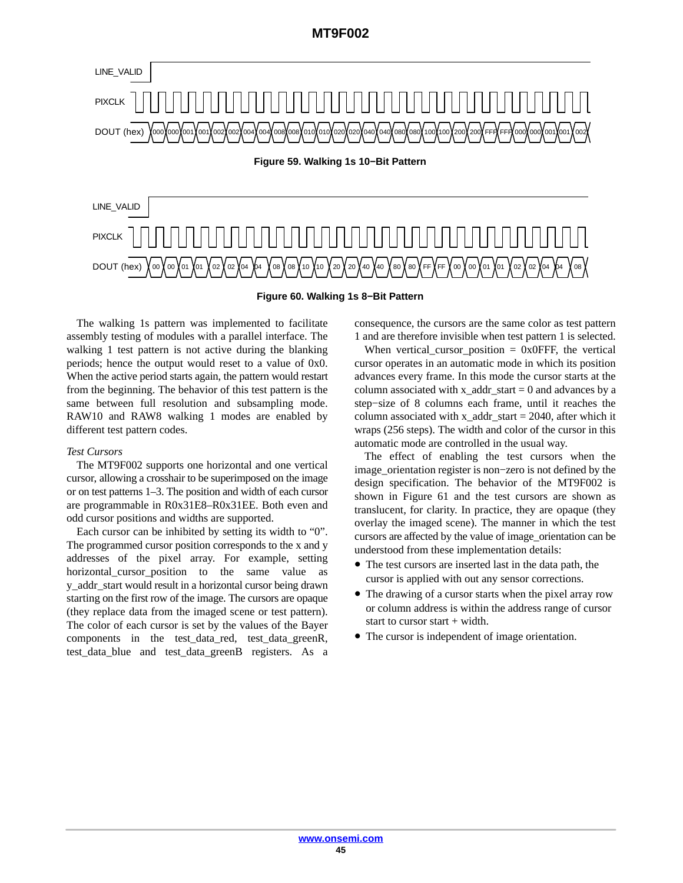Figure 59. Walking 1s 10−Bit Pattern

Figure 60. Walking 1s 8−Bit Pattern

The walking 1s pattern was implemented to facilitate assembly testing of modules with a parallel interface. The walking 1 test pattern is not active during the blanking periods; hence the output would reset to a value of 0x0. When the active period starts again, the pattern would restart from the beginning. The behavior of this test pattern is the same between full resolution and subsampling mode. RAW10 and RAW8 walking 1 modes are enabled by different test pattern codes.

*Test Cursors*

The MT9F002 supports one horizontal and one vertical cursor, allowing a crosshair to be superimposed on the image or on test patterns 1–3. The position and width of each cursor are programmable in R0x31E8–R0x31EE. Both even and odd cursor positions and widths are supported.

Each cursor can be inhibited by setting its width to "0". The programmed cursor position corresponds to the x and y addresses of the pixel array. For example, setting horizontal_cursor_position to the same value as y_addr_start would result in a horizontal cursor being drawn starting on the first row of the image. The cursors are opaque (they replace data from the imaged scene or test pattern). The color of each cursor is set by the values of the Bayer components in the test_data_red, test_data_greenR, test_data_blue and test_data_greenB registers. As a consequence, the cursors are the same color as test pattern 1 and are therefore invisible when test pattern 1 is selected.

When vertical_cursor_position = 0x0FFF, the vertical cursor operates in an automatic mode in which its position advances every frame. In this mode the cursor starts at the column associated with x_addr_start = 0 and advances by a step−size of 8 columns each frame, until it reaches the column associated with x_addr_start = 2040, after which it wraps (256 steps). The width and color of the cursor in this automatic mode are controlled in the usual way.

The effect of enabling the test cursors when the image_orientation register is non−zero is not defined by the design specification. The behavior of the MT9F002 is shown in Figure 61 and the test cursors are shown as translucent, for clarity. In practice, they are opaque (they overlay the imaged scene). The manner in which the test cursors are affected by the value of image_orientation can be understood from these implementation details:

- The test cursors are inserted last in the data path, the cursor is applied with out any sensor corrections.
- The drawing of a cursor starts when the pixel array row or column address is within the address range of cursor start to cursor start + width.
- The cursor is independent of image orientation.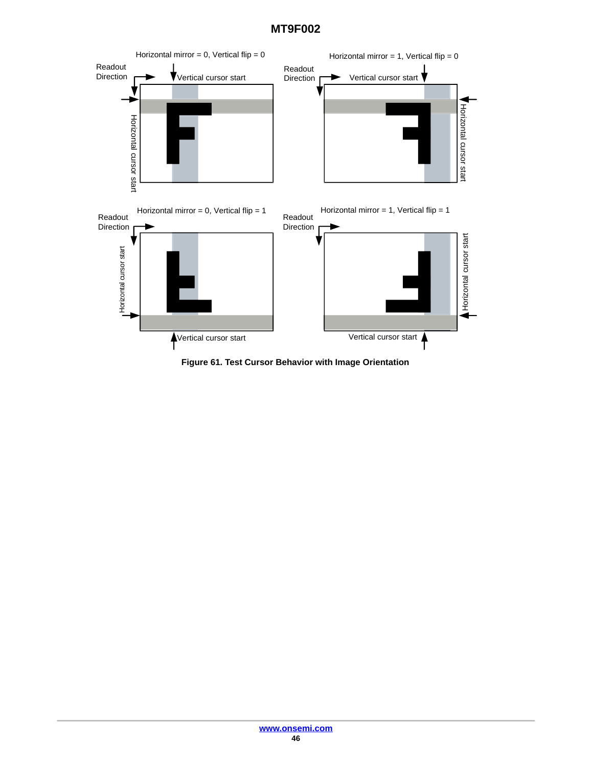Horizontal mirror = 0, Vertical flip = 0

Readout Direction

Vertical cursor start

Horizontal cursor start

Horizontal mirror = 1, Vertical flip = 0

Readout Direction

Vertical cursor start

Horizontal cursor start

Horizontal mirror = 0, Vertical flip = 1

Readout Direction

Horizontal cursor start

Vertical cursor start

Horizontal mirror = 1, Vertical flip = 1

Readout Direction

Horizontal cursor start

Vertical cursor start

**Figure 61. Test Cursor Behavior with Image Orientation**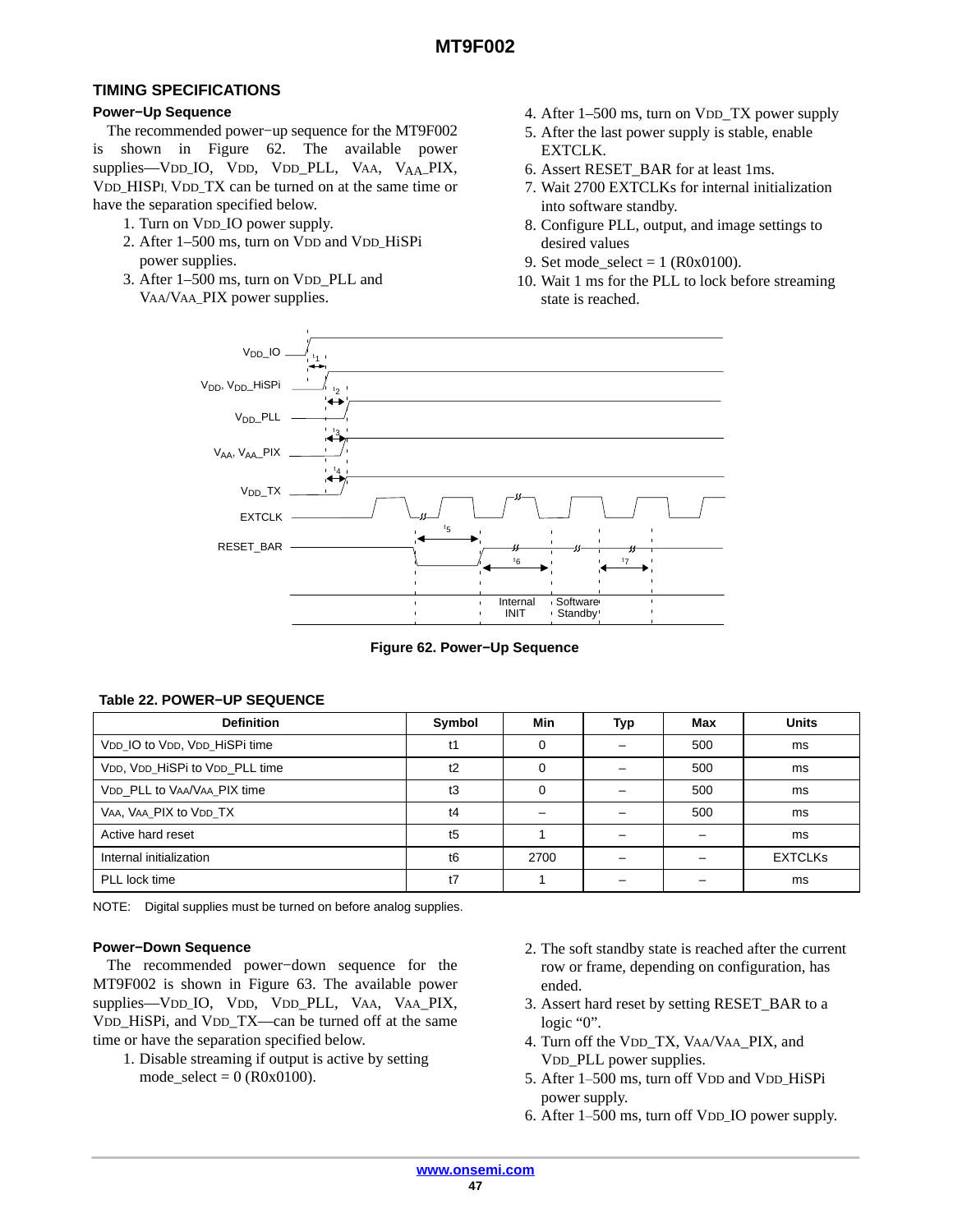## TIMING SPECIFICATIONS

### Power−Up Sequence

The recommended power−up sequence for the MT9F002 is shown in Figure 62. The available power supplies—$V_{DD}$_IO, $V_{DD}$, $V_{DD}$_PLL, $V_{AA}$, $V_{AA}$_PIX, $V_{DD}$_HISPI, $V_{DD}$_TX can be turned on at the same time or have the separation specified below.

1. Turn on $V_{DD}$_IO power supply.
2. After 1–500 ms, turn on $V_{DD}$ and $V_{DD}$_HiSPi power supplies.
3. After 1–500 ms, turn on $V_{DD}$_PLL and $V_{AA}$/$V_{AA}$_PIX power supplies.
4. After 1–500 ms, turn on $V_{DD}$_TX power supply
5. After the last power supply is stable, enable EXTCLK.
6. Assert RESET_BAR for at least 1ms.
7. Wait 2700 EXTCLKs for internal initialization into software standby.
8. Configure PLL, output, and image settings to desired values
9. Set mode_select = 1 (R0x0100).
10. Wait 1 ms for the PLL to lock before streaming state is reached.

Figure 62. Power−Up Sequence

**Table 22. POWER−UP SEQUENCE**

| Definition | Symbol | Min | Typ | Max | Units |
|---|---|---|---|---|---|
| $V_{DD}$_IO to $V_{DD}$, $V_{DD}$_HiSPi time | t1 | 0 | – | 500 | ms |
| $V_{DD}$, $V_{DD}$_HiSPi to $V_{DD}$_PLL time | t2 | 0 | – | 500 | ms |
| $V_{DD}$_PLL to $V_{AA}$/$V_{AA}$_PIX time | t3 | 0 | – | 500 | ms |
| $V_{AA}$, $V_{AA}$_PIX to $V_{DD}$_TX | t4 | – | – | 500 | ms |
| Active hard reset | t5 | 1 | – | – | ms |
| Internal initialization | t6 | 2700 | – | – | EXTCLKs |
| PLL lock time | t7 | 1 | – | – | ms |

NOTE: Digital supplies must be turned on before analog supplies.

### Power−Down Sequence

The recommended power−down sequence for the MT9F002 is shown in Figure 63. The available power supplies—$V_{DD}$_IO, $V_{DD}$, $V_{DD}$_PLL, $V_{AA}$, $V_{AA}$_PIX, $V_{DD}$_HiSPi, and $V_{DD}$_TX—can be turned off at the same time or have the separation specified below.

1. Disable streaming if output is active by setting mode_select = 0 (R0x0100).
2. The soft standby state is reached after the current row or frame, depending on configuration, has ended.
3. Assert hard reset by setting RESET_BAR to a logic "0".
4. Turn off the $V_{DD}$_TX, $V_{AA}$/$V_{AA}$_PIX, and $V_{DD}$_PLL power supplies.
5. After 1–500 ms, turn off $V_{DD}$ and $V_{DD}$_HiSPi power supply.
6. After 1–500 ms, turn off $V_{DD}$_IO power supply.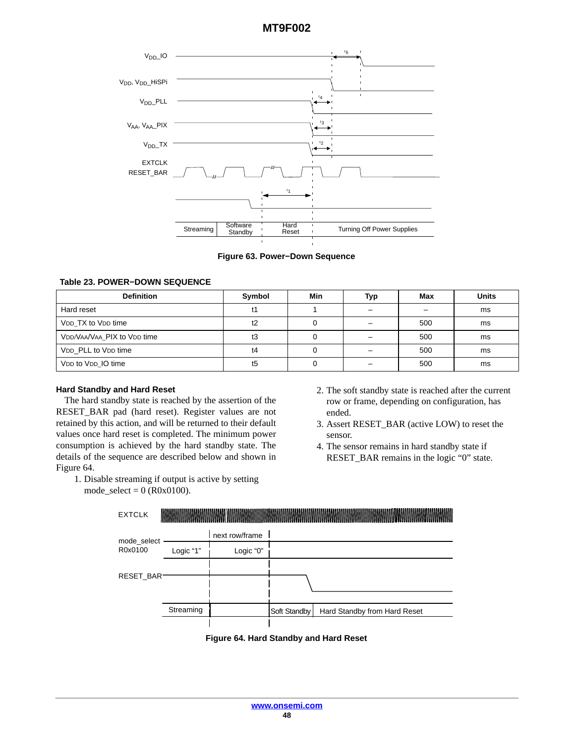Figure 63. Power−Down Sequence

**Table 23. POWER−DOWN SEQUENCE**

| Definition | Symbol | Min | Typ | Max | Units |
|---|---|---|---|---|---|
| Hard reset | t1 | 1 | – | – | ms |
| $V_{DD}$_TX to $V_{DD}$ time | t2 | 0 | – | 500 | ms |
| $V_{DD}$/$V_{AA}$/$V_{AA}$_PIX to $V_{DD}$ time | t3 | 0 | – | 500 | ms |
| $V_{DD}$_PLL to $V_{DD}$ time | t4 | 0 | – | 500 | ms |
| $V_{DD}$ to $V_{DD}$_IO time | t5 | 0 | – | 500 | ms |

### Hard Standby and Hard Reset

The hard standby state is reached by the assertion of the RESET_BAR pad (hard reset). Register values are not retained by this action, and will be returned to their default values once hard reset is completed. The minimum power consumption is achieved by the hard standby state. The details of the sequence are described below and shown in Figure 64.

1. Disable streaming if output is active by setting mode_select = 0 (R0x0100).
2. The soft standby state is reached after the current row or frame, depending on configuration, has ended.
3. Assert RESET_BAR (active LOW) to reset the sensor.
4. The sensor remains in hard standby state if RESET_BAR remains in the logic “0” state.

Figure 64. Hard Standby and Hard Reset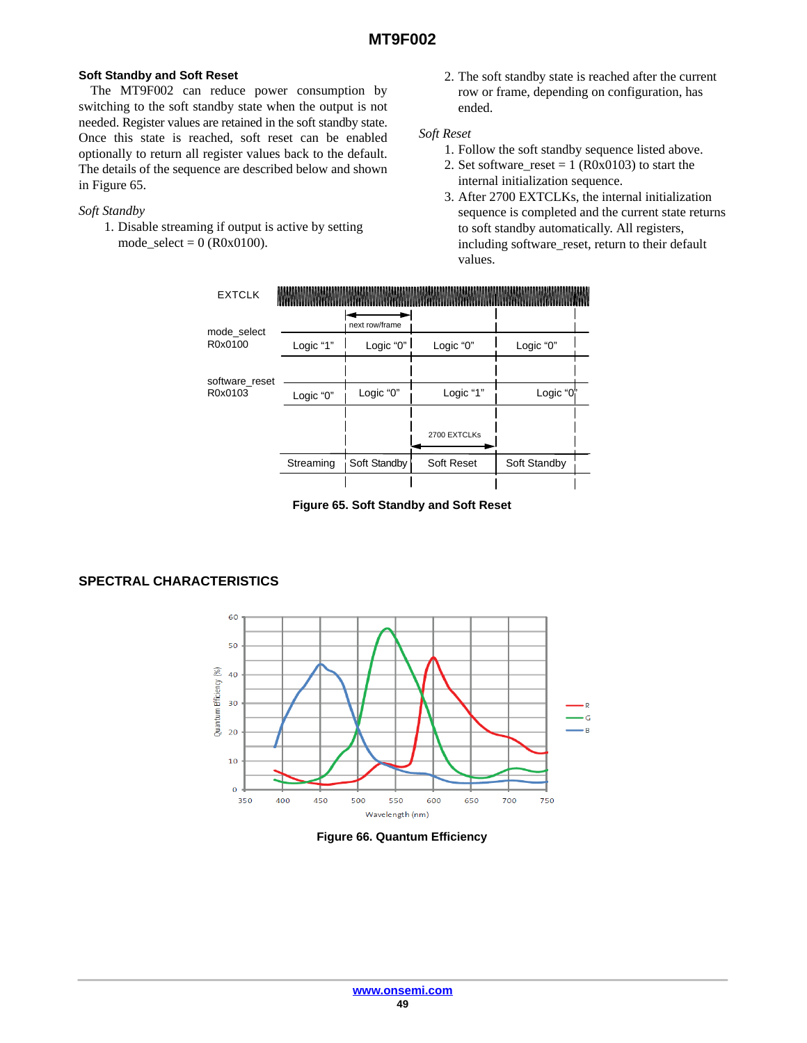## Soft Standby and Soft Reset

The MT9F002 can reduce power consumption by switching to the soft standby state when the output is not needed. Register values are retained in the soft standby state. Once this state is reached, soft reset can be enabled optionally to return all register values back to the default. The details of the sequence are described below and shown in Figure 65.

*Soft Standby*

1. Disable streaming if output is active by setting mode_select = 0 (R0x0100).
2. The soft standby state is reached after the current row or frame, depending on configuration, has ended.

*Soft Reset*

1. Follow the soft standby sequence listed above.
2. Set software_reset = 1 (R0x0103) to start the internal initialization sequence.
3. After 2700 EXTCLKs, the internal initialization sequence is completed and the current state returns to soft standby automatically. All registers, including software_reset, return to their default values.

**Figure 65. Soft Standby and Soft Reset**

## SPECTRAL CHARACTERISTICS

**Figure 66. Quantum Efficiency**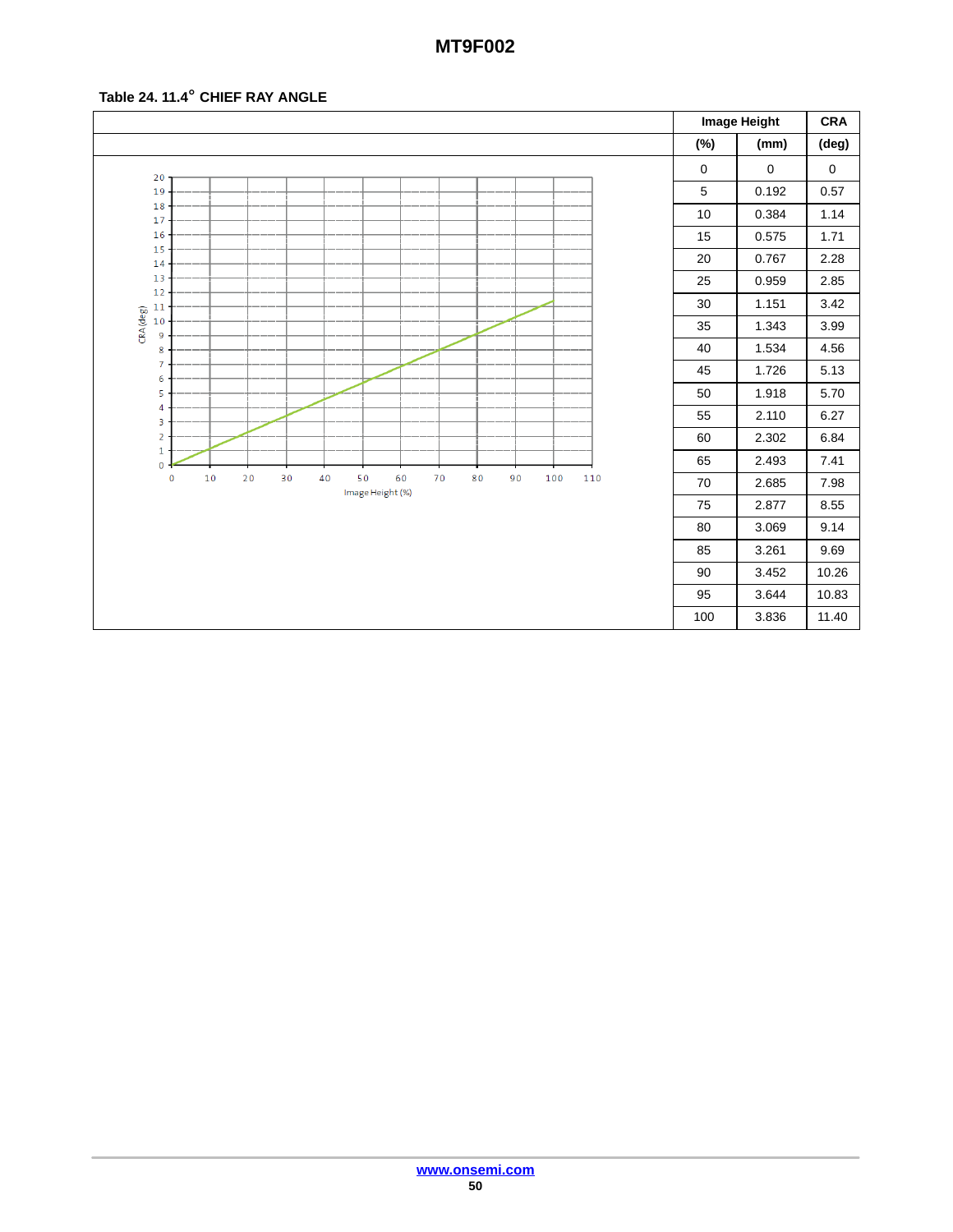**Table 24. 11.4° CHIEF RAY ANGLE**

| Image Height (%) | Image Height (mm) | CRA (deg) |
|---|---|---|
| 0 | 0 | 0 |
| 5 | 0.192 | 0.57 |
| 10 | 0.384 | 1.14 |
| 15 | 0.575 | 1.71 |
| 20 | 0.767 | 2.28 |
| 25 | 0.959 | 2.85 |
| 30 | 1.151 | 3.42 |
| 35 | 1.343 | 3.99 |
| 40 | 1.534 | 4.56 |
| 45 | 1.726 | 5.13 |
| 50 | 1.918 | 5.70 |
| 55 | 2.110 | 6.27 |
| 60 | 2.302 | 6.84 |
| 65 | 2.493 | 7.41 |
| 70 | 2.685 | 7.98 |
| 75 | 2.877 | 8.55 |
| 80 | 3.069 | 9.14 |
| 85 | 3.261 | 9.69 |
| 90 | 3.452 | 10.26 |
| 95 | 3.644 | 10.83 |
| 100 | 3.836 | 11.40 |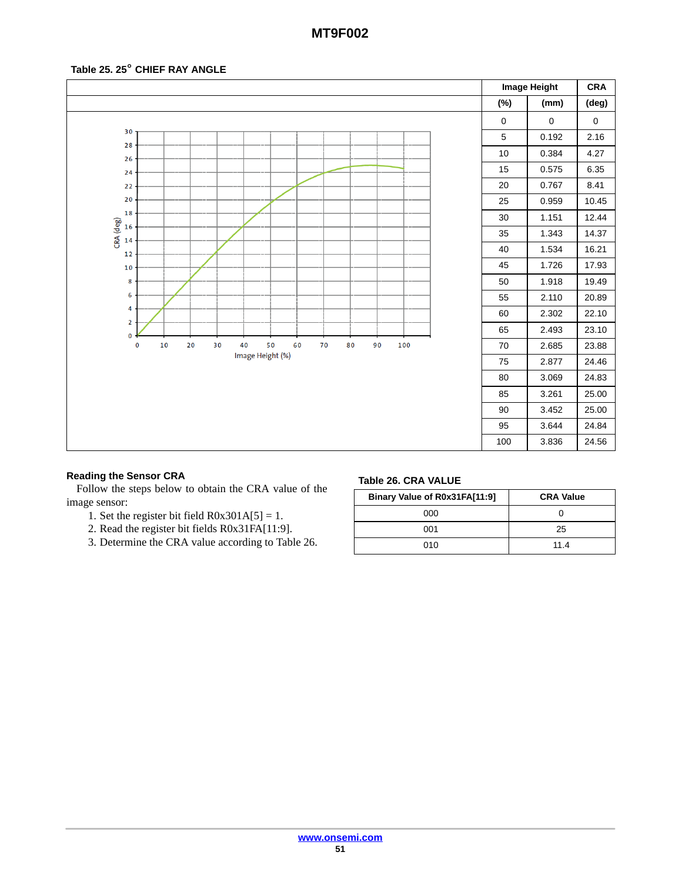**Table 25. 25° CHIEF RAY ANGLE**

| Image Height (%) | Image Height (mm) | CRA (deg) |
|---|---|---|
| 0 | 0 | 0 |
| 5 | 0.192 | 2.16 |
| 10 | 0.384 | 4.27 |
| 15 | 0.575 | 6.35 |
| 20 | 0.767 | 8.41 |
| 25 | 0.959 | 10.45 |
| 30 | 1.151 | 12.44 |
| 35 | 1.343 | 14.37 |
| 40 | 1.534 | 16.21 |
| 45 | 1.726 | 17.93 |
| 50 | 1.918 | 19.49 |
| 55 | 2.110 | 20.89 |
| 60 | 2.302 | 22.10 |
| 65 | 2.493 | 23.10 |
| 70 | 2.685 | 23.88 |
| 75 | 2.877 | 24.46 |
| 80 | 3.069 | 24.83 |
| 85 | 3.261 | 25.00 |
| 90 | 3.452 | 25.00 |
| 95 | 3.644 | 24.84 |
| 100 | 3.836 | 24.56 |

### Reading the Sensor CRA

Follow the steps below to obtain the CRA value of the image sensor:

1. Set the register bit field R0x301A[5] = 1.
2. Read the register bit fields R0x31FA[11:9].
3. Determine the CRA value according to Table 26.

**Table 26. CRA VALUE**

| Binary Value of R0x31FA[11:9] | CRA Value |
|---|---|
| 000 | 0 |
| 001 | 25 |
| 010 | 11.4 |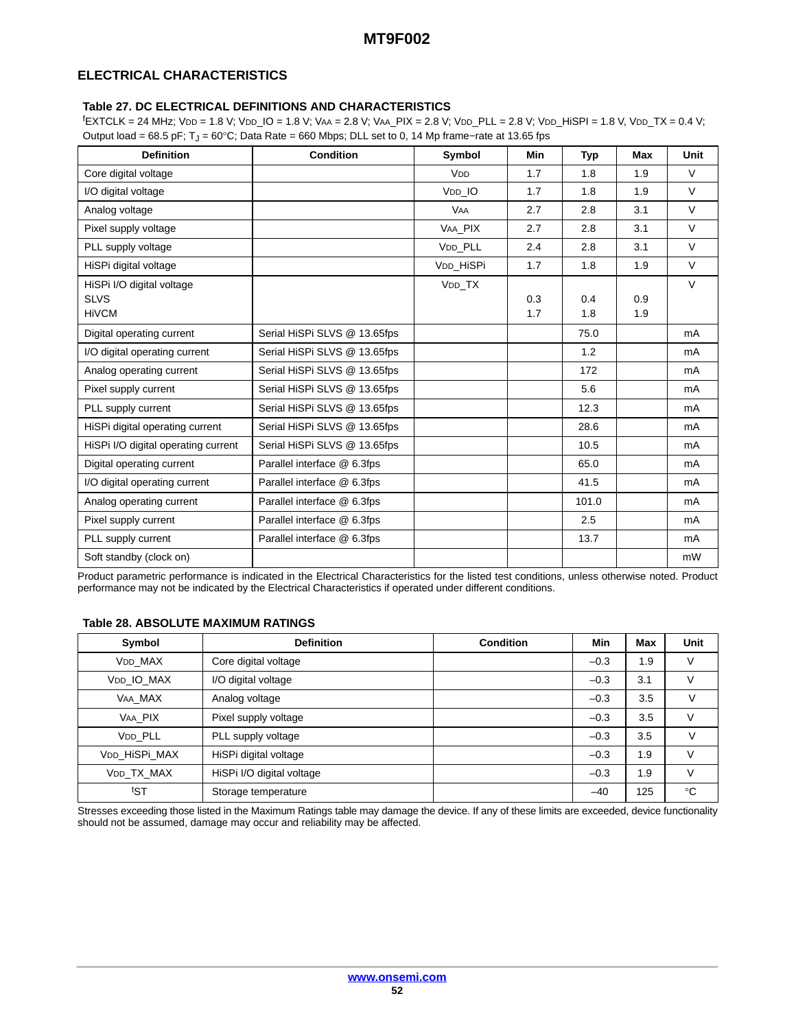## ELECTRICAL CHARACTERISTICS

### Table 27. DC ELECTRICAL DEFINITIONS AND CHARACTERISTICS

$^{f}$EXTCLK = 24 MHz; VDD = 1.8 V; VDD_IO = 1.8 V; VAA = 2.8 V; VAA_PIX = 2.8 V; VDD_PLL = 2.8 V; VDD_HiSPI = 1.8 V, VDD_TX = 0.4 V; Output load = 68.5 pF; $T_J$ = 60°C; Data Rate = 660 Mbps; DLL set to 0, 14 Mp frame−rate at 13.65 fps

| Definition | Condition | Symbol | Min | Typ | Max | Unit |
|---|---|---|---|---|---|---|
| Core digital voltage | | VDD | 1.7 | 1.8 | 1.9 | V |
| I/O digital voltage | | VDD_IO | 1.7 | 1.8 | 1.9 | V |
| Analog voltage | | VAA | 2.7 | 2.8 | 3.1 | V |
| Pixel supply voltage | | VAA_PIX | 2.7 | 2.8 | 3.1 | V |
| PLL supply voltage | | VDD_PLL | 2.4 | 2.8 | 3.1 | V |
| HiSPi digital voltage | | VDD_HiSPi | 1.7 | 1.8 | 1.9 | V |
| HiSPi I/O digital voltage<br>SLVS<br>HiVCM | | VDD_TX | <br>0.3<br>1.7 | <br>0.4<br>1.8 | <br>0.9<br>1.9 | V |
| Digital operating current | Serial HiSPi SLVS @ 13.65fps | | | 75.0 | | mA |
| I/O digital operating current | Serial HiSPi SLVS @ 13.65fps | | | 1.2 | | mA |
| Analog operating current | Serial HiSPi SLVS @ 13.65fps | | | 172 | | mA |
| Pixel supply current | Serial HiSPi SLVS @ 13.65fps | | | 5.6 | | mA |
| PLL supply current | Serial HiSPi SLVS @ 13.65fps | | | 12.3 | | mA |
| HiSPi digital operating current | Serial HiSPi SLVS @ 13.65fps | | | 28.6 | | mA |
| HiSPi I/O digital operating current | Serial HiSPi SLVS @ 13.65fps | | | 10.5 | | mA |
| Digital operating current | Parallel interface @ 6.3fps | | | 65.0 | | mA |
| I/O digital operating current | Parallel interface @ 6.3fps | | | 41.5 | | mA |
| Analog operating current | Parallel interface @ 6.3fps | | | 101.0 | | mA |
| Pixel supply current | Parallel interface @ 6.3fps | | | 2.5 | | mA |
| PLL supply current | Parallel interface @ 6.3fps | | | 13.7 | | mA |
| Soft standby (clock on) | | | | | | mW |

Product parametric performance is indicated in the Electrical Characteristics for the listed test conditions, unless otherwise noted. Product performance may not be indicated by the Electrical Characteristics if operated under different conditions.

### Table 28. ABSOLUTE MAXIMUM RATINGS

| Symbol | Definition | Condition | Min | Max | Unit |
|---|---|---|---|---|---|
| VDD_MAX | Core digital voltage | | –0.3 | 1.9 | V |
| VDD_IO_MAX | I/O digital voltage | | –0.3 | 3.1 | V |
| VAA_MAX | Analog voltage | | –0.3 | 3.5 | V |
| VAA_PIX | Pixel supply voltage | | –0.3 | 3.5 | V |
| VDD_PLL | PLL supply voltage | | –0.3 | 3.5 | V |
| VDD_HiSPi_MAX | HiSPi digital voltage | | –0.3 | 1.9 | V |
| VDD_TX_MAX | HiSPi I/O digital voltage | | –0.3 | 1.9 | V |
| $^{t}$ST | Storage temperature | | –40 | 125 | °C |

Stresses exceeding those listed in the Maximum Ratings table may damage the device. If any of these limits are exceeded, device functionality should not be assumed, damage may occur and reliability may be affected.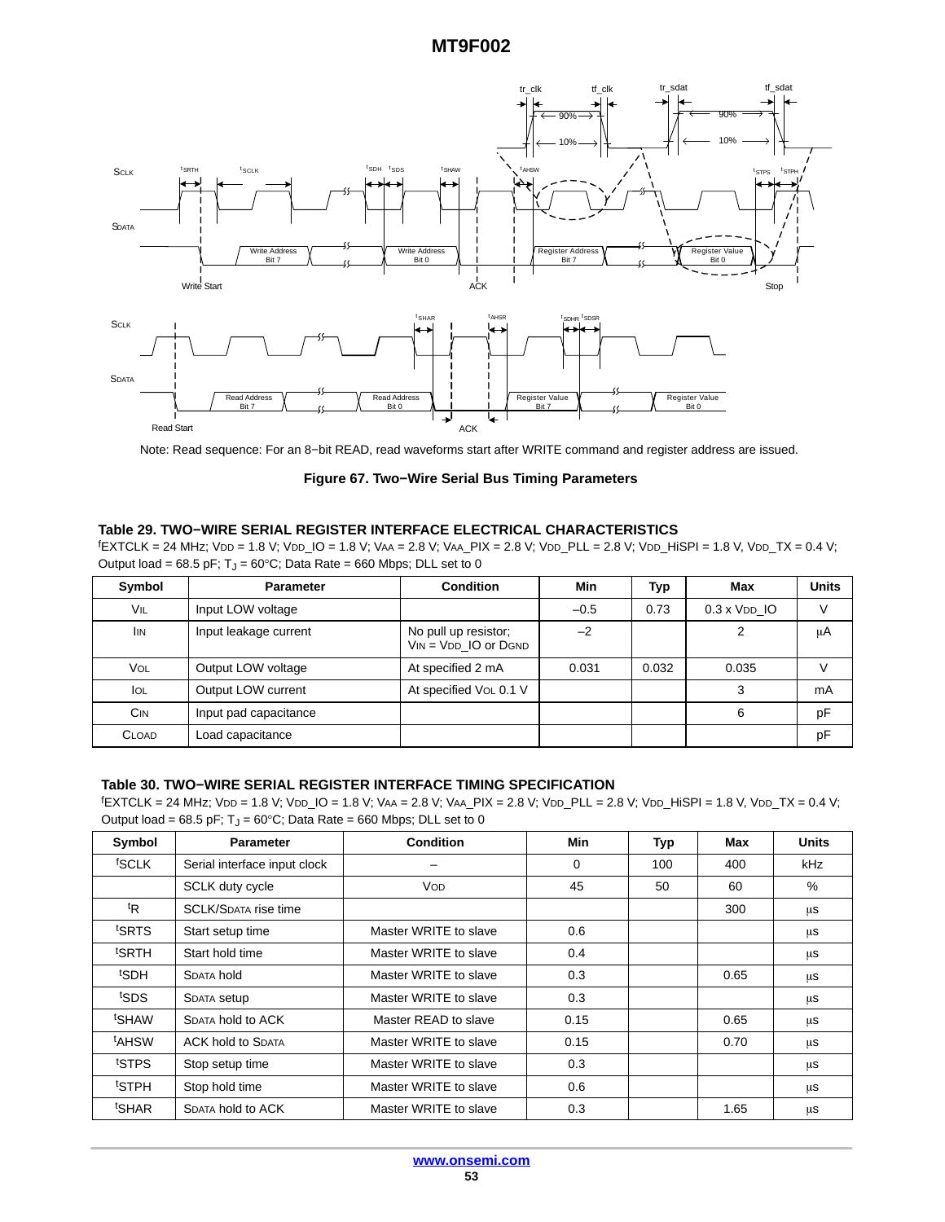Note: Read sequence: For an 8−bit READ, read waveforms start after WRITE command and register address are issued.

**Figure 67. Two−Wire Serial Bus Timing Parameters**

**Table 29. TWO−WIRE SERIAL REGISTER INTERFACE ELECTRICAL CHARACTERISTICS**

fEXTCLK = 24 MHz; VDD = 1.8 V; VDD_IO = 1.8 V; VAA = 2.8 V; VAA_PIX = 2.8 V; VDD_PLL = 2.8 V; VDD_HiSPI = 1.8 V, VDD_TX = 0.4 V; Output load = 68.5 pF; $T_J$ = 60°C; Data Rate = 660 Mbps; DLL set to 0

| Symbol | Parameter | Condition | Min | Typ | Max | Units |
|---|---|---|---|---|---|---|
| VIL | Input LOW voltage | | −0.5 | 0.73 | 0.3 x VDD_IO | V |
| IIN | Input leakage current | No pull up resistor; VIN = VDD_IO or DGND | −2 | | 2 | μA |
| VOL | Output LOW voltage | At specified 2 mA | 0.031 | 0.032 | 0.035 | V |
| IOL | Output LOW current | At specified VOL 0.1 V | | | 3 | mA |
| CIN | Input pad capacitance | | | | 6 | pF |
| CLOAD | Load capacitance | | | | | pF |

**Table 30. TWO−WIRE SERIAL REGISTER INTERFACE TIMING SPECIFICATION**

fEXTCLK = 24 MHz; VDD = 1.8 V; VDD_IO = 1.8 V; VAA = 2.8 V; VAA_PIX = 2.8 V; VDD_PLL = 2.8 V; VDD_HiSPI = 1.8 V, VDD_TX = 0.4 V; Output load = 68.5 pF; $T_J$ = 60°C; Data Rate = 660 Mbps; DLL set to 0

| Symbol | Parameter | Condition | Min | Typ | Max | Units |
|---|---|---|---|---|---|---|
| fSCLK | Serial interface input clock | – | 0 | 100 | 400 | kHz |
| | SCLK duty cycle | VOD | 45 | 50 | 60 | % |
| tR | SCLK/SDATA rise time | | | | 300 | μs |
| tSRTS | Start setup time | Master WRITE to slave | 0.6 | | | μs |
| tSRTH | Start hold time | Master WRITE to slave | 0.4 | | | μs |
| tSDH | SDATA hold | Master WRITE to slave | 0.3 | | 0.65 | μs |
| tSDS | SDATA setup | Master WRITE to slave | 0.3 | | | μs |
| tSHAW | SDATA hold to ACK | Master READ to slave | 0.15 | | 0.65 | μs |
| tAHSW | ACK hold to SDATA | Master WRITE to slave | 0.15 | | 0.70 | μs |
| tSTPS | Stop setup time | Master WRITE to slave | 0.3 | | | μs |
| tSTPH | Stop hold time | Master WRITE to slave | 0.6 | | | μs |
| tSHAR | SDATA hold to ACK | Master WRITE to slave | 0.3 | | 1.65 | μs |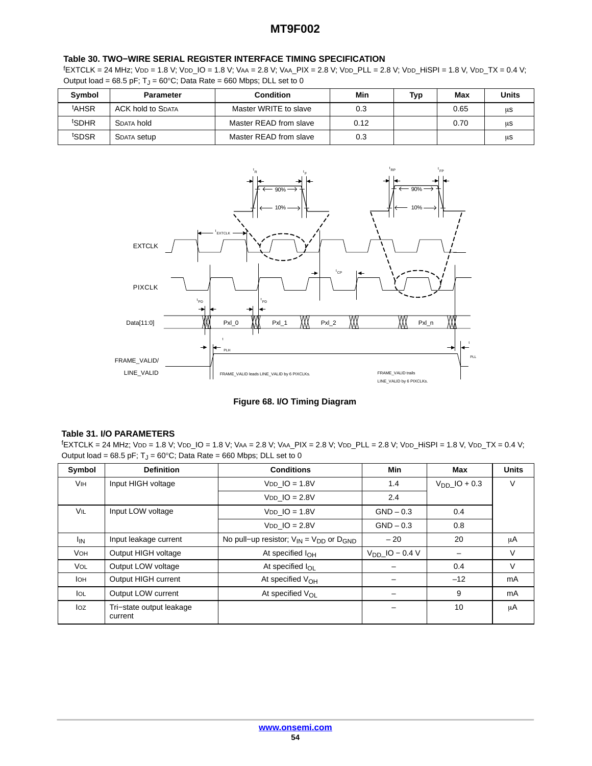**Table 30. TWO−WIRE SERIAL REGISTER INTERFACE TIMING SPECIFICATION**

$^f$EXTCLK = 24 MHz; VDD = 1.8 V; VDD_IO = 1.8 V; VAA = 2.8 V; VAA_PIX = 2.8 V; VDD_PLL = 2.8 V; VDD_HiSPI = 1.8 V, VDD_TX = 0.4 V; Output load = 68.5 pF; $T_J$ = 60°C; Data Rate = 660 Mbps; DLL set to 0

| Symbol | Parameter | Condition | Min | Typ | Max | Units |
|---|---|---|---|---|---|---|
| $^t$AHSR | ACK hold to SDATA | Master WRITE to slave | 0.3 | | 0.65 | μs |
| $^t$SDHR | SDATA hold | Master READ from slave | 0.12 | | 0.70 | μs |
| $^t$SDSR | SDATA setup | Master READ from slave | 0.3 | | | μs |

Figure 68. I/O Timing Diagram

**Table 31. I/O PARAMETERS**

$^f$EXTCLK = 24 MHz; VDD = 1.8 V; VDD_IO = 1.8 V; VAA = 2.8 V; VAA_PIX = 2.8 V; VDD_PLL = 2.8 V; VDD_HiSPI = 1.8 V, VDD_TX = 0.4 V; Output load = 68.5 pF; $T_J$ = 60°C; Data Rate = 660 Mbps; DLL set to 0

| Symbol | Definition | Conditions | Min | Max | Units |
|---|---|---|---|---|---|
| VIH | Input HIGH voltage | VDD_IO = 1.8V | 1.4 | $V_{DD}$_IO + 0.3 | V |
| | | VDD_IO = 2.8V | 2.4 | | |
| VIL | Input LOW voltage | VDD_IO = 1.8V | GND – 0.3 | 0.4 | |
| | | VDD_IO = 2.8V | GND – 0.3 | 0.8 | |
| $I_{IN}$ | Input leakage current | No pull−up resistor; $V_{IN}$ = $V_{DD}$ or $D_{GND}$ | – 20 | 20 | μA |
| VOH | Output HIGH voltage | At specified $I_{OH}$ | $V_{DD}$_IO − 0.4 V | – | V |
| VOL | Output LOW voltage | At specified $I_{OL}$ | – | 0.4 | V |
| IOH | Output HIGH current | At specified $V_{OH}$ | – | –12 | mA |
| IOL | Output LOW current | At specified $V_{OL}$ | – | 9 | mA |
| IOZ | Tri−state output leakage current | | – | 10 | μA |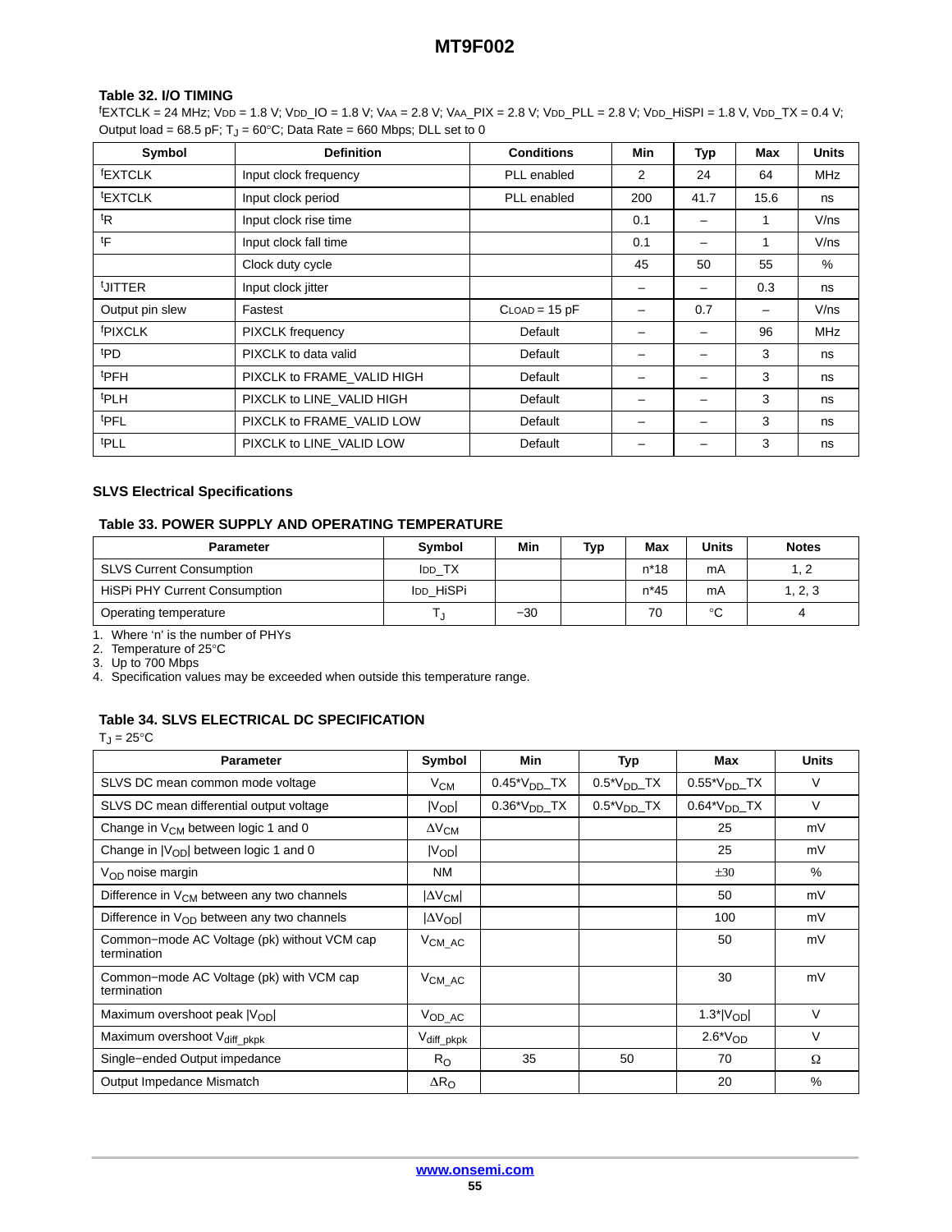#### Table 32. I/O TIMING

$^{f}EXTCLK$ = 24 MHz; $V_{DD}$ = 1.8 V; $V_{DD}$_IO = 1.8 V; $V_{AA}$ = 2.8 V; $V_{AA}$_PIX = 2.8 V; $V_{DD}$_PLL = 2.8 V; $V_{DD}$_HiSPI = 1.8 V, $V_{DD}$_TX = 0.4 V; Output load = 68.5 pF; $T_J$ = 60°C; Data Rate = 660 Mbps; DLL set to 0

| Symbol | Definition | Conditions | Min | Typ | Max | Units |
|---|---|---|---|---|---|---|
| $^{f}$EXTCLK | Input clock frequency | PLL enabled | 2 | 24 | 64 | MHz |
| $^{t}$EXTCLK | Input clock period | PLL enabled | 200 | 41.7 | 15.6 | ns |
| $^{t}$R | Input clock rise time | | 0.1 | – | 1 | V/ns |
| $^{t}$F | Input clock fall time | | 0.1 | – | 1 | V/ns |
| | Clock duty cycle | | 45 | 50 | 55 | % |
| $^{t}$JITTER | Input clock jitter | | – | – | 0.3 | ns |
| Output pin slew | Fastest | $C_{LOAD}$ = 15 pF | – | 0.7 | – | V/ns |
| $^{f}$PIXCLK | PIXCLK frequency | Default | – | – | 96 | MHz |
| $^{t}$PD | PIXCLK to data valid | Default | – | – | 3 | ns |
| $^{t}$PFH | PIXCLK to FRAME_VALID HIGH | Default | – | – | 3 | ns |
| $^{t}$PLH | PIXCLK to LINE_VALID HIGH | Default | – | – | 3 | ns |
| $^{t}$PFL | PIXCLK to FRAME_VALID LOW | Default | – | – | 3 | ns |
| $^{t}$PLL | PIXCLK to LINE_VALID LOW | Default | – | – | 3 | ns |

### SLVS Electrical Specifications

#### Table 33. POWER SUPPLY AND OPERATING TEMPERATURE

| Parameter | Symbol | Min | Typ | Max | Units | Notes |
|---|---|---|---|---|---|---|
| SLVS Current Consumption | $I_{DD}$_TX | | | n*18 | mA | 1, 2 |
| HiSPi PHY Current Consumption | $I_{DD}$_HiSPi | | | n*45 | mA | 1, 2, 3 |
| Operating temperature | $T_J$ | −30 | | 70 | °C | 4 |

1. Where ‘n’ is the number of PHYs
2. Temperature of 25°C
3. Up to 700 Mbps
4. Specification values may be exceeded when outside this temperature range.

#### Table 34. SLVS ELECTRICAL DC SPECIFICATION

$T_J$ = 25°C

| Parameter | Symbol | Min | Typ | Max | Units |
|---|---|---|---|---|---|
| SLVS DC mean common mode voltage | $V_{CM}$ | 0.45*$V_{DD}$_TX | 0.5*$V_{DD}$_TX | 0.55*$V_{DD}$_TX | V |
| SLVS DC mean differential output voltage | $\lvert V_{OD}\rvert$ | 0.36*$V_{DD}$_TX | 0.5*$V_{DD}$_TX | 0.64*$V_{DD}$_TX | V |
| Change in $V_{CM}$ between logic 1 and 0 | $\Delta V_{CM}$ | | | 25 | mV |
| Change in $\lvert V_{OD}\rvert$ between logic 1 and 0 | $\lvert V_{OD}\rvert$ | | | 25 | mV |
| $V_{OD}$ noise margin | NM | | | ±30 | % |
| Difference in $V_{CM}$ between any two channels | $\lvert\Delta V_{CM}\rvert$ | | | 50 | mV |
| Difference in $V_{OD}$ between any two channels | $\lvert\Delta V_{OD}\rvert$ | | | 100 | mV |
| Common−mode AC Voltage (pk) without VCM cap termination | $V_{CM\_AC}$ | | | 50 | mV |
| Common−mode AC Voltage (pk) with VCM cap termination | $V_{CM\_AC}$ | | | 30 | mV |
| Maximum overshoot peak $\lvert V_{OD}\rvert$ | $V_{OD\_AC}$ | | | 1.3*$\lvert V_{OD}\rvert$ | V |
| Maximum overshoot $V_{diff\_pkpk}$ | $V_{diff\_pkpk}$ | | | 2.6*$V_{OD}$ | V |
| Single−ended Output impedance | $R_O$ | 35 | 50 | 70 | Ω |
| Output Impedance Mismatch | $\Delta R_O$ | | | 20 | % |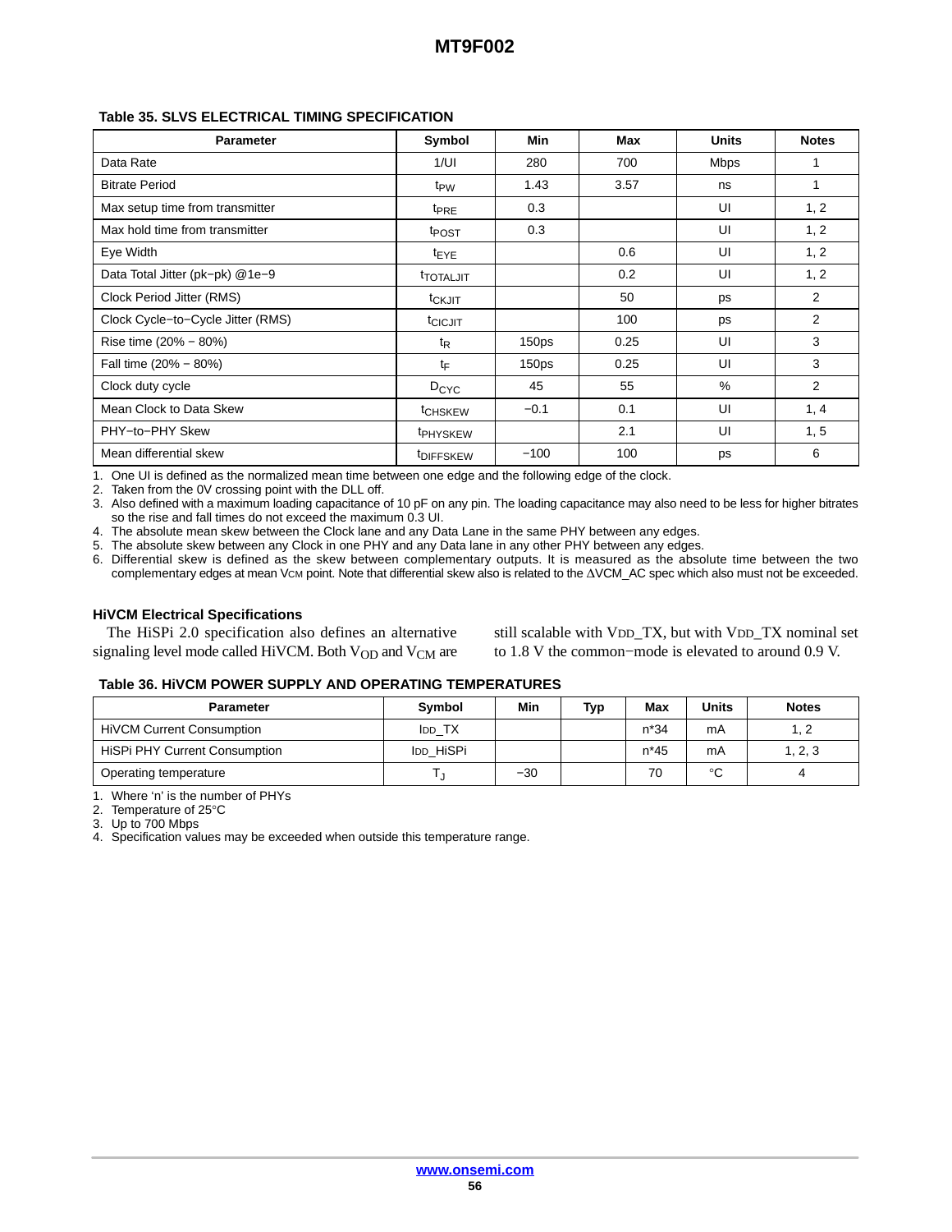**Table 35. SLVS ELECTRICAL TIMING SPECIFICATION**

| Parameter | Symbol | Min | Max | Units | Notes |
|---|---|---|---|---|---|
| Data Rate | 1/UI | 280 | 700 | Mbps | 1 |
| Bitrate Period | $t_{PW}$ | 1.43 | 3.57 | ns | 1 |
| Max setup time from transmitter | $t_{PRE}$ | 0.3 | | UI | 1, 2 |
| Max hold time from transmitter | $t_{POST}$ | 0.3 | | UI | 1, 2 |
| Eye Width | $t_{EYE}$ | | 0.6 | UI | 1, 2 |
| Data Total Jitter (pk−pk) @1e−9 | $t_{TOTALJIT}$ | | 0.2 | UI | 1, 2 |
| Clock Period Jitter (RMS) | $t_{CKJIT}$ | | 50 | ps | 2 |
| Clock Cycle−to−Cycle Jitter (RMS) | $t_{CICJIT}$ | | 100 | ps | 2 |
| Rise time (20% − 80%) | $t_R$ | 150ps | 0.25 | UI | 3 |
| Fall time (20% − 80%) | $t_F$ | 150ps | 0.25 | UI | 3 |
| Clock duty cycle | $D_{CYC}$ | 45 | 55 | % | 2 |
| Mean Clock to Data Skew | $t_{CHSKEW}$ | −0.1 | 0.1 | UI | 1, 4 |
| PHY−to−PHY Skew | $t_{PHYSKEW}$ | | 2.1 | UI | 1, 5 |
| Mean differential skew | $t_{DIFFSKEW}$ | −100 | 100 | ps | 6 |

1. One UI is defined as the normalized mean time between one edge and the following edge of the clock.
2. Taken from the 0V crossing point with the DLL off.
3. Also defined with a maximum loading capacitance of 10 pF on any pin. The loading capacitance may also need to be less for higher bitrates so the rise and fall times do not exceed the maximum 0.3 UI.
4. The absolute mean skew between the Clock lane and any Data Lane in the same PHY between any edges.
5. The absolute skew between any Clock in one PHY and any Data lane in any other PHY between any edges.
6. Differential skew is defined as the skew between complementary outputs. It is measured as the absolute time between the two complementary edges at mean $V_{CM}$ point. Note that differential skew also is related to the ΔVCM_AC spec which also must not be exceeded.

### HiVCM Electrical Specifications

The HiSPi 2.0 specification also defines an alternative signaling level mode called HiVCM. Both $V_{OD}$ and $V_{CM}$ are still scalable with $V_{DD}$_TX, but with $V_{DD}$_TX nominal set to 1.8 V the common−mode is elevated to around 0.9 V.

**Table 36. HiVCM POWER SUPPLY AND OPERATING TEMPERATURES**

| Parameter | Symbol | Min | Typ | Max | Units | Notes |
|---|---|---|---|---|---|---|
| HiVCM Current Consumption | $I_{DD}$_TX | | | n*34 | mA | 1, 2 |
| HiSPi PHY Current Consumption | $I_{DD}$_HiSPi | | | n*45 | mA | 1, 2, 3 |
| Operating temperature | $T_J$ | −30 | | 70 | °C | 4 |

1. Where ‘n’ is the number of PHYs
2. Temperature of 25°C
3. Up to 700 Mbps
4. Specification values may be exceeded when outside this temperature range.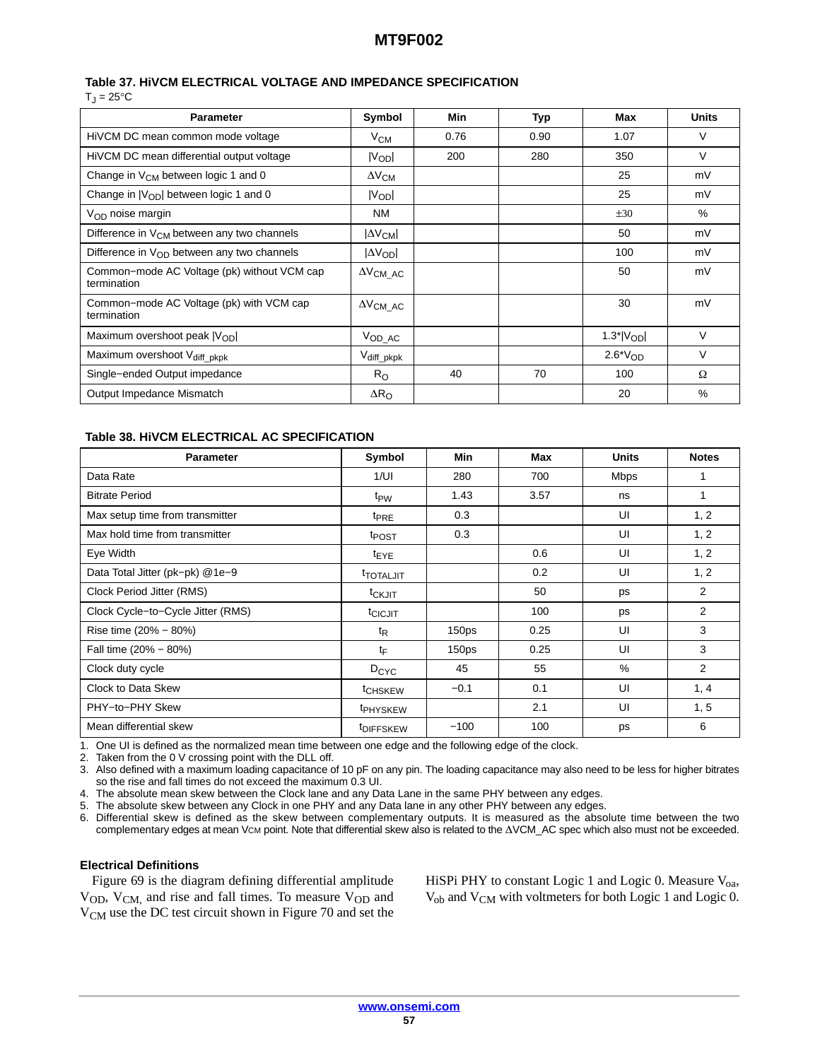**Table 37. HiVCM ELECTRICAL VOLTAGE AND IMPEDANCE SPECIFICATION**

$T_J = 25°C$

| Parameter | Symbol | Min | Typ | Max | Units |
|---|---|---|---|---|---|
| HiVCM DC mean common mode voltage | $V_{CM}$ | 0.76 | 0.90 | 1.07 | V |
| HiVCM DC mean differential output voltage | $\|V_{OD}\|$ | 200 | 280 | 350 | V |
| Change in $V_{CM}$ between logic 1 and 0 | $\Delta V_{CM}$ | | | 25 | mV |
| Change in $\|V_{OD}\|$ between logic 1 and 0 | $\|V_{OD}\|$ | | | 25 | mV |
| $V_{OD}$ noise margin | NM | | | ±30 | % |
| Difference in $V_{CM}$ between any two channels | $\|\Delta V_{CM}\|$ | | | 50 | mV |
| Difference in $V_{OD}$ between any two channels | $\|\Delta V_{OD}\|$ | | | 100 | mV |
| Common−mode AC Voltage (pk) without VCM cap termination | $\Delta V_{CM\_AC}$ | | | 50 | mV |
| Common−mode AC Voltage (pk) with VCM cap termination | $\Delta V_{CM\_AC}$ | | | 30 | mV |
| Maximum overshoot peak $\|V_{OD}\|$ | $V_{OD\_AC}$ | | | $1.3*\|V_{OD}\|$ | V |
| Maximum overshoot $V_{diff\_pkpk}$ | $V_{diff\_pkpk}$ | | | $2.6*V_{OD}$ | V |
| Single−ended Output impedance | $R_O$ | 40 | 70 | 100 | Ω |
| Output Impedance Mismatch | $\Delta R_O$ | | | 20 | % |

**Table 38. HiVCM ELECTRICAL AC SPECIFICATION**

| Parameter | Symbol | Min | Max | Units | Notes |
|---|---|---|---|---|---|
| Data Rate | 1/UI | 280 | 700 | Mbps | 1 |
| Bitrate Period | $t_{PW}$ | 1.43 | 3.57 | ns | 1 |
| Max setup time from transmitter | $t_{PRE}$ | 0.3 | | UI | 1, 2 |
| Max hold time from transmitter | $t_{POST}$ | 0.3 | | UI | 1, 2 |
| Eye Width | $t_{EYE}$ | | 0.6 | UI | 1, 2 |
| Data Total Jitter (pk−pk) @1e−9 | $t_{TOTALJIT}$ | | 0.2 | UI | 1, 2 |
| Clock Period Jitter (RMS) | $t_{CKJIT}$ | | 50 | ps | 2 |
| Clock Cycle−to−Cycle Jitter (RMS) | $t_{CICJIT}$ | | 100 | ps | 2 |
| Rise time (20% − 80%) | $t_R$ | 150ps | 0.25 | UI | 3 |
| Fall time (20% − 80%) | $t_F$ | 150ps | 0.25 | UI | 3 |
| Clock duty cycle | $D_{CYC}$ | 45 | 55 | % | 2 |
| Clock to Data Skew | $t_{CHSKEW}$ | −0.1 | 0.1 | UI | 1, 4 |
| PHY−to−PHY Skew | $t_{PHYSKEW}$ | | 2.1 | UI | 1, 5 |
| Mean differential skew | $t_{DIFFSKEW}$ | −100 | 100 | ps | 6 |

1. One UI is defined as the normalized mean time between one edge and the following edge of the clock.
2. Taken from the 0 V crossing point with the DLL off.
3. Also defined with a maximum loading capacitance of 10 pF on any pin. The loading capacitance may also need to be less for higher bitrates so the rise and fall times do not exceed the maximum 0.3 UI.
4. The absolute mean skew between the Clock lane and any Data Lane in the same PHY between any edges.
5. The absolute skew between any Clock in one PHY and any Data lane in any other PHY between any edges.
6. Differential skew is defined as the skew between complementary outputs. It is measured as the absolute time between the two complementary edges at mean $V_{CM}$ point. Note that differential skew also is related to the ΔVCM_AC spec which also must not be exceeded.

**Electrical Definitions**

Figure 69 is the diagram defining differential amplitude $V_{OD}$, $V_{CM,}$ and rise and fall times. To measure $V_{OD}$ and $V_{CM}$ use the DC test circuit shown in Figure 70 and set the HiSPi PHY to constant Logic 1 and Logic 0. Measure $V_{oa}$, $V_{ob}$ and $V_{CM}$ with voltmeters for both Logic 1 and Logic 0.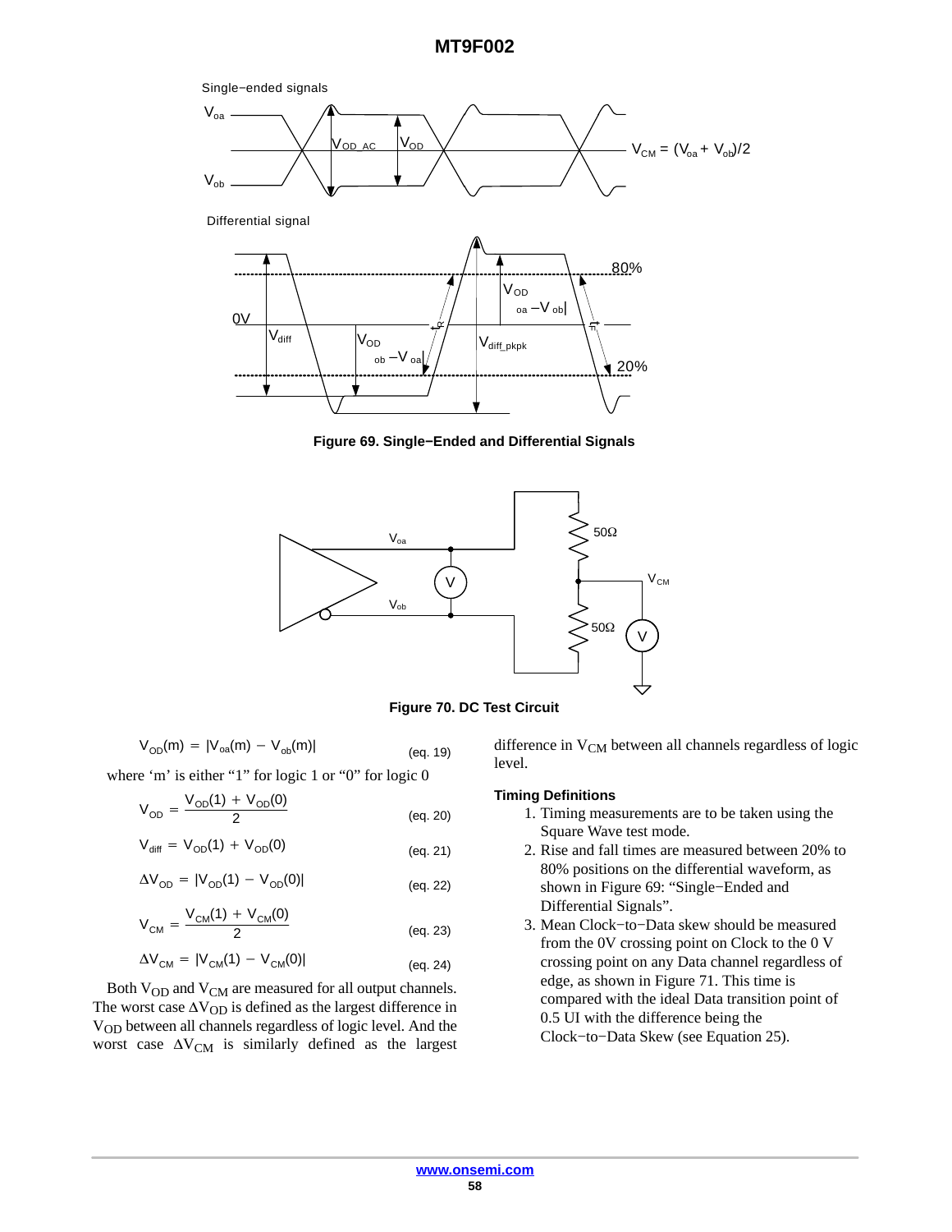**Figure 69. Single−Ended and Differential Signals**

**Figure 70. DC Test Circuit**

$$V_{OD}(m) = |V_{oa}(m) - V_{ob}(m)| \quad \text{(eq. 19)}$$

where 'm' is either "1" for logic 1 or "0" for logic 0

$$V_{OD} = \frac{V_{OD}(1) + V_{OD}(0)}{2} \quad \text{(eq. 20)}$$

$$V_{diff} = V_{OD}(1) + V_{OD}(0) \quad \text{(eq. 21)}$$

$$\Delta V_{OD} = |V_{OD}(1) - V_{OD}(0)| \quad \text{(eq. 22)}$$

$$V_{CM} = \frac{V_{CM}(1) + V_{CM}(0)}{2} \quad \text{(eq. 23)}$$

$$\Delta V_{CM} = |V_{CM}(1) - V_{CM}(0)| \quad \text{(eq. 24)}$$

Both $V_{OD}$ and $V_{CM}$ are measured for all output channels. The worst case $\Delta V_{OD}$ is defined as the largest difference in $V_{OD}$ between all channels regardless of logic level. And the worst case $\Delta V_{CM}$ is similarly defined as the largest difference in $V_{CM}$ between all channels regardless of logic level.

**Timing Definitions**

1. Timing measurements are to be taken using the Square Wave test mode.
2. Rise and fall times are measured between 20% to 80% positions on the differential waveform, as shown in Figure 69: "Single−Ended and Differential Signals".
3. Mean Clock−to−Data skew should be measured from the 0V crossing point on Clock to the 0 V crossing point on any Data channel regardless of edge, as shown in Figure 71. This time is compared with the ideal Data transition point of 0.5 UI with the difference being the Clock−to−Data Skew (see Equation 25).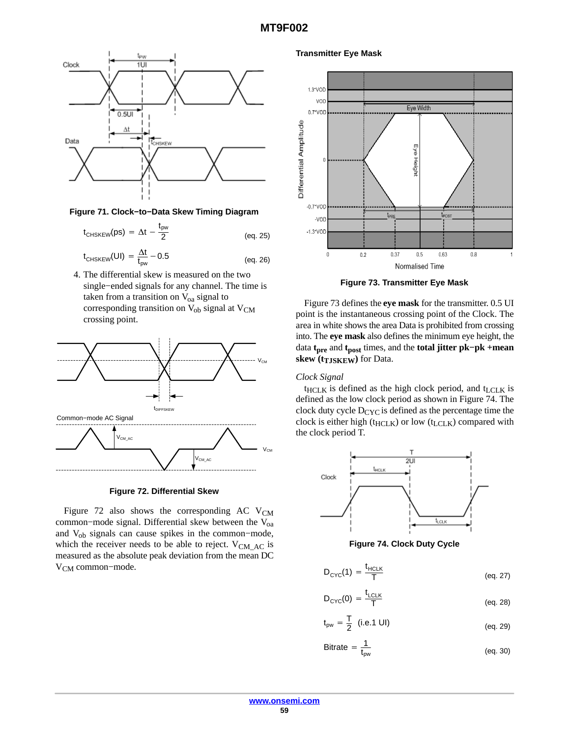**Figure 71. Clock−to−Data Skew Timing Diagram**

$$t_{CHSKEW}(ps) = \Delta t - \frac{t_{pw}}{2} \qquad \text{(eq. 25)}$$

$$t_{CHSKEW}(UI) = \frac{\Delta t}{t_{pw}} - 0.5 \qquad \text{(eq. 26)}$$

4. The differential skew is measured on the two single−ended signals for any channel. The time is taken from a transition on $V_{oa}$ signal to corresponding transition on $V_{ob}$ signal at $V_{CM}$ crossing point.

**Figure 72. Differential Skew**

Figure 72 also shows the corresponding AC $V_{CM}$ common−mode signal. Differential skew between the $V_{oa}$ and $V_{ob}$ signals can cause spikes in the common−mode, which the receiver needs to be able to reject. $V_{CM\_AC}$ is measured as the absolute peak deviation from the mean DC $V_{CM}$ common−mode.

**Transmitter Eye Mask**

**Figure 73. Transmitter Eye Mask**

Figure 73 defines the **eye mask** for the transmitter. 0.5 UI point is the instantaneous crossing point of the Clock. The area in white shows the area Data is prohibited from crossing into. The **eye mask** also defines the minimum eye height, the data $\mathbf{t_{pre}}$ and $\mathbf{t_{post}}$ times, and the **total jitter pk−pk +mean skew ($\mathbf{t_{TJSKEW}}$)** for Data.

*Clock Signal*

$t_{HCLK}$ is defined as the high clock period, and $t_{LCLK}$ is defined as the low clock period as shown in Figure 74. The clock duty cycle $D_{CYC}$ is defined as the percentage time the clock is either high ($t_{HCLK}$) or low ($t_{LCLK}$) compared with the clock period T.

**Figure 74. Clock Duty Cycle**

$$D_{CYC}(1) = \frac{t_{HCLK}}{T} \qquad \text{(eq. 27)}$$

$$D_{CYC}(0) = \frac{t_{LCLK}}{T} \qquad \text{(eq. 28)}$$

$$t_{pw} = \frac{T}{2} \text{ (i.e.1 UI)} \qquad \text{(eq. 29)}$$

$$\text{Bitrate} = \frac{1}{t_{pw}} \qquad \text{(eq. 30)}$$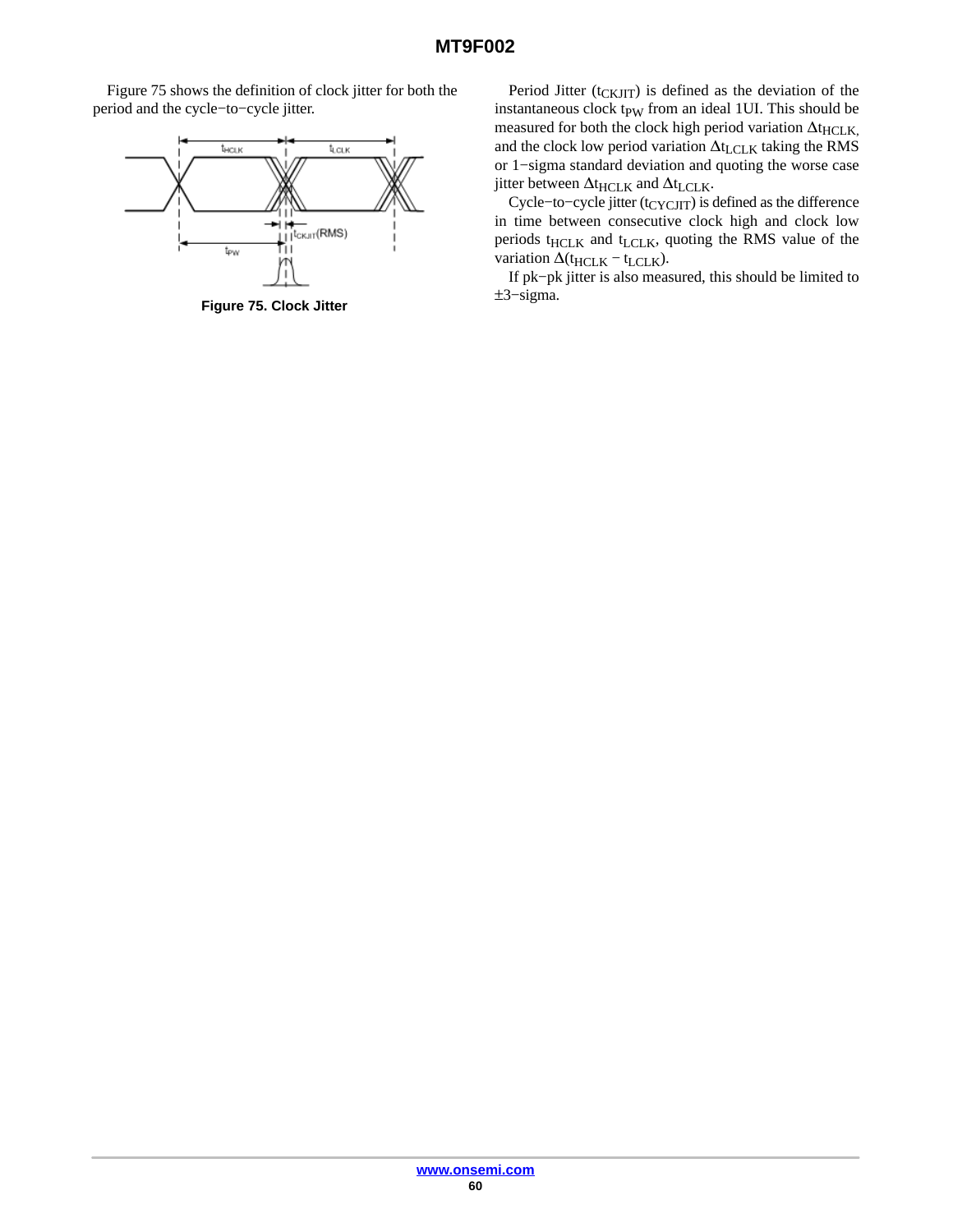Figure 75 shows the definition of clock jitter for both the period and the cycle−to−cycle jitter.

Figure 75. Clock Jitter

Period Jitter ($t_{CKJIT}$) is defined as the deviation of the instantaneous clock $t_{PW}$ from an ideal 1UI. This should be measured for both the clock high period variation $\Delta t_{HCLK}$, and the clock low period variation $\Delta t_{LCLK}$ taking the RMS or 1−sigma standard deviation and quoting the worse case jitter between $\Delta t_{HCLK}$ and $\Delta t_{LCLK}$.

Cycle−to−cycle jitter ($t_{CYCJIT}$) is defined as the difference in time between consecutive clock high and clock low periods $t_{HCLK}$ and $t_{LCLK}$, quoting the RMS value of the variation $\Delta(t_{HCLK} - t_{LCLK})$.

If pk−pk jitter is also measured, this should be limited to ±3−sigma.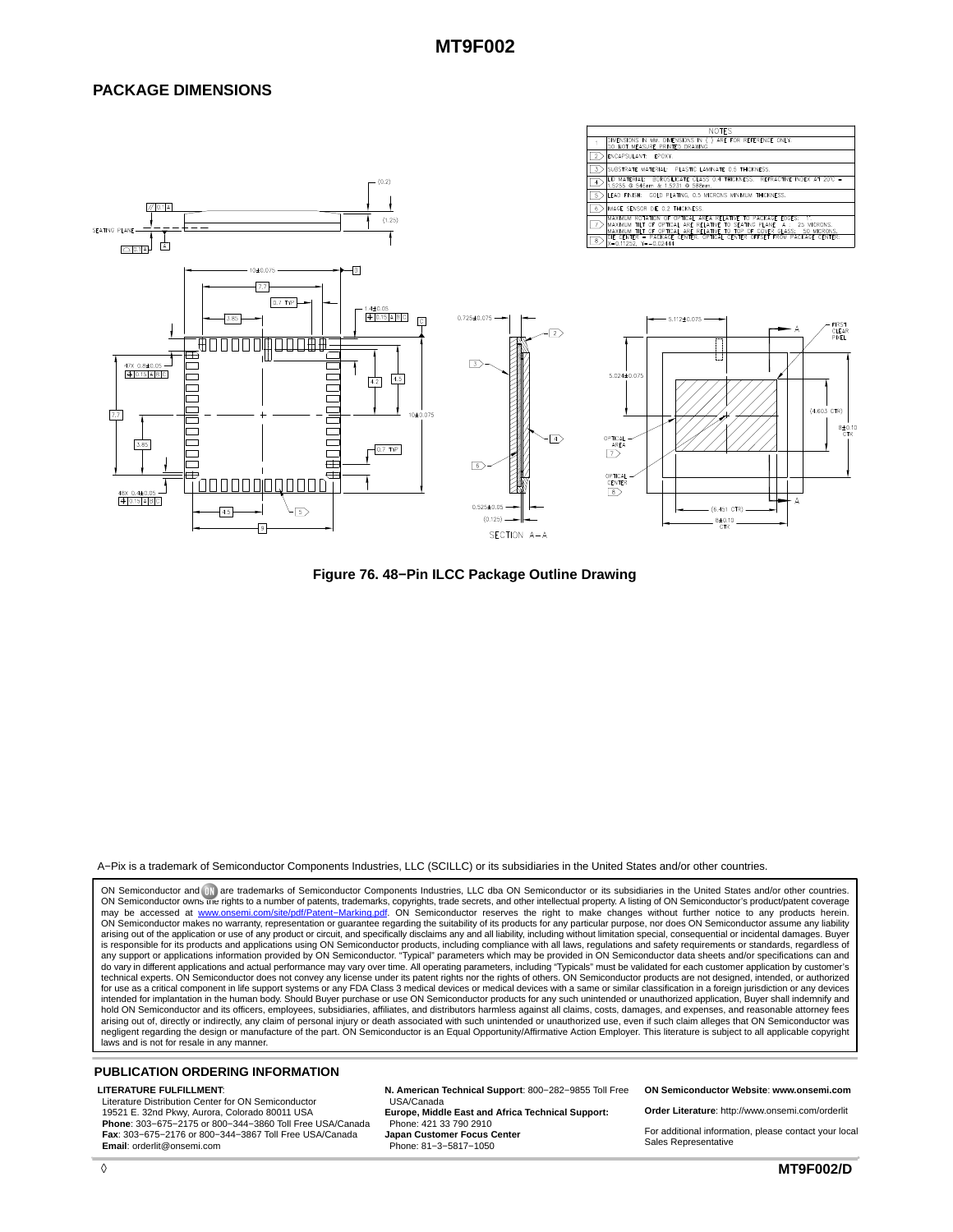## PACKAGE DIMENSIONS

| | NOTES |
|---|---|
| 1 | DIMENSIONS IN MM. DIMENSIONS IN ( ) ARE FOR REFERENCE ONLY. DO NOT MEASURE PRINTED DRAWING. |
| 2 | ENCAPSULANT: EPOXY |
| 3 | SUBSTRATE MATERIAL: PLASTIC LAMINATE 0.5 THICKNESS. |
| 4 | LID MATERIAL: BOROSILICATE CLASS 0.4 THICKNESS. REFRACTIVE INDEX AT 20°C = 1.5255 @ 546nm & 1.5231 @ 588nm. |
| 5 | LEAD FINISH: GOLD PLATING, 0.5 MICRONS MINIMUM THICKNESS. |
| 6 | IMAGE SENSOR DIE 0.2 THICKNESS. |
| 7 | MAXIMUM ROTATION OF OPTICAL AREA RELATIVE TO PACKAGE EDGES: 1°. MAXIMUM TILT OF OPTICAL ARE RELATIVE TO SEATING PLANE A: 25 MICRONS. MAXIMUM TILT OF OPTICAL ARE RELATIVE TO TOP OF COVER GLASS: 50 MICRONS. |
| 8 | DIE CENTER = PACKAGE CENTER. OPTICAL CENTER OFFSET FROM PACKAGE CENTER. X=0.11252, Y=−0.02444 |

Figure 76. 48−Pin ILCC Package Outline Drawing

A−Pix is a trademark of Semiconductor Components Industries, LLC (SCILLC) or its subsidiaries in the United States and/or other countries.

ON Semiconductor and the ON logo are trademarks of Semiconductor Components Industries, LLC dba ON Semiconductor or its subsidiaries in the United States and/or other countries. ON Semiconductor owns the rights to a number of patents, trademarks, copyrights, trade secrets, and other intellectual property. A listing of ON Semiconductor's product/patent coverage may be accessed at www.onsemi.com/site/pdf/Patent−Marking.pdf. ON Semiconductor reserves the right to make changes without further notice to any products herein. ON Semiconductor makes no warranty, representation or guarantee regarding the suitability of its products for any particular purpose, nor does ON Semiconductor assume any liability arising out of the application or use of any product or circuit, and specifically disclaims any and all liability, including without limitation special, consequential or incidental damages. Buyer is responsible for its products and applications using ON Semiconductor products, including compliance with all laws, regulations and safety requirements or standards, regardless of any support or applications information provided by ON Semiconductor. "Typical" parameters which may be provided in ON Semiconductor data sheets and/or specifications can and do vary in different applications and actual performance may vary over time. All operating parameters, including "Typicals" must be validated for each customer application by customer's technical experts. ON Semiconductor does not convey any license under its patent rights nor the rights of others. ON Semiconductor products are not designed, intended, or authorized for use as a critical component in life support systems or any FDA Class 3 medical devices or medical devices with a same or similar classification in a foreign jurisdiction or any devices intended for implantation in the human body. Should Buyer purchase or use ON Semiconductor products for any such unintended or unauthorized application, Buyer shall indemnify and hold ON Semiconductor and its officers, employees, subsidiaries, affiliates, and distributors harmless against all claims, costs, damages, and expenses, and reasonable attorney fees arising out of, directly or indirectly, any claim of personal injury or death associated with such unintended or unauthorized use, even if such claim alleges that ON Semiconductor was negligent regarding the design or manufacture of the part. ON Semiconductor is an Equal Opportunity/Affirmative Action Employer. This literature is subject to all applicable copyright laws and is not for resale in any manner.

### PUBLICATION ORDERING INFORMATION

**LITERATURE FULFILLMENT**:
Literature Distribution Center for ON Semiconductor
19521 E. 32nd Pkwy, Aurora, Colorado 80011 USA
**Phone**: 303−675−2175 or 800−344−3860 Toll Free USA/Canada
**Fax**: 303−675−2176 or 800−344−3867 Toll Free USA/Canada
**Email**: orderlit@onsemi.com

**N. American Technical Support**: 800−282−9855 Toll Free USA/Canada
**Europe, Middle East and Africa Technical Support:**
Phone: 421 33 790 2910
**Japan Customer Focus Center**
Phone: 81−3−5817−1050

**ON Semiconductor Website**: **www.onsemi.com**

**Order Literature**: http://www.onsemi.com/orderlit

For additional information, please contact your local Sales Representative

**MT9F002/D**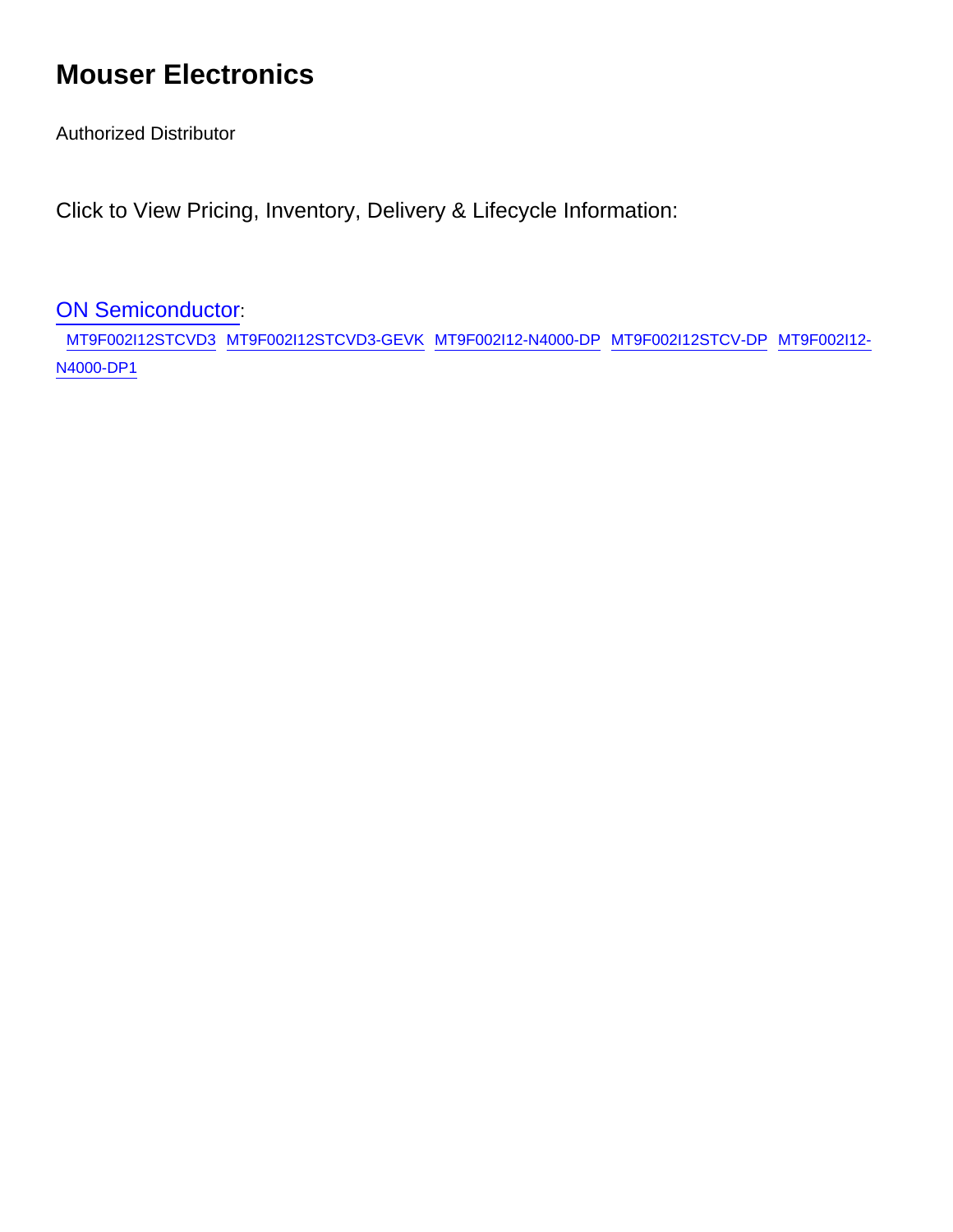# Mouser Electronics

Authorized Distributor

Click to View Pricing, Inventory, Delivery & Lifecycle Information:

ON Semiconductor:

MT9F002I12STCVD3 MT9F002I12STCVD3-GEVK MT9F002I12-N4000-DP MT9F002I12STCV-DP MT9F002I12-N4000-DP1